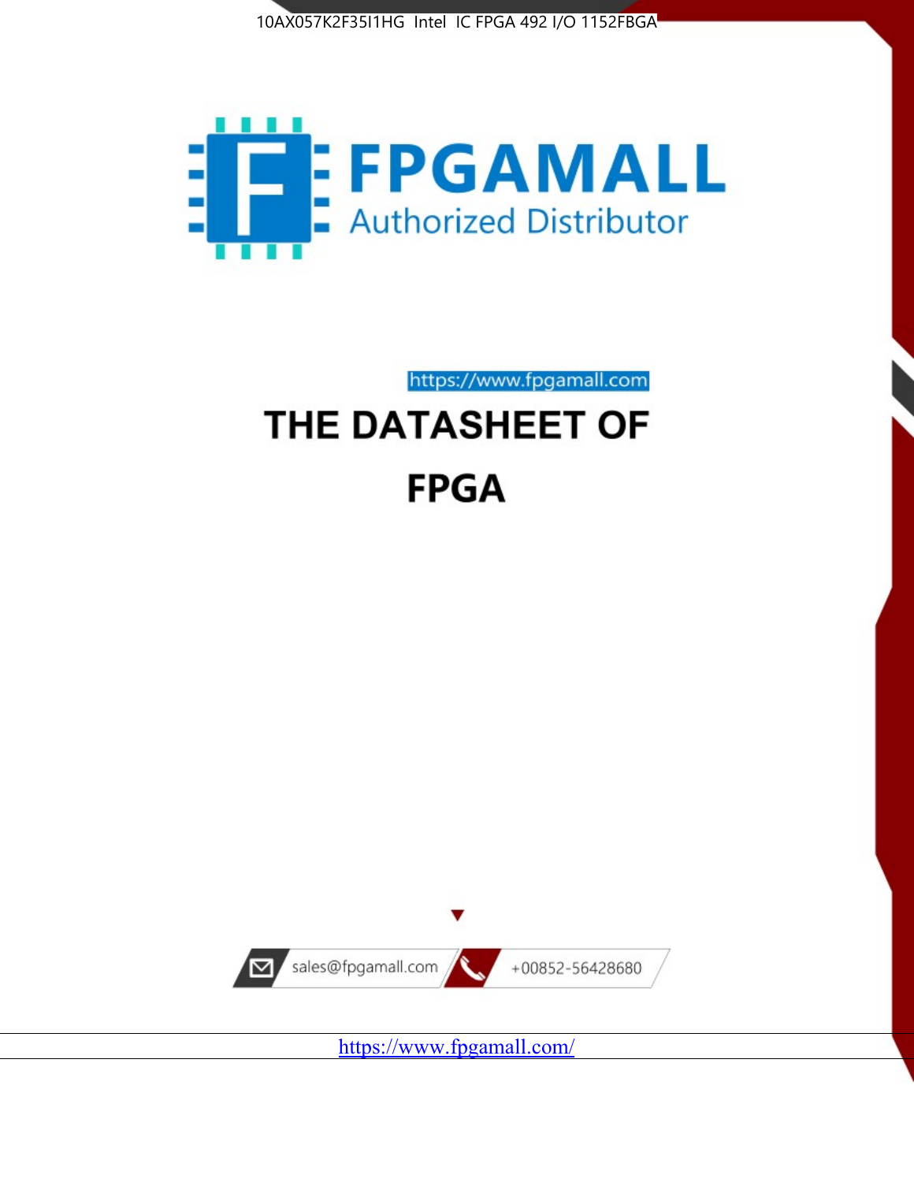10AX057K2F35I1HG Intel IC FPGA 492 I/O 1152FBGA

FPGAMALL

Authorized Distributor

https://www.fpgamall.com

# THE DATASHEET OF

# FPGA

sales@fpgamall.com

+00852-56428680

https://www.fpgamall.com/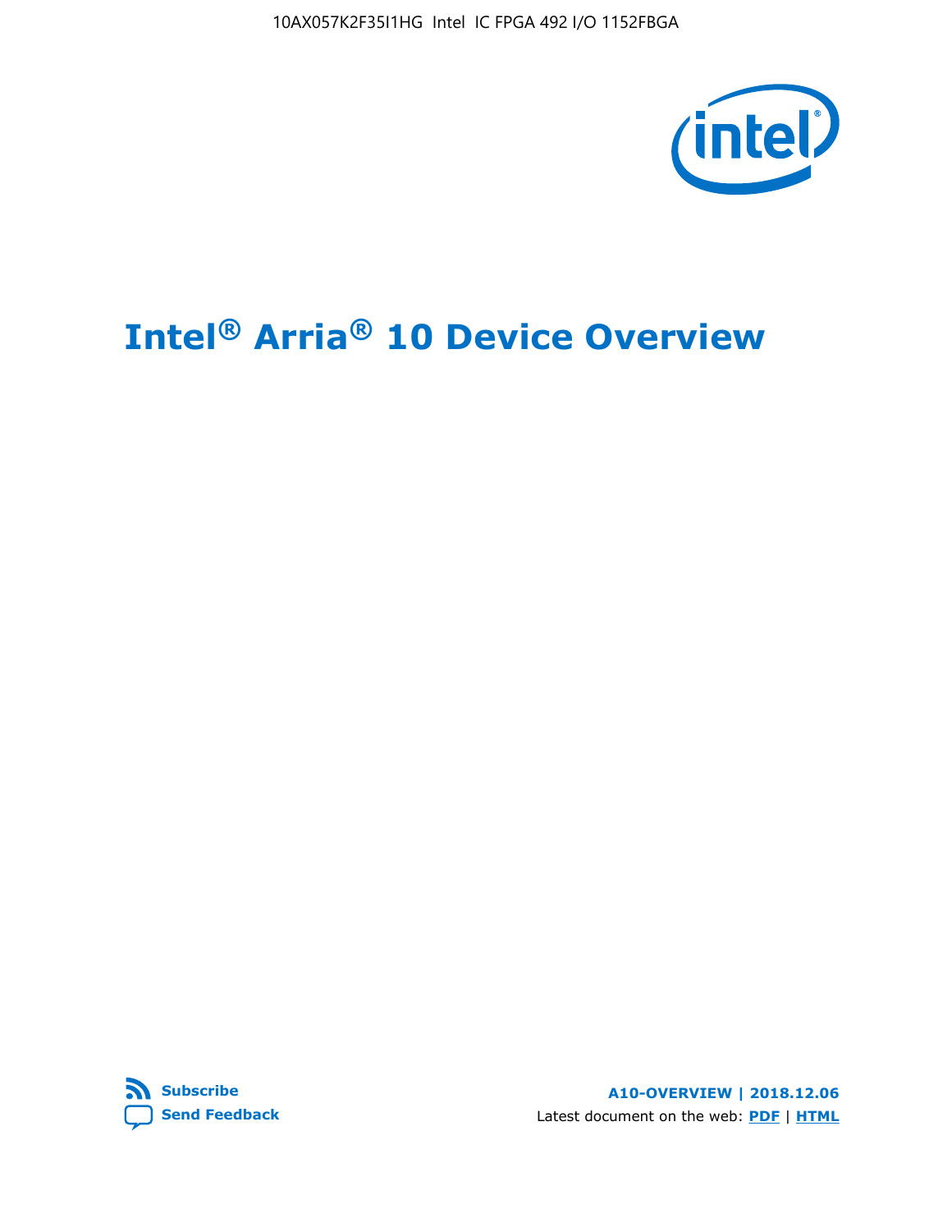# Intel® Arria® 10 Device Overview

**A10-OVERVIEW | 2018.12.06**

Latest document on the web: **PDF** | **HTML**

**Subscribe**

**Send Feedback**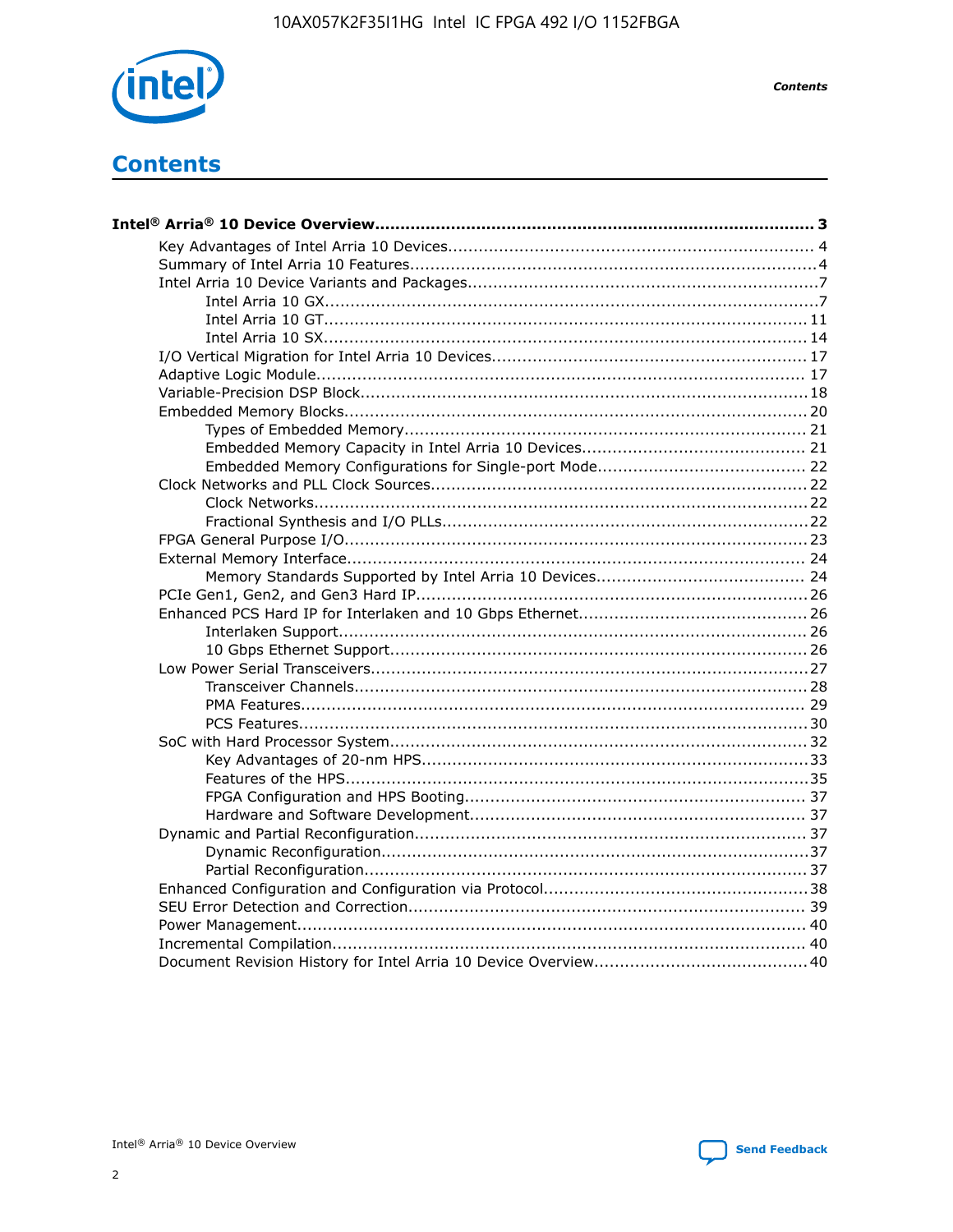# Contents

**Intel® Arria® 10 Device Overview...................................................................................... 3**

- Key Advantages of Intel Arria 10 Devices....................................................................... 4
- Summary of Intel Arria 10 Features................................................................................4
- Intel Arria 10 Device Variants and Packages....................................................................7
    - Intel Arria 10 GX................................................................................................7
    - Intel Arria 10 GT.............................................................................................. 11
    - Intel Arria 10 SX.............................................................................................. 14
- I/O Vertical Migration for Intel Arria 10 Devices.............................................................. 17
- Adaptive Logic Module................................................................................................ 17
- Variable-Precision DSP Block.......................................................................................18
- Embedded Memory Blocks........................................................................................... 20
    - Types of Embedded Memory.............................................................................. 21
    - Embedded Memory Capacity in Intel Arria 10 Devices............................................ 21
    - Embedded Memory Configurations for Single-port Mode......................................... 22
- Clock Networks and PLL Clock Sources.........................................................................22
    - Clock Networks.................................................................................................22
    - Fractional Synthesis and I/O PLLs.......................................................................22
- FPGA General Purpose I/O...........................................................................................23
- External Memory Interface.......................................................................................... 24
    - Memory Standards Supported by Intel Arria 10 Devices......................................... 24
- PCIe Gen1, Gen2, and Gen3 Hard IP.............................................................................26
- Enhanced PCS Hard IP for Interlaken and 10 Gbps Ethernet.............................................26
    - Interlaken Support............................................................................................ 26
    - 10 Gbps Ethernet Support.................................................................................. 26
- Low Power Serial Transceivers.....................................................................................27
    - Transceiver Channels........................................................................................28
    - PMA Features................................................................................................... 29
    - PCS Features....................................................................................................30
- SoC with Hard Processor System..................................................................................32
    - Key Advantages of 20-nm HPS............................................................................33
    - Features of the HPS..........................................................................................35
    - FPGA Configuration and HPS Booting................................................................... 37
    - Hardware and Software Development.................................................................. 37
- Dynamic and Partial Reconfiguration............................................................................. 37
    - Dynamic Reconfiguration...................................................................................37
    - Partial Reconfiguration......................................................................................37
- Enhanced Configuration and Configuration via Protocol...................................................38
- SEU Error Detection and Correction.............................................................................. 39
- Power Management................................................................................................... 40
- Incremental Compilation............................................................................................. 40
- Document Revision History for Intel Arria 10 Device Overview.......................................... 40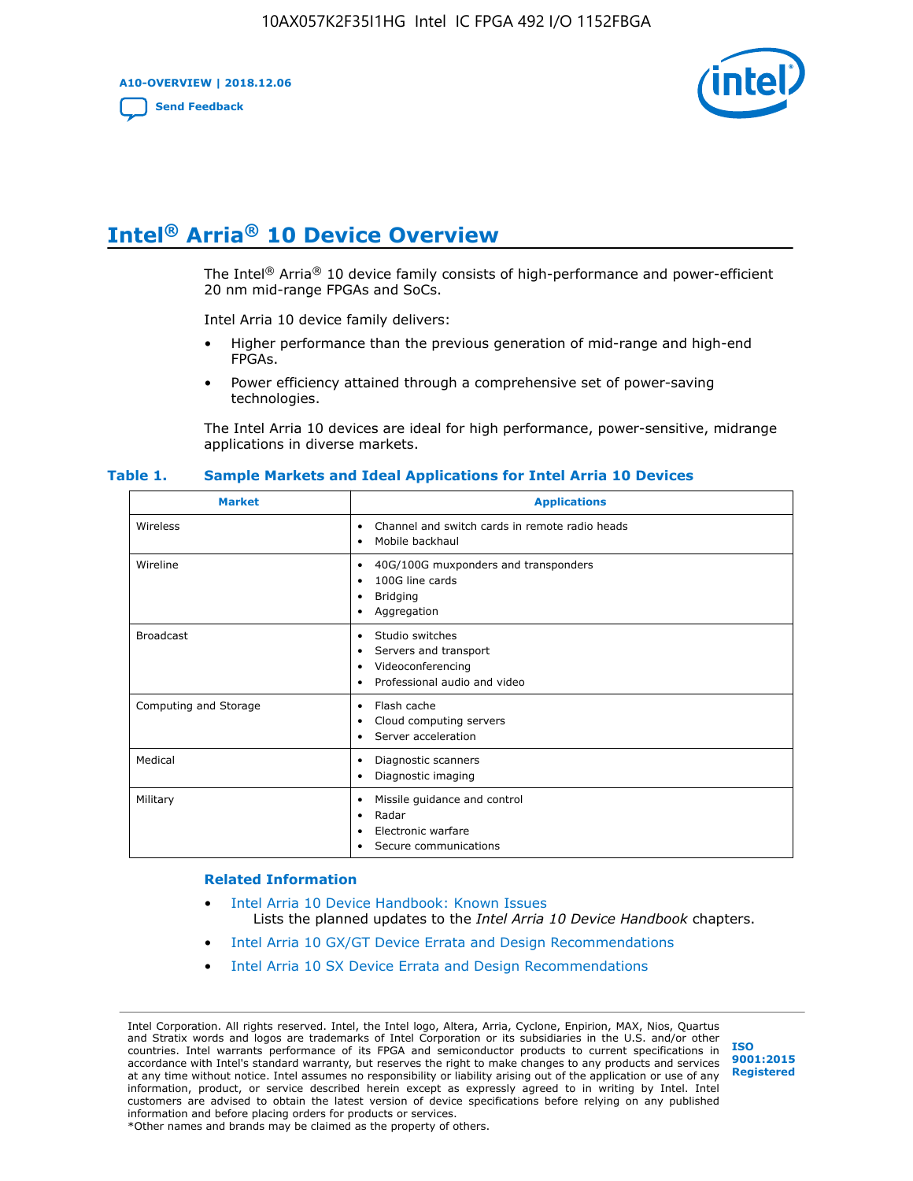# Intel® Arria® 10 Device Overview

The Intel® Arria® 10 device family consists of high-performance and power-efficient 20 nm mid-range FPGAs and SoCs.

Intel Arria 10 device family delivers:

- Higher performance than the previous generation of mid-range and high-end FPGAs.
- Power efficiency attained through a comprehensive set of power-saving technologies.

The Intel Arria 10 devices are ideal for high performance, power-sensitive, midrange applications in diverse markets.

**Table 1. Sample Markets and Ideal Applications for Intel Arria 10 Devices**

| Market | Applications |
| --- | --- |
| Wireless | • Channel and switch cards in remote radio heads<br>• Mobile backhaul |
| Wireline | • 40G/100G muxponders and transponders<br>• 100G line cards<br>• Bridging<br>• Aggregation |
| Broadcast | • Studio switches<br>• Servers and transport<br>• Videoconferencing<br>• Professional audio and video |
| Computing and Storage | • Flash cache<br>• Cloud computing servers<br>• Server acceleration |
| Medical | • Diagnostic scanners<br>• Diagnostic imaging |
| Military | • Missile guidance and control<br>• Radar<br>• Electronic warfare<br>• Secure communications |

### Related Information

- Intel Arria 10 Device Handbook: Known Issues
  Lists the planned updates to the *Intel Arria 10 Device Handbook* chapters.
- Intel Arria 10 GX/GT Device Errata and Design Recommendations
- Intel Arria 10 SX Device Errata and Design Recommendations

Intel Corporation. All rights reserved. Intel, the Intel logo, Altera, Arria, Cyclone, Enpirion, MAX, Nios, Quartus and Stratix words and logos are trademarks of Intel Corporation or its subsidiaries in the U.S. and/or other countries. Intel warrants performance of its FPGA and semiconductor products to current specifications in accordance with Intel's standard warranty, but reserves the right to make changes to any products and services at any time without notice. Intel assumes no responsibility or liability arising out of the application or use of any information, product, or service described herein except as expressly agreed to in writing by Intel. Intel customers are advised to obtain the latest version of device specifications before relying on any published information and before placing orders for products or services.
*Other names and brands may be claimed as the property of others.

ISO 9001:2015 Registered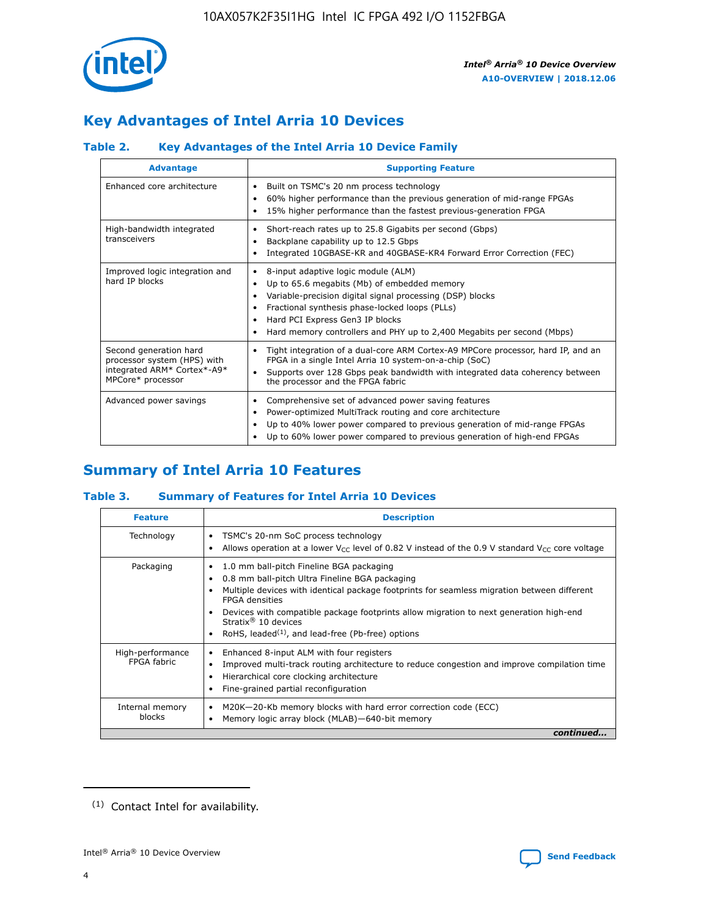# Key Advantages of Intel Arria 10 Devices

### Table 2. Key Advantages of the Intel Arria 10 Device Family

| Advantage | Supporting Feature |
| --- | --- |
| Enhanced core architecture | • Built on TSMC's 20 nm process technology<br>• 60% higher performance than the previous generation of mid-range FPGAs<br>• 15% higher performance than the fastest previous-generation FPGA |
| High-bandwidth integrated transceivers | • Short-reach rates up to 25.8 Gigabits per second (Gbps)<br>• Backplane capability up to 12.5 Gbps<br>• Integrated 10GBASE-KR and 40GBASE-KR4 Forward Error Correction (FEC) |
| Improved logic integration and hard IP blocks | • 8-input adaptive logic module (ALM)<br>• Up to 65.6 megabits (Mb) of embedded memory<br>• Variable-precision digital signal processing (DSP) blocks<br>• Fractional synthesis phase-locked loops (PLLs)<br>• Hard PCI Express Gen3 IP blocks<br>• Hard memory controllers and PHY up to 2,400 Megabits per second (Mbps) |
| Second generation hard processor system (HPS) with integrated ARM* Cortex*-A9* MPCore* processor | • Tight integration of a dual-core ARM Cortex-A9 MPCore processor, hard IP, and an FPGA in a single Intel Arria 10 system-on-a-chip (SoC)<br>• Supports over 128 Gbps peak bandwidth with integrated data coherency between the processor and the FPGA fabric |
| Advanced power savings | • Comprehensive set of advanced power saving features<br>• Power-optimized MultiTrack routing and core architecture<br>• Up to 40% lower power compared to previous generation of mid-range FPGAs<br>• Up to 60% lower power compared to previous generation of high-end FPGAs |

# Summary of Intel Arria 10 Features

### Table 3. Summary of Features for Intel Arria 10 Devices

| Feature | Description |
| --- | --- |
| Technology | • TSMC's 20-nm SoC process technology<br>• Allows operation at a lower $V_{CC}$ level of 0.82 V instead of the 0.9 V standard $V_{CC}$ core voltage |
| Packaging | • 1.0 mm ball-pitch Fineline BGA packaging<br>• 0.8 mm ball-pitch Ultra Fineline BGA packaging<br>• Multiple devices with identical package footprints for seamless migration between different FPGA densities<br>• Devices with compatible package footprints allow migration to next generation high-end Stratix® 10 devices<br>• RoHS, leaded[(1)], and lead-free (Pb-free) options |
| High-performance FPGA fabric | • Enhanced 8-input ALM with four registers<br>• Improved multi-track routing architecture to reduce congestion and improve compilation time<br>• Hierarchical core clocking architecture<br>• Fine-grained partial reconfiguration |
| Internal memory blocks | • M20K—20-Kb memory blocks with hard error correction code (ECC)<br>• Memory logic array block (MLAB)—640-bit memory |

*continued...*

(1) Contact Intel for availability.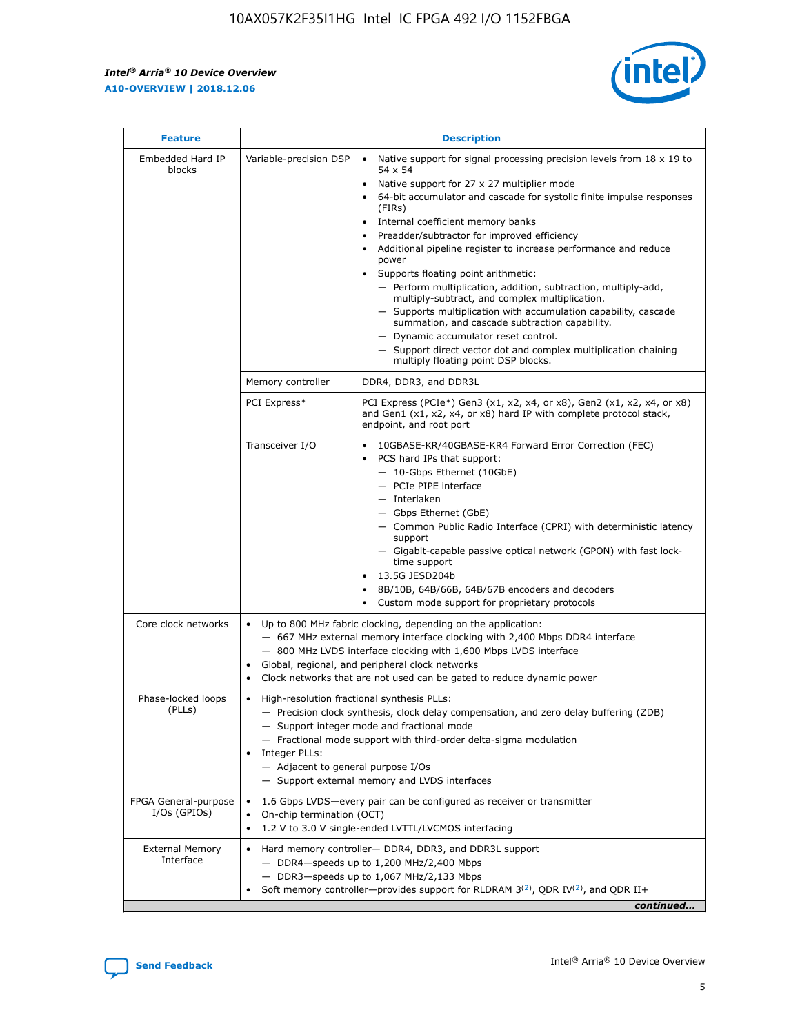| Feature | Description | |
|---|---|---|
| Embedded Hard IP blocks | Variable-precision DSP | • Native support for signal processing precision levels from 18 x 19 to 54 x 54<br>• Native support for 27 x 27 multiplier mode<br>• 64-bit accumulator and cascade for systolic finite impulse responses (FIRs)<br>• Internal coefficient memory banks<br>• Preadder/subtractor for improved efficiency<br>• Additional pipeline register to increase performance and reduce power<br>• Supports floating point arithmetic:<br>— Perform multiplication, addition, subtraction, multiply-add, multiply-subtract, and complex multiplication.<br>— Supports multiplication with accumulation capability, cascade summation, and cascade subtraction capability.<br>— Dynamic accumulator reset control.<br>— Support direct vector dot and complex multiplication chaining multiply floating point DSP blocks. |
| | Memory controller | DDR4, DDR3, and DDR3L |
| | PCI Express* | PCI Express (PCIe*) Gen3 (x1, x2, x4, or x8), Gen2 (x1, x2, x4, or x8) and Gen1 (x1, x2, x4, or x8) hard IP with complete protocol stack, endpoint, and root port |
| | Transceiver I/O | • 10GBASE-KR/40GBASE-KR4 Forward Error Correction (FEC)<br>• PCS hard IPs that support:<br>— 10-Gbps Ethernet (10GbE)<br>— PCIe PIPE interface<br>— Interlaken<br>— Gbps Ethernet (GbE)<br>— Common Public Radio Interface (CPRI) with deterministic latency support<br>— Gigabit-capable passive optical network (GPON) with fast lock-time support<br>• 13.5G JESD204b<br>• 8B/10B, 64B/66B, 64B/67B encoders and decoders<br>• Custom mode support for proprietary protocols |
| Core clock networks | • Up to 800 MHz fabric clocking, depending on the application:<br>— 667 MHz external memory interface clocking with 2,400 Mbps DDR4 interface<br>— 800 MHz LVDS interface clocking with 1,600 Mbps LVDS interface<br>• Global, regional, and peripheral clock networks<br>• Clock networks that are not used can be gated to reduce dynamic power | |
| Phase-locked loops (PLLs) | • High-resolution fractional synthesis PLLs:<br>— Precision clock synthesis, clock delay compensation, and zero delay buffering (ZDB)<br>— Support integer mode and fractional mode<br>— Fractional mode support with third-order delta-sigma modulation<br>• Integer PLLs:<br>— Adjacent to general purpose I/Os<br>— Support external memory and LVDS interfaces | |
| FPGA General-purpose I/Os (GPIOs) | • 1.6 Gbps LVDS—every pair can be configured as receiver or transmitter<br>• On-chip termination (OCT)<br>• 1.2 V to 3.0 V single-ended LVTTL/LVCMOS interfacing | |
| External Memory Interface | • Hard memory controller— DDR4, DDR3, and DDR3L support<br>— DDR4—speeds up to 1,200 MHz/2,400 Mbps<br>— DDR3—speeds up to 1,067 MHz/2,133 Mbps<br>• Soft memory controller—provides support for RLDRAM 3[(2)], QDR IV[(2)], and QDR II+ | |

*continued...*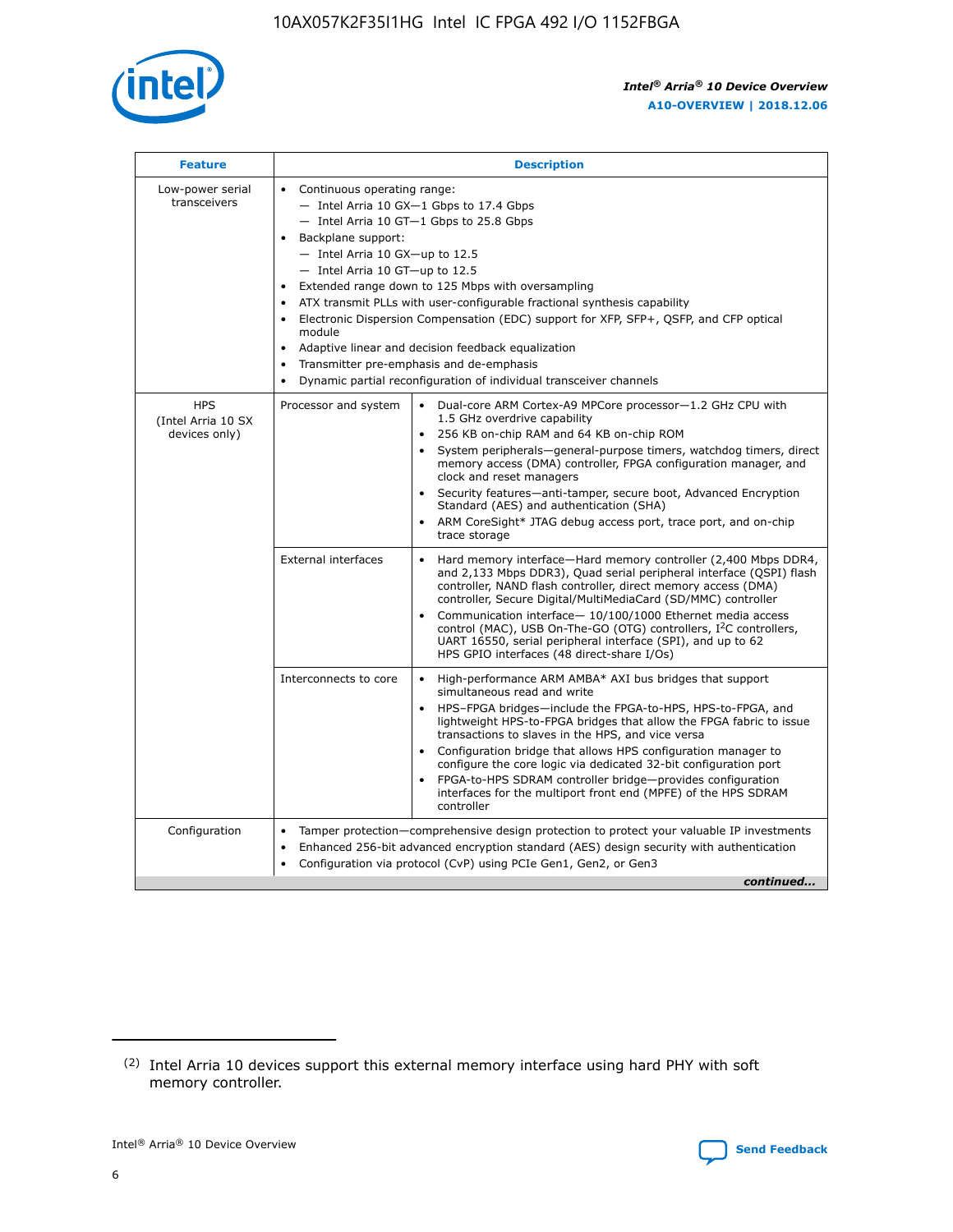| Feature | Description | |
|---|---|---|
| Low-power serial transceivers | • Continuous operating range:<br>— Intel Arria 10 GX—1 Gbps to 17.4 Gbps<br>— Intel Arria 10 GT—1 Gbps to 25.8 Gbps<br>• Backplane support:<br>— Intel Arria 10 GX—up to 12.5<br>— Intel Arria 10 GT—up to 12.5<br>• Extended range down to 125 Mbps with oversampling<br>• ATX transmit PLLs with user-configurable fractional synthesis capability<br>• Electronic Dispersion Compensation (EDC) support for XFP, SFP+, QSFP, and CFP optical module<br>• Adaptive linear and decision feedback equalization<br>• Transmitter pre-emphasis and de-emphasis<br>• Dynamic partial reconfiguration of individual transceiver channels | |
| HPS (Intel Arria 10 SX devices only) | Processor and system | • Dual-core ARM Cortex-A9 MPCore processor—1.2 GHz CPU with 1.5 GHz overdrive capability<br>• 256 KB on-chip RAM and 64 KB on-chip ROM<br>• System peripherals—general-purpose timers, watchdog timers, direct memory access (DMA) controller, FPGA configuration manager, and clock and reset managers<br>• Security features—anti-tamper, secure boot, Advanced Encryption Standard (AES) and authentication (SHA)<br>• ARM CoreSight* JTAG debug access port, trace port, and on-chip trace storage |
| | External interfaces | • Hard memory interface—Hard memory controller (2,400 Mbps DDR4, and 2,133 Mbps DDR3), Quad serial peripheral interface (QSPI) flash controller, NAND flash controller, direct memory access (DMA) controller, Secure Digital/MultiMediaCard (SD/MMC) controller<br>• Communication interface— 10/100/1000 Ethernet media access control (MAC), USB On-The-GO (OTG) controllers, I²C controllers, UART 16550, serial peripheral interface (SPI), and up to 62 HPS GPIO interfaces (48 direct-share I/Os) |
| | Interconnects to core | • High-performance ARM AMBA* AXI bus bridges that support simultaneous read and write<br>• HPS–FPGA bridges—include the FPGA-to-HPS, HPS-to-FPGA, and lightweight HPS-to-FPGA bridges that allow the FPGA fabric to issue transactions to slaves in the HPS, and vice versa<br>• Configuration bridge that allows HPS configuration manager to configure the core logic via dedicated 32-bit configuration port<br>• FPGA-to-HPS SDRAM controller bridge—provides configuration interfaces for the multiport front end (MPFE) of the HPS SDRAM controller |
| Configuration | • Tamper protection—comprehensive design protection to protect your valuable IP investments<br>• Enhanced 256-bit advanced encryption standard (AES) design security with authentication<br>• Configuration via protocol (CvP) using PCIe Gen1, Gen2, or Gen3 | |

*continued...*

(2) Intel Arria 10 devices support this external memory interface using hard PHY with soft memory controller.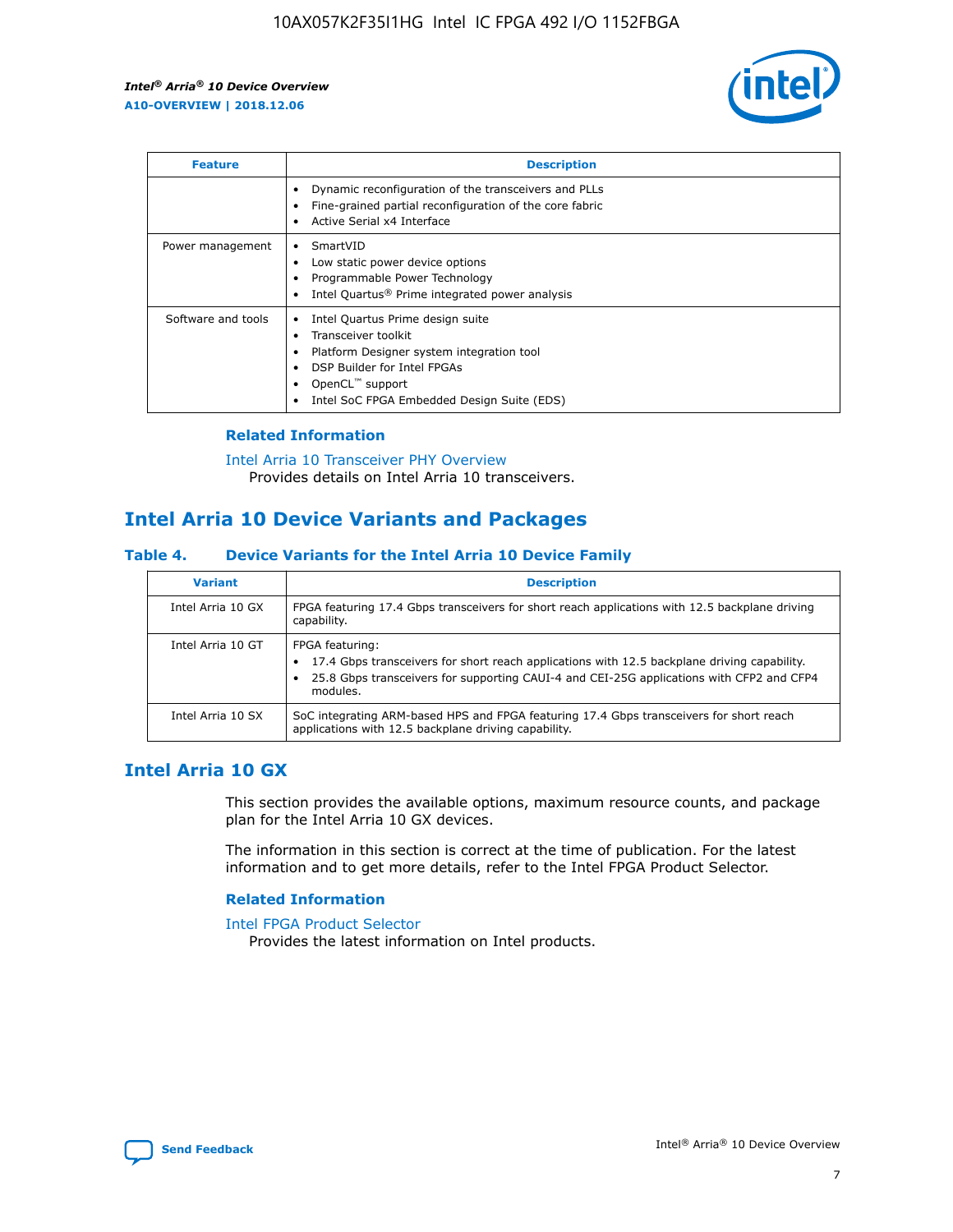| Feature | Description |
| --- | --- |
| | • Dynamic reconfiguration of the transceivers and PLLs<br>• Fine-grained partial reconfiguration of the core fabric<br>• Active Serial x4 Interface |
| Power management | • SmartVID<br>• Low static power device options<br>• Programmable Power Technology<br>• Intel Quartus® Prime integrated power analysis |
| Software and tools | • Intel Quartus Prime design suite<br>• Transceiver toolkit<br>• Platform Designer system integration tool<br>• DSP Builder for Intel FPGAs<br>• OpenCL™ support<br>• Intel SoC FPGA Embedded Design Suite (EDS) |

### Related Information

Intel Arria 10 Transceiver PHY Overview
Provides details on Intel Arria 10 transceivers.

## Intel Arria 10 Device Variants and Packages

#### Table 4. Device Variants for the Intel Arria 10 Device Family

| Variant | Description |
| --- | --- |
| Intel Arria 10 GX | FPGA featuring 17.4 Gbps transceivers for short reach applications with 12.5 backplane driving capability. |
| Intel Arria 10 GT | FPGA featuring:<br>• 17.4 Gbps transceivers for short reach applications with 12.5 backplane driving capability.<br>• 25.8 Gbps transceivers for supporting CAUI-4 and CEI-25G applications with CFP2 and CFP4 modules. |
| Intel Arria 10 SX | SoC integrating ARM-based HPS and FPGA featuring 17.4 Gbps transceivers for short reach applications with 12.5 backplane driving capability. |

## Intel Arria 10 GX

This section provides the available options, maximum resource counts, and package plan for the Intel Arria 10 GX devices.

The information in this section is correct at the time of publication. For the latest information and to get more details, refer to the Intel FPGA Product Selector.

### Related Information

Intel FPGA Product Selector
Provides the latest information on Intel products.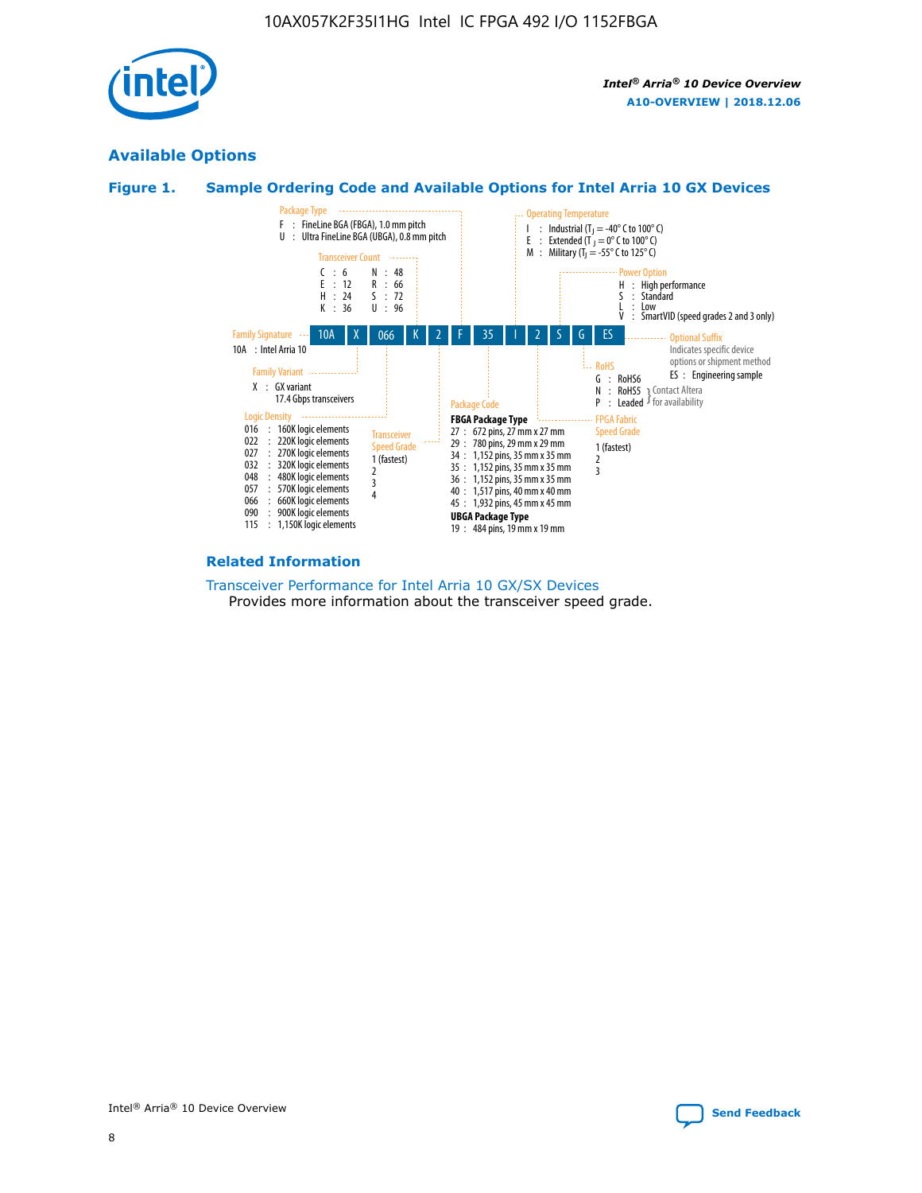## Available Options

### Figure 1. Sample Ordering Code and Available Options for Intel Arria 10 GX Devices

| 10A | X | 066 | K | 2 | F | 35 | I | 2 | S | G | ES |
|---|---|---|---|---|---|---|---|---|---|---|---|

**Family Signature**
- 10A : Intel Arria 10

**Family Variant**
- X : GX variant 17.4 Gbps transceivers

**Logic Density**
- 016 : 160K logic elements
- 022 : 220K logic elements
- 027 : 270K logic elements
- 032 : 320K logic elements
- 048 : 480K logic elements
- 057 : 570K logic elements
- 066 : 660K logic elements
- 090 : 900K logic elements
- 115 : 1,150K logic elements

**Transceiver Count**
- C : 6
- E : 12
- H : 24
- K : 36
- N : 48
- R : 66
- S : 72
- U : 96

**Transceiver Speed Grade**
- 1 (fastest)
- 2
- 3
- 4

**Package Type**
- F : FineLine BGA (FBGA), 1.0 mm pitch
- U : Ultra FineLine BGA (UBGA), 0.8 mm pitch

**Package Code**

**FBGA Package Type**
- 27 : 672 pins, 27 mm x 27 mm
- 29 : 780 pins, 29 mm x 29 mm
- 34 : 1,152 pins, 35 mm x 35 mm
- 35 : 1,152 pins, 35 mm x 35 mm
- 36 : 1,152 pins, 35 mm x 35 mm
- 40 : 1,517 pins, 40 mm x 40 mm
- 45 : 1,932 pins, 45 mm x 45 mm

**UBGA Package Type**
- 19 : 484 pins, 19 mm x 19 mm

**Operating Temperature**
- I : Industrial ($T_J$ = -40° C to 100° C)
- E : Extended ($T_J$ = 0° C to 100° C)
- M : Military ($T_J$ = -55° C to 125° C)

**FPGA Fabric Speed Grade**
- 1 (fastest)
- 2
- 3

**Power Option**
- H : High performance
- S : Standard
- L : Low
- V : SmartVID (speed grades 2 and 3 only)

**RoHS**
- G : RoHS6
- N : RoHS5 (Contact Altera for availability)
- P : Leaded (Contact Altera for availability)

**Optional Suffix**

Indicates specific device options or shipment method
- ES : Engineering sample

### Related Information

Transceiver Performance for Intel Arria 10 GX/SX Devices

Provides more information about the transceiver speed grade.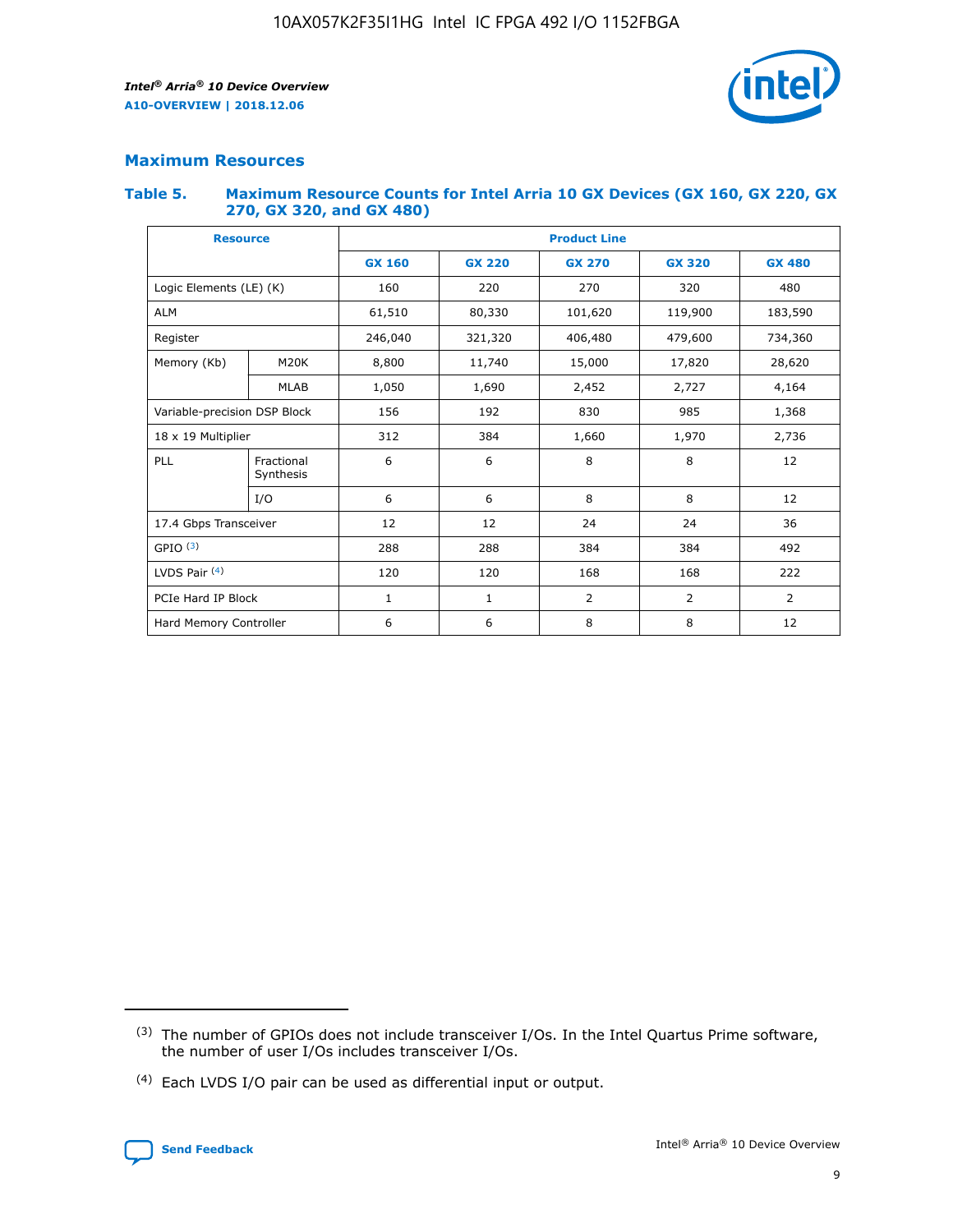## Maximum Resources

### Table 5. Maximum Resource Counts for Intel Arria 10 GX Devices (GX 160, GX 220, GX 270, GX 320, and GX 480)

| Resource | | Product Line | | | | |
|---|---|---|---|---|---|---|
| | | GX 160 | GX 220 | GX 270 | GX 320 | GX 480 |
| Logic Elements (LE) (K) | | 160 | 220 | 270 | 320 | 480 |
| ALM | | 61,510 | 80,330 | 101,620 | 119,900 | 183,590 |
| Register | | 246,040 | 321,320 | 406,480 | 479,600 | 734,360 |
| Memory (Kb) | M20K | 8,800 | 11,740 | 15,000 | 17,820 | 28,620 |
| | MLAB | 1,050 | 1,690 | 2,452 | 2,727 | 4,164 |
| Variable-precision DSP Block | | 156 | 192 | 830 | 985 | 1,368 |
| 18 x 19 Multiplier | | 312 | 384 | 1,660 | 1,970 | 2,736 |
| PLL | Fractional Synthesis | 6 | 6 | 8 | 8 | 12 |
| | I/O | 6 | 6 | 8 | 8 | 12 |
| 17.4 Gbps Transceiver | | 12 | 12 | 24 | 24 | 36 |
| GPIO (3) | | 288 | 288 | 384 | 384 | 492 |
| LVDS Pair (4) | | 120 | 120 | 168 | 168 | 222 |
| PCIe Hard IP Block | | 1 | 1 | 2 | 2 | 2 |
| Hard Memory Controller | | 6 | 6 | 8 | 8 | 12 |

(3) The number of GPIOs does not include transceiver I/Os. In the Intel Quartus Prime software, the number of user I/Os includes transceiver I/Os.

(4) Each LVDS I/O pair can be used as differential input or output.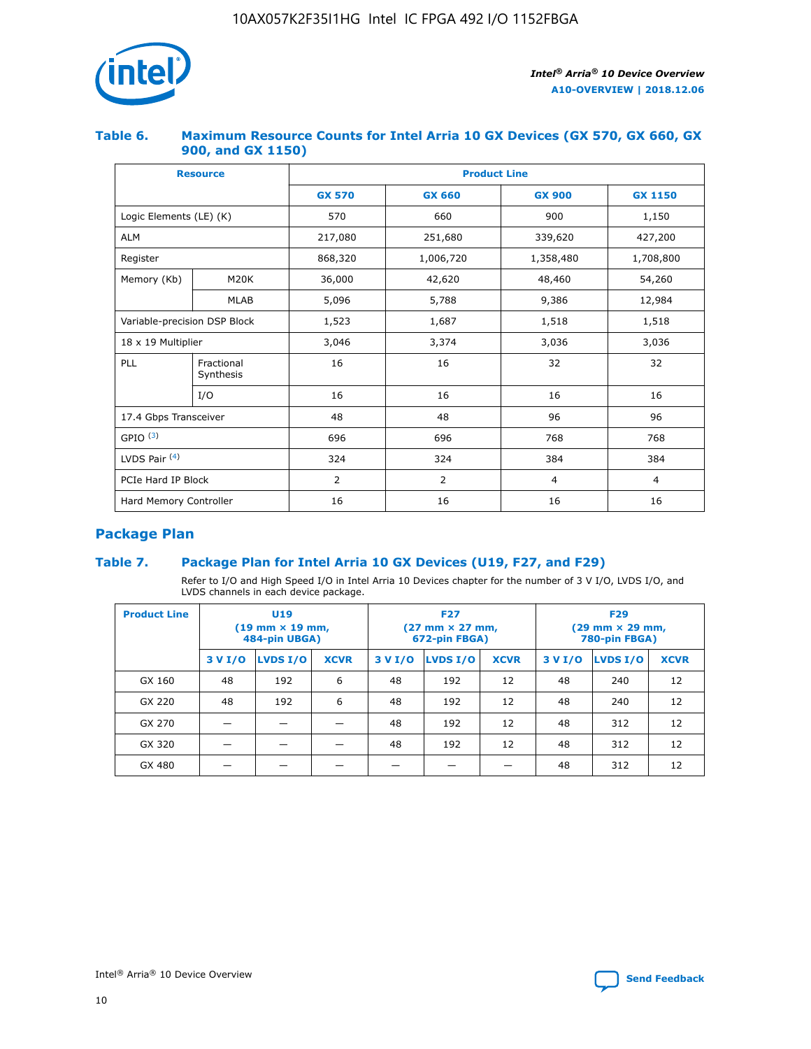## Table 6. Maximum Resource Counts for Intel Arria 10 GX Devices (GX 570, GX 660, GX 900, and GX 1150)

| Resource | | Product Line | | | |
|---|---|---|---|---|---|
| | | GX 570 | GX 660 | GX 900 | GX 1150 |
| Logic Elements (LE) (K) | | 570 | 660 | 900 | 1,150 |
| ALM | | 217,080 | 251,680 | 339,620 | 427,200 |
| Register | | 868,320 | 1,006,720 | 1,358,480 | 1,708,800 |
| Memory (Kb) | M20K | 36,000 | 42,620 | 48,460 | 54,260 |
| | MLAB | 5,096 | 5,788 | 9,386 | 12,984 |
| Variable-precision DSP Block | | 1,523 | 1,687 | 1,518 | 1,518 |
| 18 x 19 Multiplier | | 3,046 | 3,374 | 3,036 | 3,036 |
| PLL | Fractional Synthesis | 16 | 16 | 32 | 32 |
| | I/O | 16 | 16 | 16 | 16 |
| 17.4 Gbps Transceiver | | 48 | 48 | 96 | 96 |
| GPIO [(3)] | | 696 | 696 | 768 | 768 |
| LVDS Pair [(4)] | | 324 | 324 | 384 | 384 |
| PCIe Hard IP Block | | 2 | 2 | 4 | 4 |
| Hard Memory Controller | | 16 | 16 | 16 | 16 |

## Package Plan

## Table 7. Package Plan for Intel Arria 10 GX Devices (U19, F27, and F29)

Refer to I/O and High Speed I/O in Intel Arria 10 Devices chapter for the number of 3 V I/O, LVDS I/O, and LVDS channels in each device package.

| Product Line | U19 (19 mm × 19 mm, 484-pin UBGA) | | | F27 (27 mm × 27 mm, 672-pin FBGA) | | | F29 (29 mm × 29 mm, 780-pin FBGA) | | |
|---|---|---|---|---|---|---|---|---|---|
| | 3 V I/O | LVDS I/O | XCVR | 3 V I/O | LVDS I/O | XCVR | 3 V I/O | LVDS I/O | XCVR |
| GX 160 | 48 | 192 | 6 | 48 | 192 | 12 | 48 | 240 | 12 |
| GX 220 | 48 | 192 | 6 | 48 | 192 | 12 | 48 | 240 | 12 |
| GX 270 | — | — | — | 48 | 192 | 12 | 48 | 312 | 12 |
| GX 320 | — | — | — | 48 | 192 | 12 | 48 | 312 | 12 |
| GX 480 | — | — | — | — | — | — | 48 | 312 | 12 |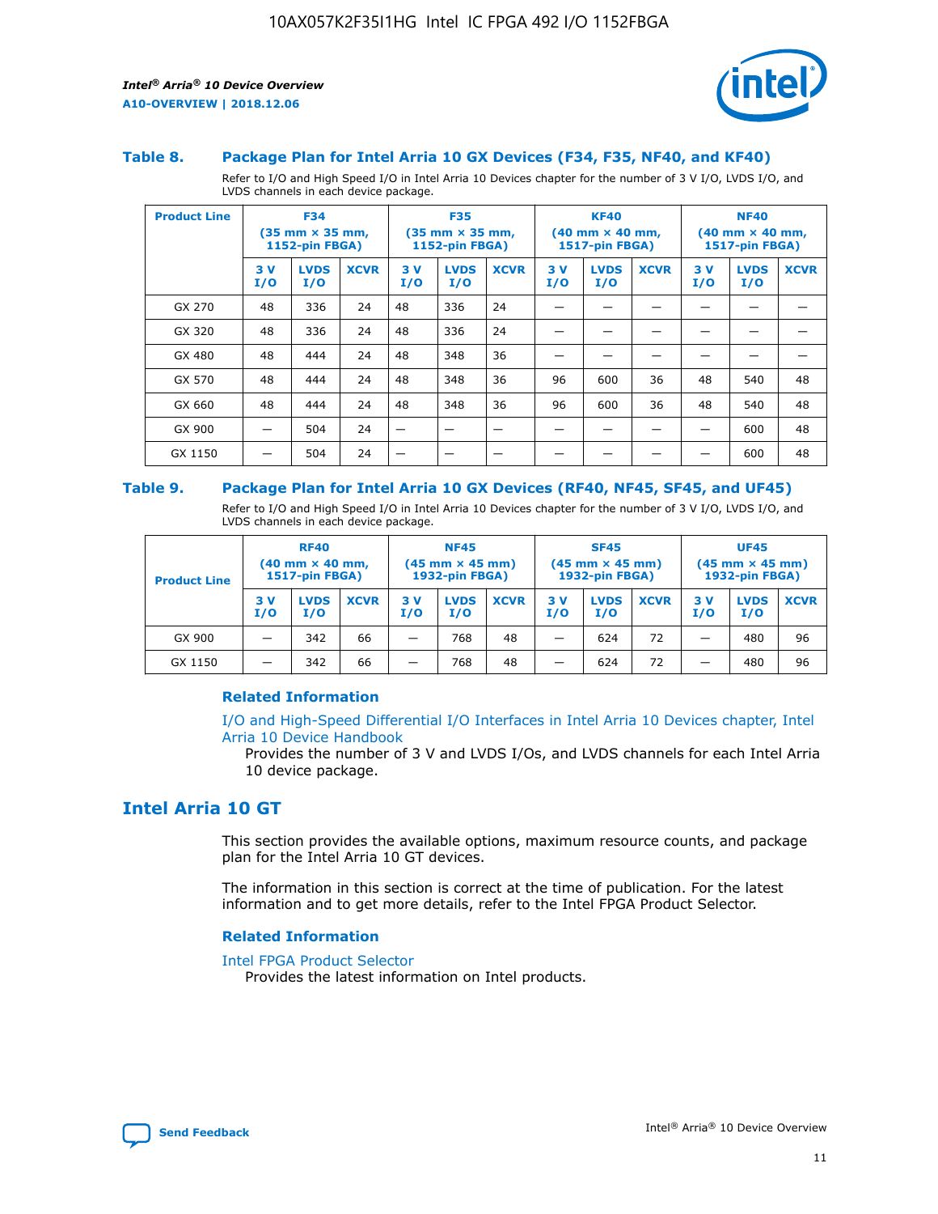### Table 8. Package Plan for Intel Arria 10 GX Devices (F34, F35, NF40, and KF40)

Refer to I/O and High Speed I/O in Intel Arria 10 Devices chapter for the number of 3 V I/O, LVDS I/O, and LVDS channels in each device package.

| Product Line | F34 (35 mm × 35 mm, 1152-pin FBGA) | | | F35 (35 mm × 35 mm, 1152-pin FBGA) | | | KF40 (40 mm × 40 mm, 1517-pin FBGA) | | | NF40 (40 mm × 40 mm, 1517-pin FBGA) | | |
|---|---|---|---|---|---|---|---|---|---|---|---|---|
| | 3 V I/O | LVDS I/O | XCVR | 3 V I/O | LVDS I/O | XCVR | 3 V I/O | LVDS I/O | XCVR | 3 V I/O | LVDS I/O | XCVR |
| GX 270 | 48 | 336 | 24 | 48 | 336 | 24 | — | — | — | — | — | — |
| GX 320 | 48 | 336 | 24 | 48 | 336 | 24 | — | — | — | — | — | — |
| GX 480 | 48 | 444 | 24 | 48 | 348 | 36 | — | — | — | — | — | — |
| GX 570 | 48 | 444 | 24 | 48 | 348 | 36 | 96 | 600 | 36 | 48 | 540 | 48 |
| GX 660 | 48 | 444 | 24 | 48 | 348 | 36 | 96 | 600 | 36 | 48 | 540 | 48 |
| GX 900 | — | 504 | 24 | — | — | — | — | — | — | — | 600 | 48 |
| GX 1150 | — | 504 | 24 | — | — | — | — | — | — | — | 600 | 48 |

### Table 9. Package Plan for Intel Arria 10 GX Devices (RF40, NF45, SF45, and UF45)

Refer to I/O and High Speed I/O in Intel Arria 10 Devices chapter for the number of 3 V I/O, LVDS I/O, and LVDS channels in each device package.

| Product Line | RF40 (40 mm × 40 mm, 1517-pin FBGA) | | | NF45 (45 mm × 45 mm) 1932-pin FBGA) | | | SF45 (45 mm × 45 mm) 1932-pin FBGA) | | | UF45 (45 mm × 45 mm) 1932-pin FBGA) | | |
|---|---|---|---|---|---|---|---|---|---|---|---|---|
| | 3 V I/O | LVDS I/O | XCVR | 3 V I/O | LVDS I/O | XCVR | 3 V I/O | LVDS I/O | XCVR | 3 V I/O | LVDS I/O | XCVR |
| GX 900 | — | 342 | 66 | — | 768 | 48 | — | 624 | 72 | — | 480 | 96 |
| GX 1150 | — | 342 | 66 | — | 768 | 48 | — | 624 | 72 | — | 480 | 96 |

#### Related Information

I/O and High-Speed Differential I/O Interfaces in Intel Arria 10 Devices chapter, Intel Arria 10 Device Handbook
Provides the number of 3 V and LVDS I/Os, and LVDS channels for each Intel Arria 10 device package.

## Intel Arria 10 GT

This section provides the available options, maximum resource counts, and package plan for the Intel Arria 10 GT devices.

The information in this section is correct at the time of publication. For the latest information and to get more details, refer to the Intel FPGA Product Selector.

#### Related Information

Intel FPGA Product Selector
Provides the latest information on Intel products.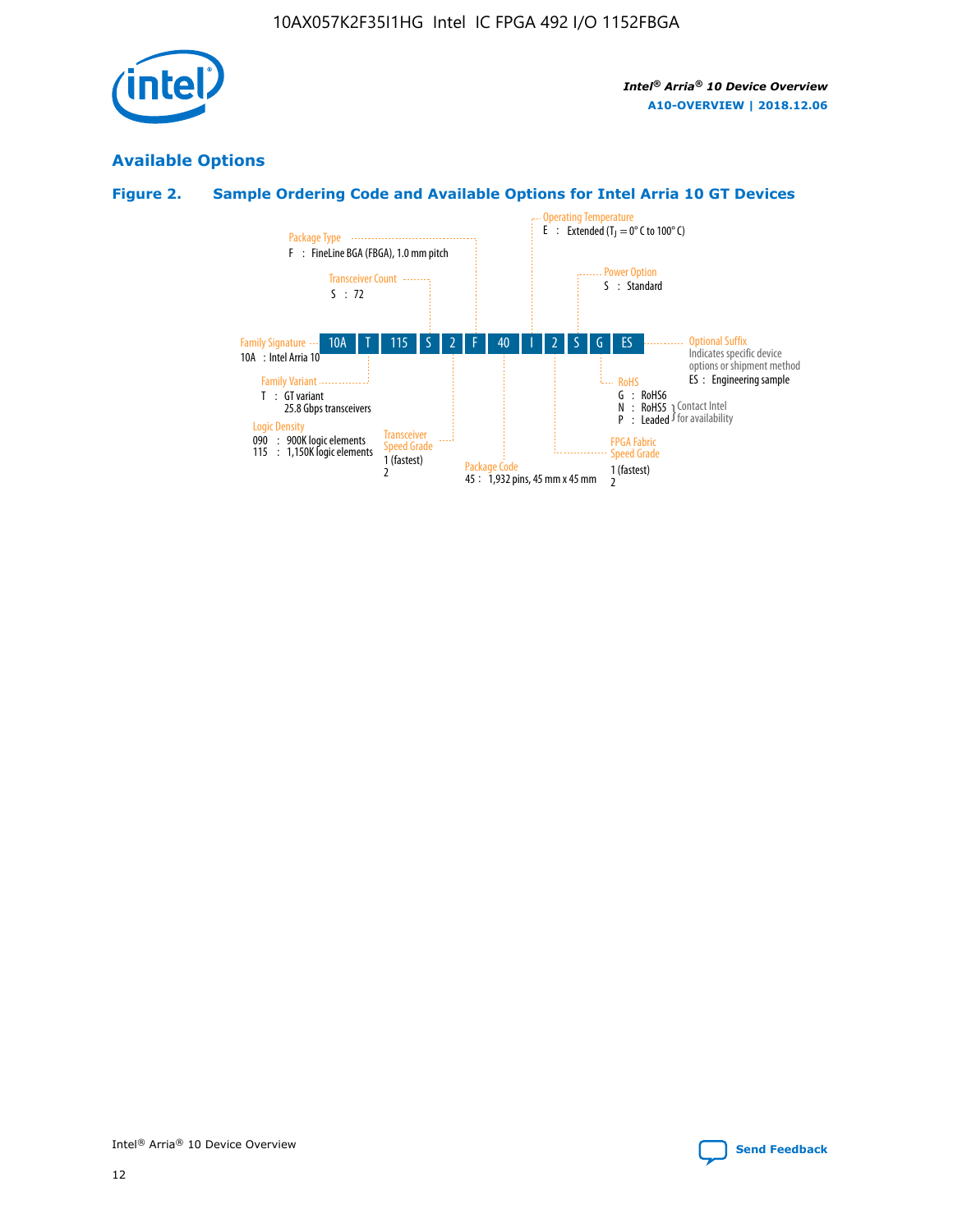## Available Options

### Figure 2. Sample Ordering Code and Available Options for Intel Arria 10 GT Devices

| 10A | T | 115 | S | 2 | F | 40 | I | 2 | S | G | ES |
|---|---|---|---|---|---|---|---|---|---|---|---|

**Family Signature**
10A : Intel Arria 10

**Family Variant**
T : GT variant
25.8 Gbps transceivers

**Logic Density**
090 : 900K logic elements
115 : 1,150K logic elements

**Transceiver Count**
S : 72

**Transceiver Speed Grade**
1 (fastest)
2

**Package Type**
F : FineLine BGA (FBGA), 1.0 mm pitch

**Package Code**
45 : 1,932 pins, 45 mm x 45 mm

**Operating Temperature**
E : Extended ($T_J$ = 0° C to 100° C)

**FPGA Fabric Speed Grade**
1 (fastest)
2

**Power Option**
S : Standard

**RoHS**
G : RoHS6
N : RoHS5 (Contact Intel for availability)
P : Leaded (Contact Intel for availability)

**Optional Suffix**
Indicates specific device options or shipment method
ES : Engineering sample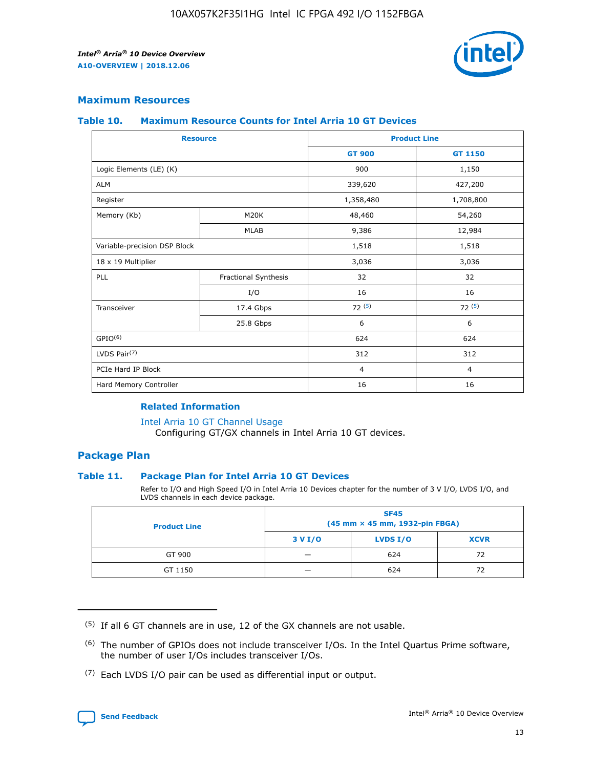## Maximum Resources

### Table 10. Maximum Resource Counts for Intel Arria 10 GT Devices

| Resource | | Product Line | |
|---|---|---|---|
| | | GT 900 | GT 1150 |
| Logic Elements (LE) (K) | | 900 | 1,150 |
| ALM | | 339,620 | 427,200 |
| Register | | 1,358,480 | 1,708,800 |
| Memory (Kb) | M20K | 48,460 | 54,260 |
| | MLAB | 9,386 | 12,984 |
| Variable-precision DSP Block | | 1,518 | 1,518 |
| 18 x 19 Multiplier | | 3,036 | 3,036 |
| PLL | Fractional Synthesis | 32 | 32 |
| | I/O | 16 | 16 |
| Transceiver | 17.4 Gbps | 72 (5) | 72 (5) |
| | 25.8 Gbps | 6 | 6 |
| GPIO(6) | | 624 | 624 |
| LVDS Pair(7) | | 312 | 312 |
| PCIe Hard IP Block | | 4 | 4 |
| Hard Memory Controller | | 16 | 16 |

**Related Information**

Intel Arria 10 GT Channel Usage
Configuring GT/GX channels in Intel Arria 10 GT devices.

## Package Plan

### Table 11. Package Plan for Intel Arria 10 GT Devices

Refer to I/O and High Speed I/O in Intel Arria 10 Devices chapter for the number of 3 V I/O, LVDS I/O, and LVDS channels in each device package.

| Product Line | SF45 (45 mm × 45 mm, 1932-pin FBGA) | | |
|---|---|---|---|
| | 3 V I/O | LVDS I/O | XCVR |
| GT 900 | — | 624 | 72 |
| GT 1150 | — | 624 | 72 |

(5) If all 6 GT channels are in use, 12 of the GX channels are not usable.

(6) The number of GPIOs does not include transceiver I/Os. In the Intel Quartus Prime software, the number of user I/Os includes transceiver I/Os.

(7) Each LVDS I/O pair can be used as differential input or output.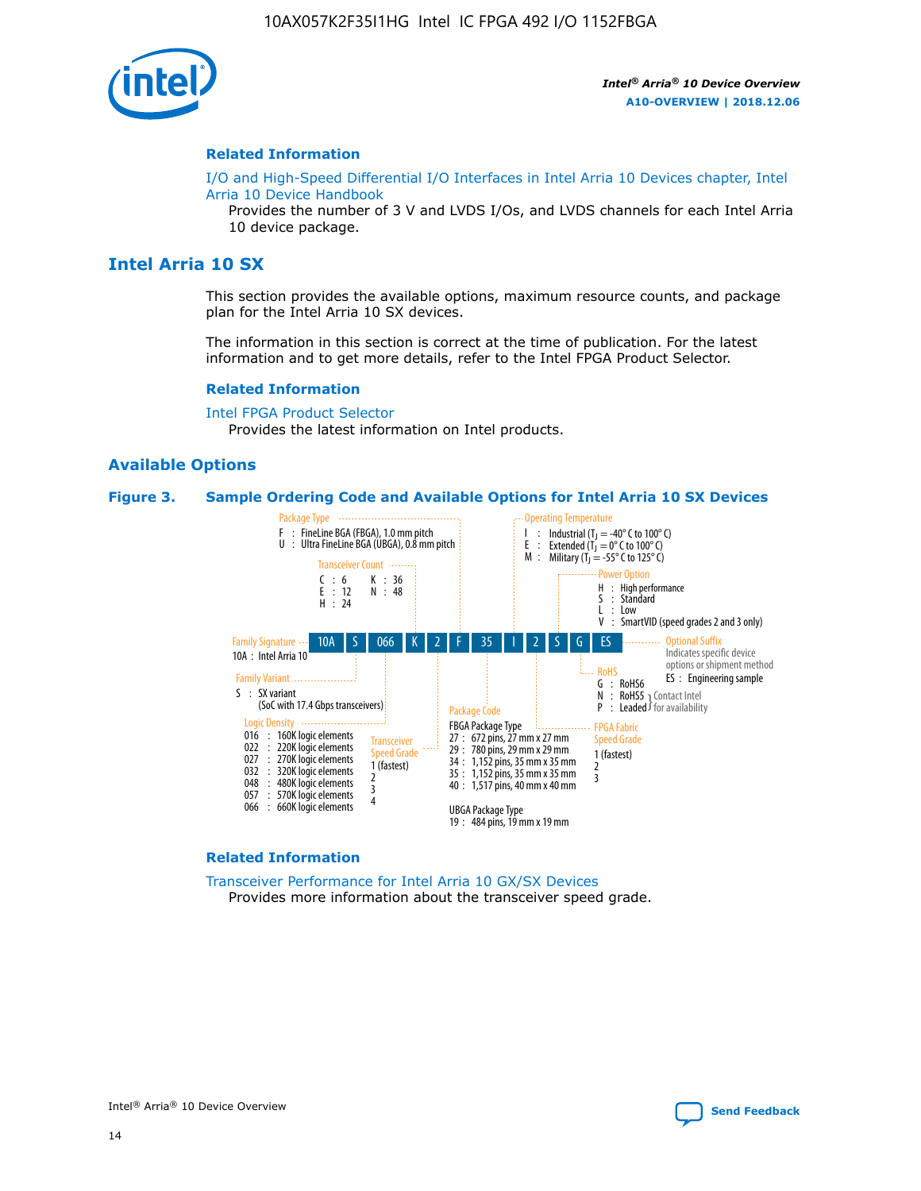## Related Information

I/O and High-Speed Differential I/O Interfaces in Intel Arria 10 Devices chapter, Intel Arria 10 Device Handbook

Provides the number of 3 V and LVDS I/Os, and LVDS channels for each Intel Arria 10 device package.

# Intel Arria 10 SX

This section provides the available options, maximum resource counts, and package plan for the Intel Arria 10 SX devices.

The information in this section is correct at the time of publication. For the latest information and to get more details, refer to the Intel FPGA Product Selector.

## Related Information

Intel FPGA Product Selector

Provides the latest information on Intel products.

## Available Options

**Figure 3. Sample Ordering Code and Available Options for Intel Arria 10 SX Devices**

Sample ordering code: 10A S 066 K 2 F 35 I 2 S G ES

- **Family Signature**
  - 10A : Intel Arria 10
- **Family Variant**
  - S : SX variant (SoC with 17.4 Gbps transceivers)
- **Logic Density**
  - 016 : 160K logic elements
  - 022 : 220K logic elements
  - 027 : 270K logic elements
  - 032 : 320K logic elements
  - 048 : 480K logic elements
  - 057 : 570K logic elements
  - 066 : 660K logic elements
- **Transceiver Count**
  - C : 6
  - E : 12
  - H : 24
  - K : 36
  - N : 48
- **Transceiver Speed Grade**
  - 1 (fastest)
  - 2
  - 3
  - 4
- **Package Type**
  - F : FineLine BGA (FBGA), 1.0 mm pitch
  - U : Ultra FineLine BGA (UBGA), 0.8 mm pitch
- **Package Code**
  - FBGA Package Type
    - 27 : 672 pins, 27 mm x 27 mm
    - 29 : 780 pins, 29 mm x 29 mm
    - 34 : 1,152 pins, 35 mm x 35 mm
    - 35 : 1,152 pins, 35 mm x 35 mm
    - 40 : 1,517 pins, 40 mm x 40 mm
  - UBGA Package Type
    - 19 : 484 pins, 19 mm x 19 mm
- **Operating Temperature**
  - I : Industrial ($T_J$ = -40° C to 100° C)
  - E : Extended ($T_J$ = 0° C to 100° C)
  - M : Military ($T_J$ = -55° C to 125° C)
- **FPGA Fabric Speed Grade**
  - 1 (fastest)
  - 2
  - 3
- **Power Option**
  - H : High performance
  - S : Standard
  - L : Low
  - V : SmartVID (speed grades 2 and 3 only)
- **RoHS**
  - G : RoHS6
  - N : RoHS5 (Contact Intel for availability)
  - P : Leaded (Contact Intel for availability)
- **Optional Suffix**
  - Indicates specific device options or shipment method
  - ES : Engineering sample

## Related Information

Transceiver Performance for Intel Arria 10 GX/SX Devices

Provides more information about the transceiver speed grade.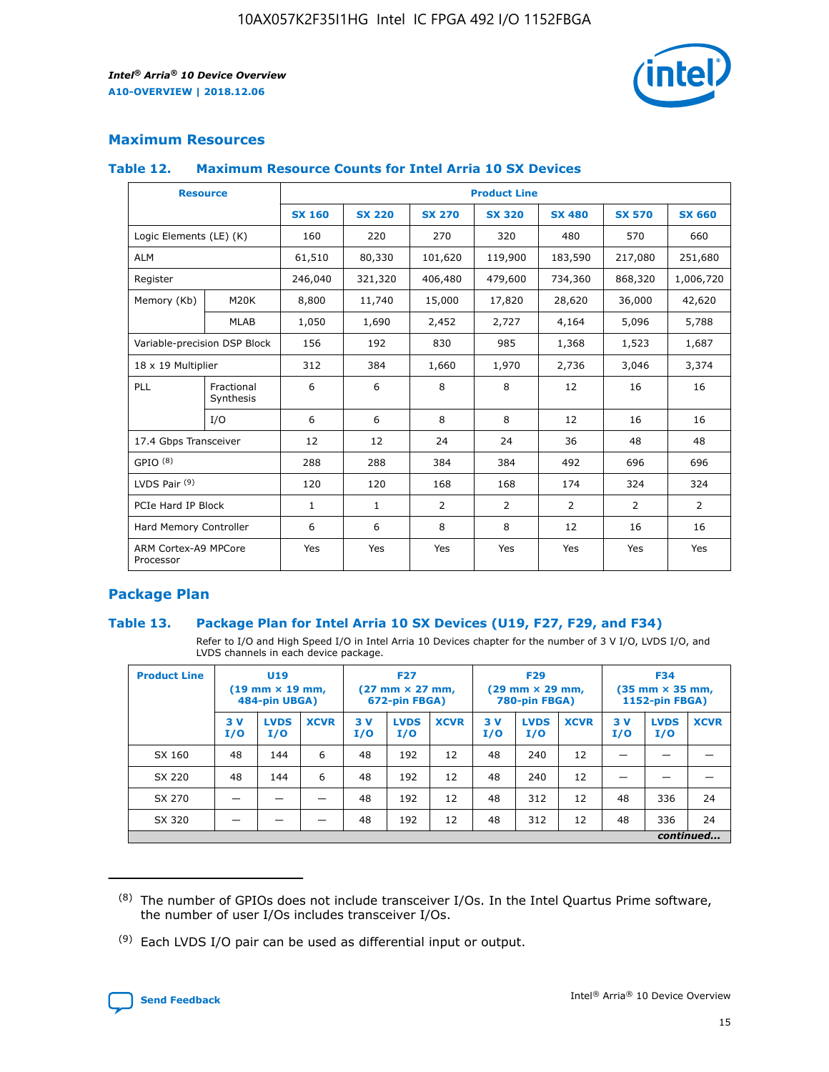## Maximum Resources

### Table 12. Maximum Resource Counts for Intel Arria 10 SX Devices

| Resource | | Product Line | | | | | | |
|---|---|---|---|---|---|---|---|---|
| | | SX 160 | SX 220 | SX 270 | SX 320 | SX 480 | SX 570 | SX 660 |
| Logic Elements (LE) (K) | | 160 | 220 | 270 | 320 | 480 | 570 | 660 |
| ALM | | 61,510 | 80,330 | 101,620 | 119,900 | 183,590 | 217,080 | 251,680 |
| Register | | 246,040 | 321,320 | 406,480 | 479,600 | 734,360 | 868,320 | 1,006,720 |
| Memory (Kb) | M20K | 8,800 | 11,740 | 15,000 | 17,820 | 28,620 | 36,000 | 42,620 |
| | MLAB | 1,050 | 1,690 | 2,452 | 2,727 | 4,164 | 5,096 | 5,788 |
| Variable-precision DSP Block | | 156 | 192 | 830 | 985 | 1,368 | 1,523 | 1,687 |
| 18 x 19 Multiplier | | 312 | 384 | 1,660 | 1,970 | 2,736 | 3,046 | 3,374 |
| PLL | Fractional Synthesis | 6 | 6 | 8 | 8 | 12 | 16 | 16 |
| | I/O | 6 | 6 | 8 | 8 | 12 | 16 | 16 |
| 17.4 Gbps Transceiver | | 12 | 12 | 24 | 24 | 36 | 48 | 48 |
| GPIO [8] | | 288 | 288 | 384 | 384 | 492 | 696 | 696 |
| LVDS Pair [9] | | 120 | 120 | 168 | 168 | 174 | 324 | 324 |
| PCIe Hard IP Block | | 1 | 1 | 2 | 2 | 2 | 2 | 2 |
| Hard Memory Controller | | 6 | 6 | 8 | 8 | 12 | 16 | 16 |
| ARM Cortex-A9 MPCore Processor | | Yes | Yes | Yes | Yes | Yes | Yes | Yes |

## Package Plan

### Table 13. Package Plan for Intel Arria 10 SX Devices (U19, F27, F29, and F34)

Refer to I/O and High Speed I/O in Intel Arria 10 Devices chapter for the number of 3 V I/O, LVDS I/O, and LVDS channels in each device package.

| Product Line | U19 (19 mm × 19 mm, 484-pin UBGA) | | | F27 (27 mm × 27 mm, 672-pin FBGA) | | | F29 (29 mm × 29 mm, 780-pin FBGA) | | | F34 (35 mm × 35 mm, 1152-pin FBGA) | | |
|---|---|---|---|---|---|---|---|---|---|---|---|---|
| | 3 V I/O | LVDS I/O | XCVR | 3 V I/O | LVDS I/O | XCVR | 3 V I/O | LVDS I/O | XCVR | 3 V I/O | LVDS I/O | XCVR |
| SX 160 | 48 | 144 | 6 | 48 | 192 | 12 | 48 | 240 | 12 | — | — | — |
| SX 220 | 48 | 144 | 6 | 48 | 192 | 12 | 48 | 240 | 12 | — | — | — |
| SX 270 | — | — | — | 48 | 192 | 12 | 48 | 312 | 12 | 48 | 336 | 24 |
| SX 320 | — | — | — | 48 | 192 | 12 | 48 | 312 | 12 | 48 | 336 | 24 |

*continued...*

(8) The number of GPIOs does not include transceiver I/Os. In the Intel Quartus Prime software, the number of user I/Os includes transceiver I/Os.

(9) Each LVDS I/O pair can be used as differential input or output.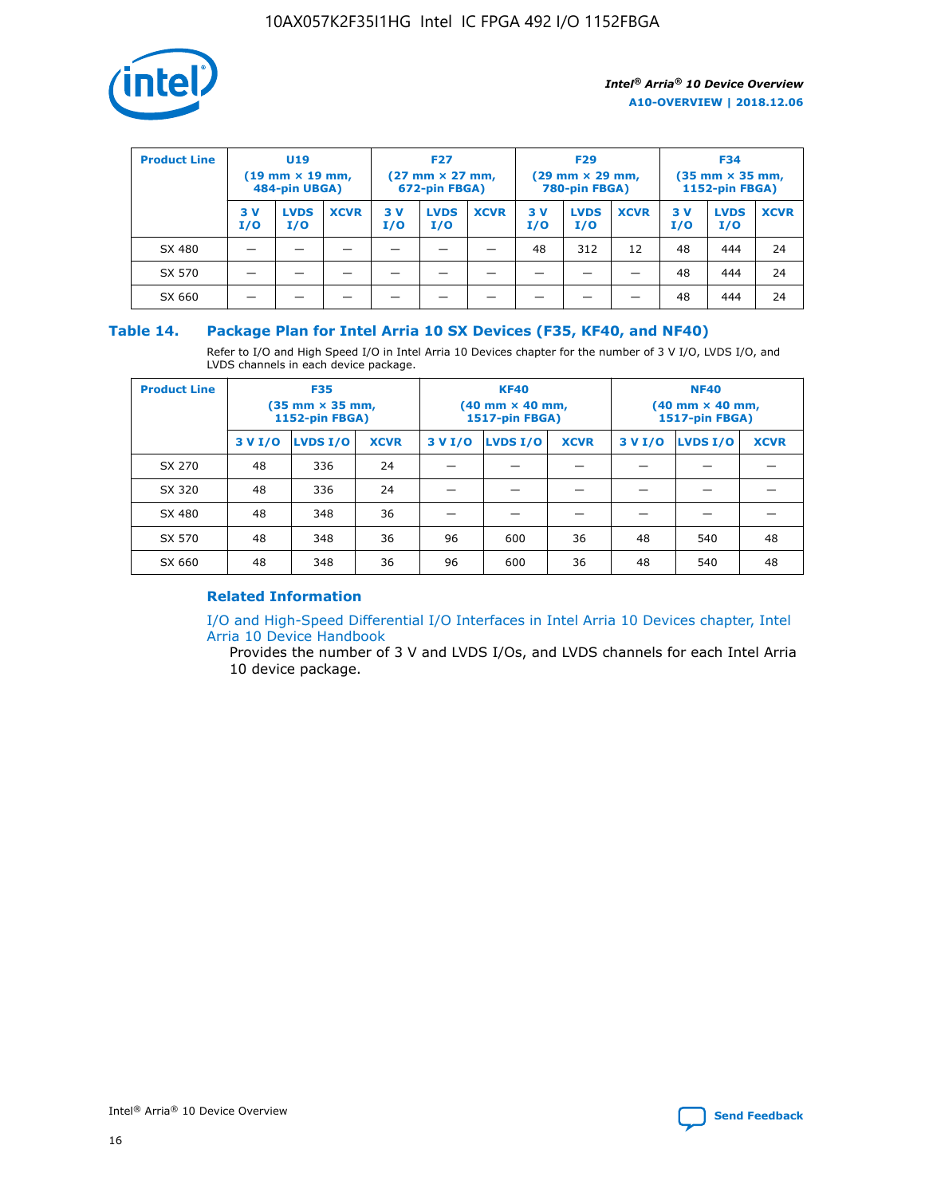| Product Line | U19 (19 mm × 19 mm, 484-pin UBGA) | | | F27 (27 mm × 27 mm, 672-pin FBGA) | | | F29 (29 mm × 29 mm, 780-pin FBGA) | | | F34 (35 mm × 35 mm, 1152-pin FBGA) | | |
|---|---|---|---|---|---|---|---|---|---|---|---|---|
| | 3 V I/O | LVDS I/O | XCVR | 3 V I/O | LVDS I/O | XCVR | 3 V I/O | LVDS I/O | XCVR | 3 V I/O | LVDS I/O | XCVR |
| SX 480 | — | — | — | — | — | — | 48 | 312 | 12 | 48 | 444 | 24 |
| SX 570 | — | — | — | — | — | — | — | — | — | 48 | 444 | 24 |
| SX 660 | — | — | — | — | — | — | — | — | — | 48 | 444 | 24 |

## Table 14. Package Plan for Intel Arria 10 SX Devices (F35, KF40, and NF40)

Refer to I/O and High Speed I/O in Intel Arria 10 Devices chapter for the number of 3 V I/O, LVDS I/O, and LVDS channels in each device package.

| Product Line | F35 (35 mm × 35 mm, 1152-pin FBGA) | | | KF40 (40 mm × 40 mm, 1517-pin FBGA) | | | NF40 (40 mm × 40 mm, 1517-pin FBGA) | | |
|---|---|---|---|---|---|---|---|---|---|
| | 3 V I/O | LVDS I/O | XCVR | 3 V I/O | LVDS I/O | XCVR | 3 V I/O | LVDS I/O | XCVR |
| SX 270 | 48 | 336 | 24 | — | — | — | — | — | — |
| SX 320 | 48 | 336 | 24 | — | — | — | — | — | — |
| SX 480 | 48 | 348 | 36 | — | — | — | — | — | — |
| SX 570 | 48 | 348 | 36 | 96 | 600 | 36 | 48 | 540 | 48 |
| SX 660 | 48 | 348 | 36 | 96 | 600 | 36 | 48 | 540 | 48 |

### Related Information

I/O and High-Speed Differential I/O Interfaces in Intel Arria 10 Devices chapter, Intel Arria 10 Device Handbook

Provides the number of 3 V and LVDS I/Os, and LVDS channels for each Intel Arria 10 device package.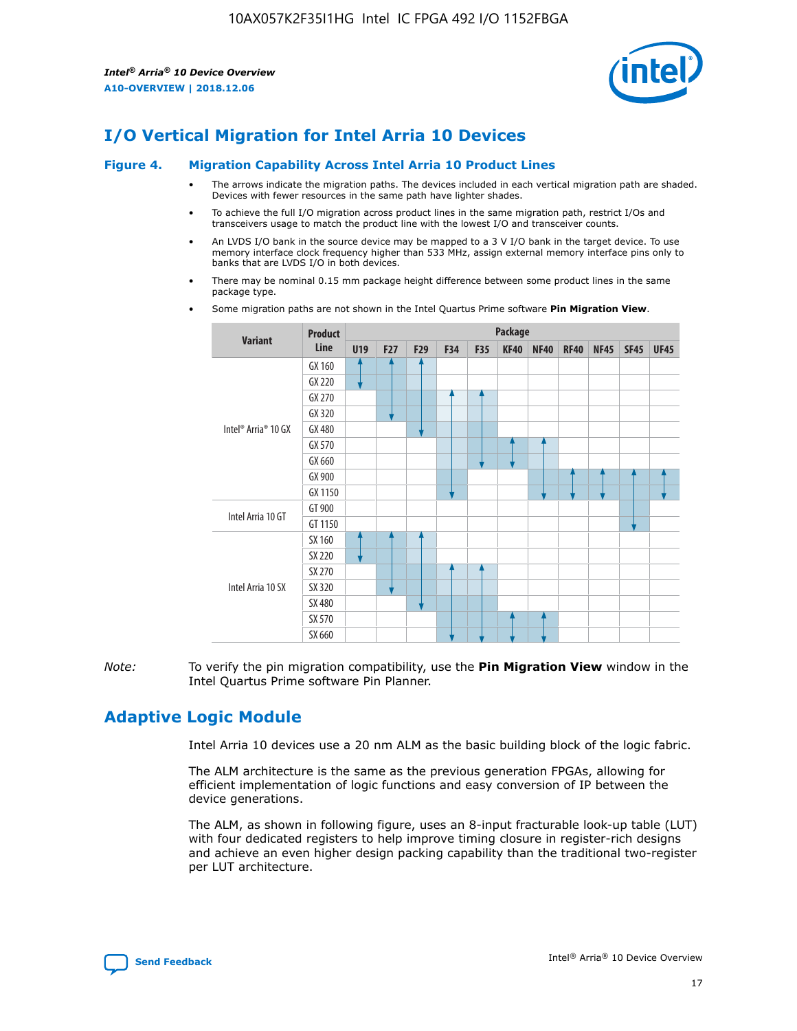# I/O Vertical Migration for Intel Arria 10 Devices

**Figure 4. Migration Capability Across Intel Arria 10 Product Lines**

- The arrows indicate the migration paths. The devices included in each vertical migration path are shaded. Devices with fewer resources in the same path have lighter shades.
- To achieve the full I/O migration across product lines in the same migration path, restrict I/Os and transceivers usage to match the product line with the lowest I/O and transceiver counts.
- An LVDS I/O bank in the source device may be mapped to a 3 V I/O bank in the target device. To use memory interface clock frequency higher than 533 MHz, assign external memory interface pins only to banks that are LVDS I/O in both devices.
- There may be nominal 0.15 mm package height difference between some product lines in the same package type.
- Some migration paths are not shown in the Intel Quartus Prime software **Pin Migration View**.

| Variant | Product Line | Package | | | | | | | | | | |
|---|---|---|---|---|---|---|---|---|---|---|---|---|
| | | U19 | F27 | F29 | F34 | F35 | KF40 | NF40 | RF40 | NF45 | SF45 | UF45 |
| Intel® Arria® 10 GX | GX 160 | | | | | | | | | | | |
| | GX 220 | | | | | | | | | | | |
| | GX 270 | | | | | | | | | | | |
| | GX 320 | | | | | | | | | | | |
| | GX 480 | | | | | | | | | | | |
| | GX 570 | | | | | | | | | | | |
| | GX 660 | | | | | | | | | | | |
| | GX 900 | | | | | | | | | | | |
| | GX 1150 | | | | | | | | | | | |
| Intel Arria 10 GT | GT 900 | | | | | | | | | | | |
| | GT 1150 | | | | | | | | | | | |
| Intel Arria 10 SX | SX 160 | | | | | | | | | | | |
| | SX 220 | | | | | | | | | | | |
| | SX 270 | | | | | | | | | | | |
| | SX 320 | | | | | | | | | | | |
| | SX 480 | | | | | | | | | | | |
| | SX 570 | | | | | | | | | | | |
| | SX 660 | | | | | | | | | | | |

*Note:* To verify the pin migration compatibility, use the **Pin Migration View** window in the Intel Quartus Prime software Pin Planner.

# Adaptive Logic Module

Intel Arria 10 devices use a 20 nm ALM as the basic building block of the logic fabric.

The ALM architecture is the same as the previous generation FPGAs, allowing for efficient implementation of logic functions and easy conversion of IP between the device generations.

The ALM, as shown in following figure, uses an 8-input fracturable look-up table (LUT) with four dedicated registers to help improve timing closure in register-rich designs and achieve an even higher design packing capability than the traditional two-register per LUT architecture.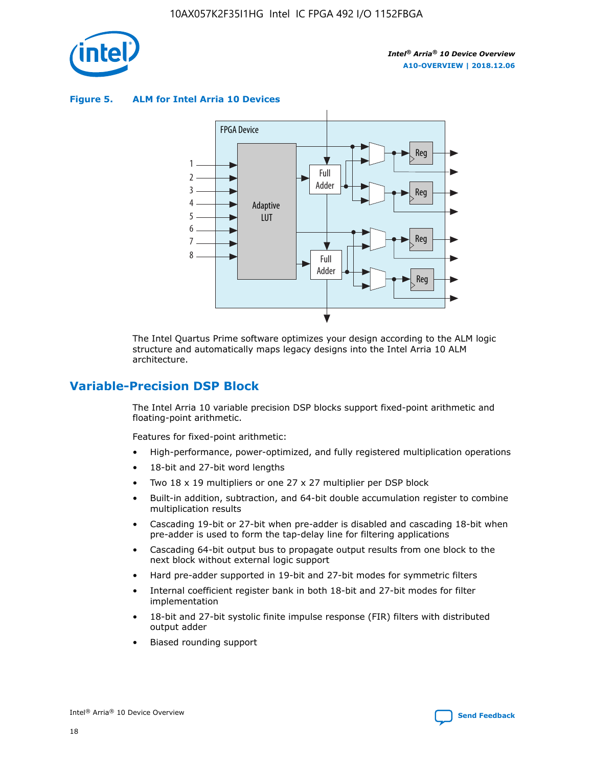**Figure 5. ALM for Intel Arria 10 Devices**

The Intel Quartus Prime software optimizes your design according to the ALM logic structure and automatically maps legacy designs into the Intel Arria 10 ALM architecture.

## Variable-Precision DSP Block

The Intel Arria 10 variable precision DSP blocks support fixed-point arithmetic and floating-point arithmetic.

Features for fixed-point arithmetic:

- High-performance, power-optimized, and fully registered multiplication operations
- 18-bit and 27-bit word lengths
- Two 18 x 19 multipliers or one 27 x 27 multiplier per DSP block
- Built-in addition, subtraction, and 64-bit double accumulation register to combine multiplication results
- Cascading 19-bit or 27-bit when pre-adder is disabled and cascading 18-bit when pre-adder is used to form the tap-delay line for filtering applications
- Cascading 64-bit output bus to propagate output results from one block to the next block without external logic support
- Hard pre-adder supported in 19-bit and 27-bit modes for symmetric filters
- Internal coefficient register bank in both 18-bit and 27-bit modes for filter implementation
- 18-bit and 27-bit systolic finite impulse response (FIR) filters with distributed output adder
- Biased rounding support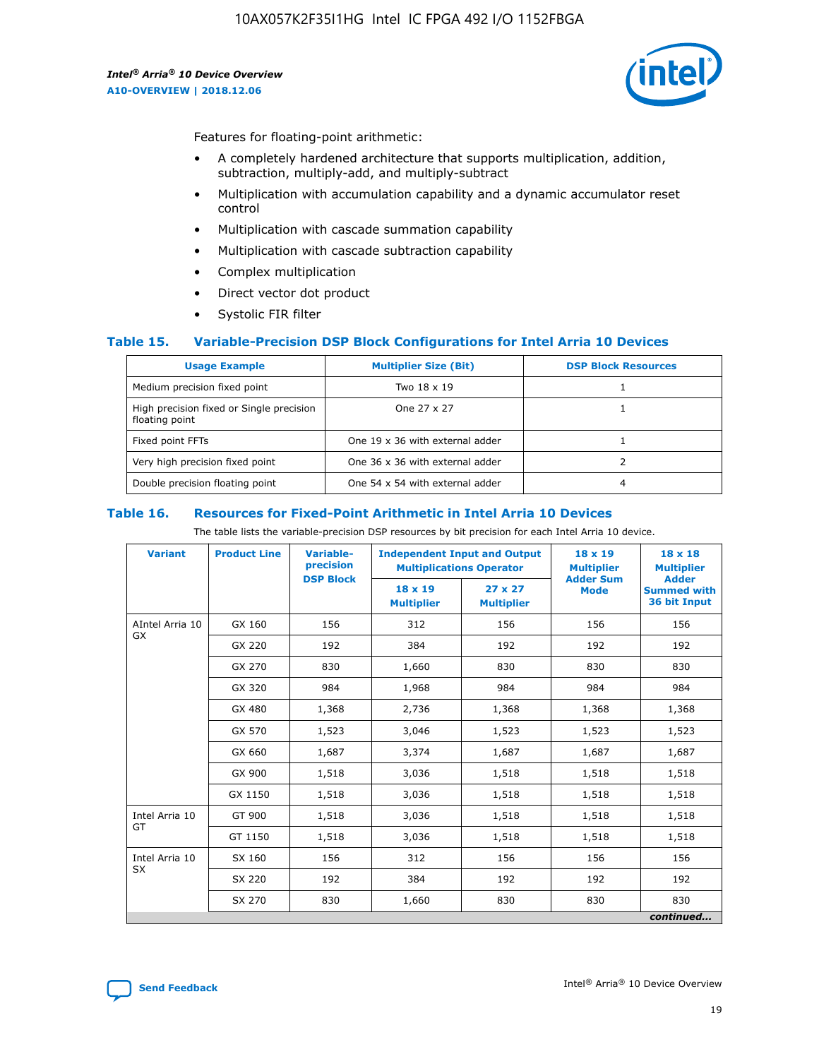Features for floating-point arithmetic:

- A completely hardened architecture that supports multiplication, addition, subtraction, multiply-add, and multiply-subtract
- Multiplication with accumulation capability and a dynamic accumulator reset control
- Multiplication with cascade summation capability
- Multiplication with cascade subtraction capability
- Complex multiplication
- Direct vector dot product
- Systolic FIR filter

### Table 15. Variable-Precision DSP Block Configurations for Intel Arria 10 Devices

| Usage Example | Multiplier Size (Bit) | DSP Block Resources |
|---|---|---|
| Medium precision fixed point | Two 18 x 19 | 1 |
| High precision fixed or Single precision floating point | One 27 x 27 | 1 |
| Fixed point FFTs | One 19 x 36 with external adder | 1 |
| Very high precision fixed point | One 36 x 36 with external adder | 2 |
| Double precision floating point | One 54 x 54 with external adder | 4 |

### Table 16. Resources for Fixed-Point Arithmetic in Intel Arria 10 Devices

The table lists the variable-precision DSP resources by bit precision for each Intel Arria 10 device.

| Variant | Product Line | Variable-precision DSP Block | Independent Input and Output Multiplications Operator | | 18 x 19 Multiplier Adder Sum Mode | 18 x 18 Multiplier Adder Summed with 36 bit Input |
|---|---|---|---|---|---|---|
| | | | 18 x 19 Multiplier | 27 x 27 Multiplier | | |
| AIntel Arria 10 GX | GX 160 | 156 | 312 | 156 | 156 | 156 |
| | GX 220 | 192 | 384 | 192 | 192 | 192 |
| | GX 270 | 830 | 1,660 | 830 | 830 | 830 |
| | GX 320 | 984 | 1,968 | 984 | 984 | 984 |
| | GX 480 | 1,368 | 2,736 | 1,368 | 1,368 | 1,368 |
| | GX 570 | 1,523 | 3,046 | 1,523 | 1,523 | 1,523 |
| | GX 660 | 1,687 | 3,374 | 1,687 | 1,687 | 1,687 |
| | GX 900 | 1,518 | 3,036 | 1,518 | 1,518 | 1,518 |
| | GX 1150 | 1,518 | 3,036 | 1,518 | 1,518 | 1,518 |
| Intel Arria 10 GT | GT 900 | 1,518 | 3,036 | 1,518 | 1,518 | 1,518 |
| | GT 1150 | 1,518 | 3,036 | 1,518 | 1,518 | 1,518 |
| Intel Arria 10 SX | SX 160 | 156 | 312 | 156 | 156 | 156 |
| | SX 220 | 192 | 384 | 192 | 192 | 192 |
| | SX 270 | 830 | 1,660 | 830 | 830 | 830 |

*continued...*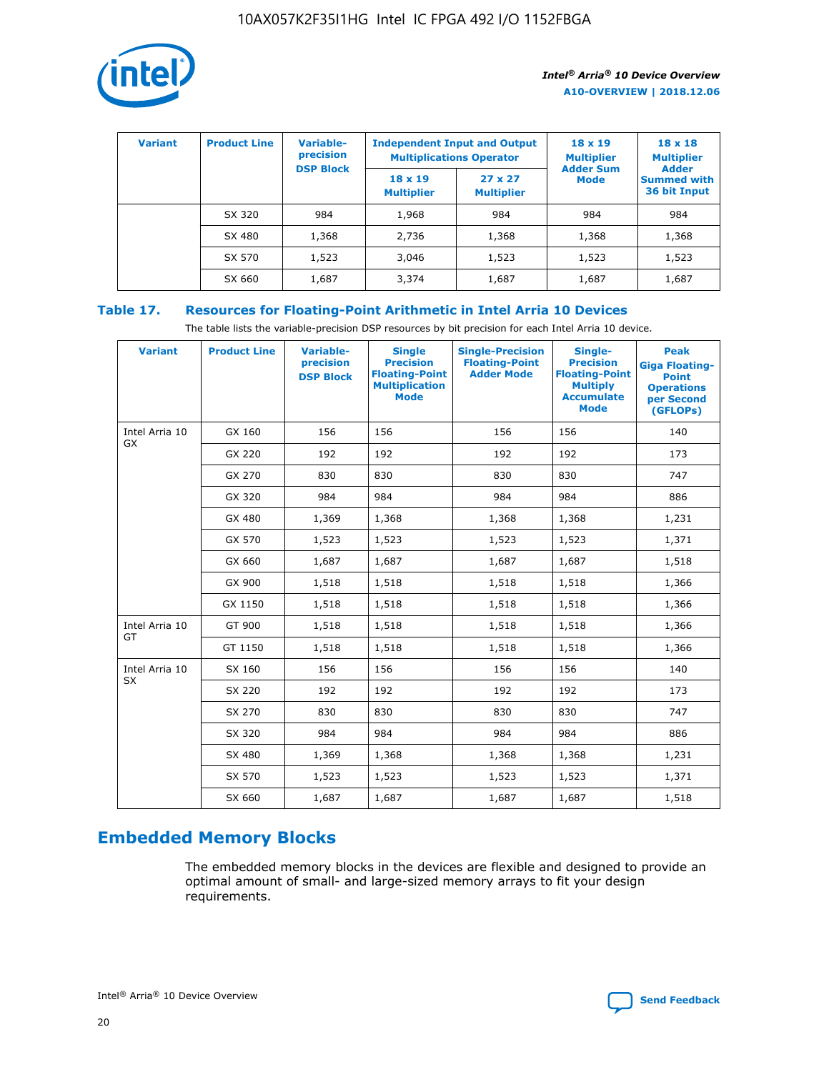| Variant | Product Line | Variable-precision DSP Block | Independent Input and Output Multiplications Operator | | 18 x 19 Multiplier Adder Sum Mode | 18 x 18 Multiplier Adder Summed with 36 bit Input |
|---|---|---|---|---|---|---|
| | | | 18 x 19 Multiplier | 27 x 27 Multiplier | | |
| | SX 320 | 984 | 1,968 | 984 | 984 | 984 |
| | SX 480 | 1,368 | 2,736 | 1,368 | 1,368 | 1,368 |
| | SX 570 | 1,523 | 3,046 | 1,523 | 1,523 | 1,523 |
| | SX 660 | 1,687 | 3,374 | 1,687 | 1,687 | 1,687 |

**Table 17. Resources for Floating-Point Arithmetic in Intel Arria 10 Devices**

The table lists the variable-precision DSP resources by bit precision for each Intel Arria 10 device.

| Variant | Product Line | Variable-precision DSP Block | Single Precision Floating-Point Multiplication Mode | Single-Precision Floating-Point Adder Mode | Single-Precision Floating-Point Multiply Accumulate Mode | Peak Giga Floating-Point Operations per Second (GFLOPs) |
|---|---|---|---|---|---|---|
| Intel Arria 10 GX | GX 160 | 156 | 156 | 156 | 156 | 140 |
| | GX 220 | 192 | 192 | 192 | 192 | 173 |
| | GX 270 | 830 | 830 | 830 | 830 | 747 |
| | GX 320 | 984 | 984 | 984 | 984 | 886 |
| | GX 480 | 1,369 | 1,368 | 1,368 | 1,368 | 1,231 |
| | GX 570 | 1,523 | 1,523 | 1,523 | 1,523 | 1,371 |
| | GX 660 | 1,687 | 1,687 | 1,687 | 1,687 | 1,518 |
| | GX 900 | 1,518 | 1,518 | 1,518 | 1,518 | 1,366 |
| | GX 1150 | 1,518 | 1,518 | 1,518 | 1,518 | 1,366 |
| Intel Arria 10 GT | GT 900 | 1,518 | 1,518 | 1,518 | 1,518 | 1,366 |
| | GT 1150 | 1,518 | 1,518 | 1,518 | 1,518 | 1,366 |
| Intel Arria 10 SX | SX 160 | 156 | 156 | 156 | 156 | 140 |
| | SX 220 | 192 | 192 | 192 | 192 | 173 |
| | SX 270 | 830 | 830 | 830 | 830 | 747 |
| | SX 320 | 984 | 984 | 984 | 984 | 886 |
| | SX 480 | 1,369 | 1,368 | 1,368 | 1,368 | 1,231 |
| | SX 570 | 1,523 | 1,523 | 1,523 | 1,523 | 1,371 |
| | SX 660 | 1,687 | 1,687 | 1,687 | 1,687 | 1,518 |

## Embedded Memory Blocks

The embedded memory blocks in the devices are flexible and designed to provide an optimal amount of small- and large-sized memory arrays to fit your design requirements.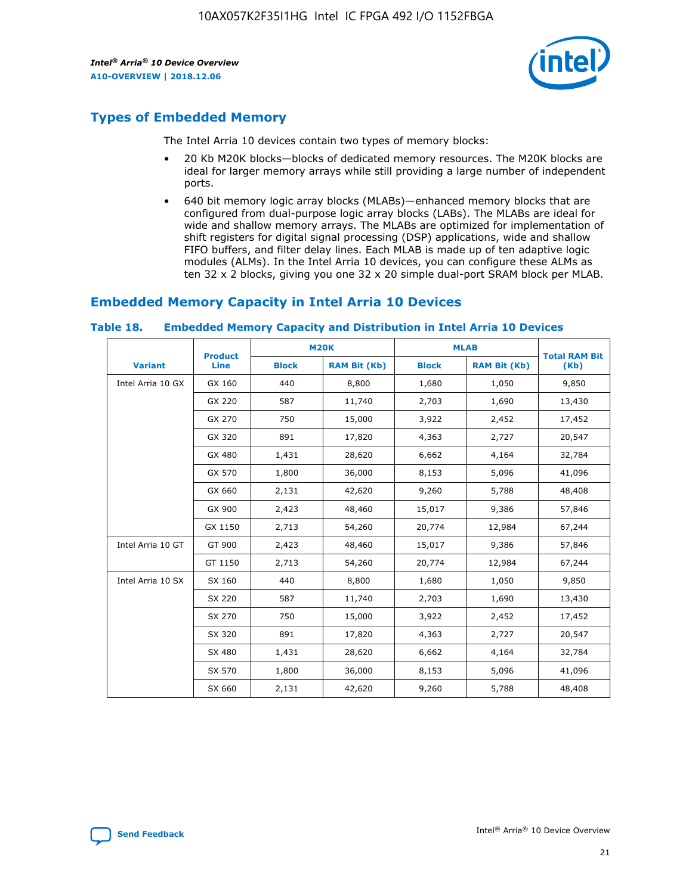## Types of Embedded Memory

The Intel Arria 10 devices contain two types of memory blocks:

- 20 Kb M20K blocks—blocks of dedicated memory resources. The M20K blocks are ideal for larger memory arrays while still providing a large number of independent ports.
- 640 bit memory logic array blocks (MLABs)—enhanced memory blocks that are configured from dual-purpose logic array blocks (LABs). The MLABs are ideal for wide and shallow memory arrays. The MLABs are optimized for implementation of shift registers for digital signal processing (DSP) applications, wide and shallow FIFO buffers, and filter delay lines. Each MLAB is made up of ten adaptive logic modules (ALMs). In the Intel Arria 10 devices, you can configure these ALMs as ten 32 x 2 blocks, giving you one 32 x 20 simple dual-port SRAM block per MLAB.

## Embedded Memory Capacity in Intel Arria 10 Devices

**Table 18. Embedded Memory Capacity and Distribution in Intel Arria 10 Devices**

| Variant | Product Line | M20K | | MLAB | | Total RAM Bit (Kb) |
|---|---|---|---|---|---|---|
| | | Block | RAM Bit (Kb) | Block | RAM Bit (Kb) | |
| Intel Arria 10 GX | GX 160 | 440 | 8,800 | 1,680 | 1,050 | 9,850 |
| | GX 220 | 587 | 11,740 | 2,703 | 1,690 | 13,430 |
| | GX 270 | 750 | 15,000 | 3,922 | 2,452 | 17,452 |
| | GX 320 | 891 | 17,820 | 4,363 | 2,727 | 20,547 |
| | GX 480 | 1,431 | 28,620 | 6,662 | 4,164 | 32,784 |
| | GX 570 | 1,800 | 36,000 | 8,153 | 5,096 | 41,096 |
| | GX 660 | 2,131 | 42,620 | 9,260 | 5,788 | 48,408 |
| | GX 900 | 2,423 | 48,460 | 15,017 | 9,386 | 57,846 |
| | GX 1150 | 2,713 | 54,260 | 20,774 | 12,984 | 67,244 |
| Intel Arria 10 GT | GT 900 | 2,423 | 48,460 | 15,017 | 9,386 | 57,846 |
| | GT 1150 | 2,713 | 54,260 | 20,774 | 12,984 | 67,244 |
| Intel Arria 10 SX | SX 160 | 440 | 8,800 | 1,680 | 1,050 | 9,850 |
| | SX 220 | 587 | 11,740 | 2,703 | 1,690 | 13,430 |
| | SX 270 | 750 | 15,000 | 3,922 | 2,452 | 17,452 |
| | SX 320 | 891 | 17,820 | 4,363 | 2,727 | 20,547 |
| | SX 480 | 1,431 | 28,620 | 6,662 | 4,164 | 32,784 |
| | SX 570 | 1,800 | 36,000 | 8,153 | 5,096 | 41,096 |
| | SX 660 | 2,131 | 42,620 | 9,260 | 5,788 | 48,408 |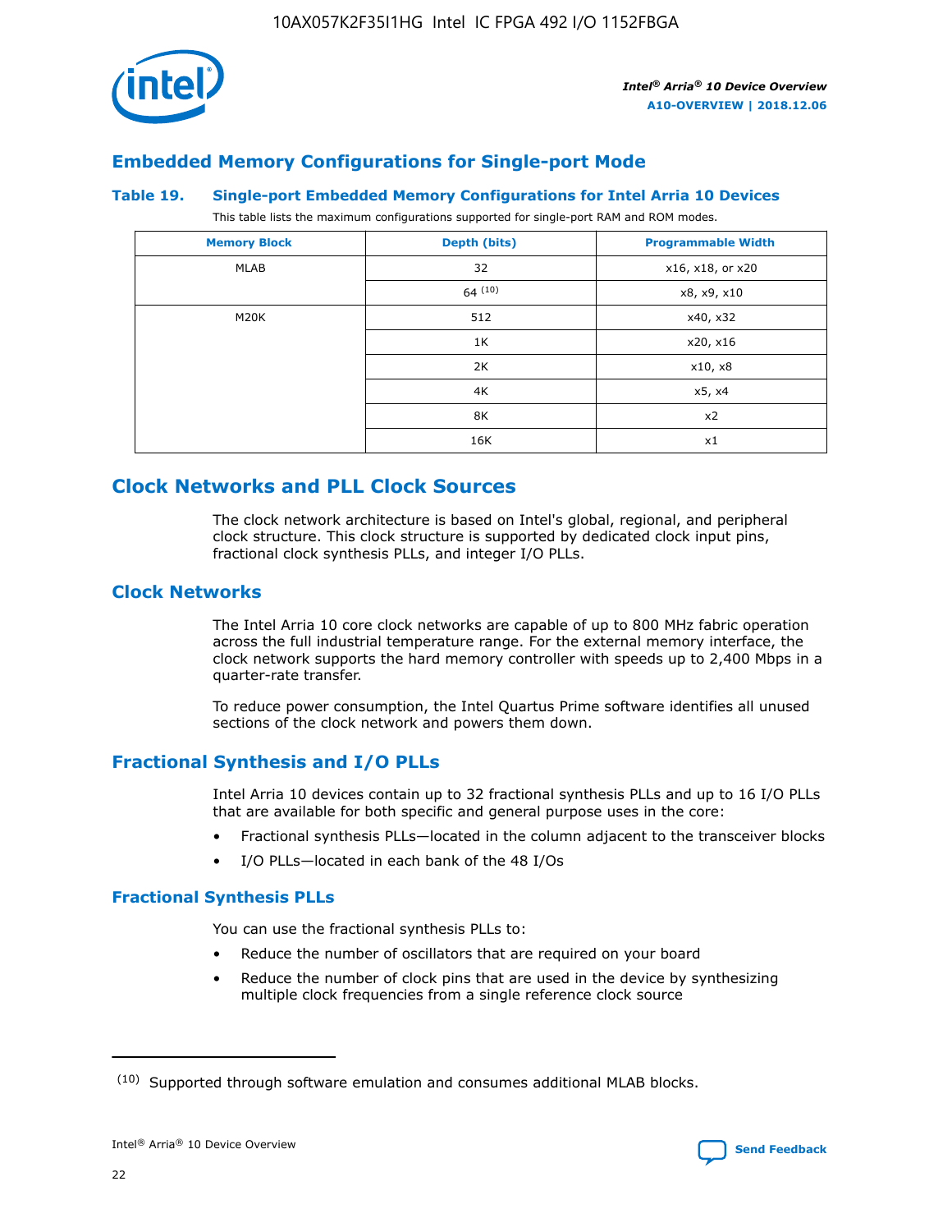## Embedded Memory Configurations for Single-port Mode

### Table 19. Single-port Embedded Memory Configurations for Intel Arria 10 Devices

This table lists the maximum configurations supported for single-port RAM and ROM modes.

| Memory Block | Depth (bits) | Programmable Width |
| --- | --- | --- |
| MLAB | 32 | x16, x18, or x20 |
| | 64 (10) | x8, x9, x10 |
| M20K | 512 | x40, x32 |
| | 1K | x20, x16 |
| | 2K | x10, x8 |
| | 4K | x5, x4 |
| | 8K | x2 |
| | 16K | x1 |

## Clock Networks and PLL Clock Sources

The clock network architecture is based on Intel's global, regional, and peripheral clock structure. This clock structure is supported by dedicated clock input pins, fractional clock synthesis PLLs, and integer I/O PLLs.

## Clock Networks

The Intel Arria 10 core clock networks are capable of up to 800 MHz fabric operation across the full industrial temperature range. For the external memory interface, the clock network supports the hard memory controller with speeds up to 2,400 Mbps in a quarter-rate transfer.

To reduce power consumption, the Intel Quartus Prime software identifies all unused sections of the clock network and powers them down.

## Fractional Synthesis and I/O PLLs

Intel Arria 10 devices contain up to 32 fractional synthesis PLLs and up to 16 I/O PLLs that are available for both specific and general purpose uses in the core:

- Fractional synthesis PLLs—located in the column adjacent to the transceiver blocks
- I/O PLLs—located in each bank of the 48 I/Os

### Fractional Synthesis PLLs

You can use the fractional synthesis PLLs to:

- Reduce the number of oscillators that are required on your board
- Reduce the number of clock pins that are used in the device by synthesizing multiple clock frequencies from a single reference clock source

(10) Supported through software emulation and consumes additional MLAB blocks.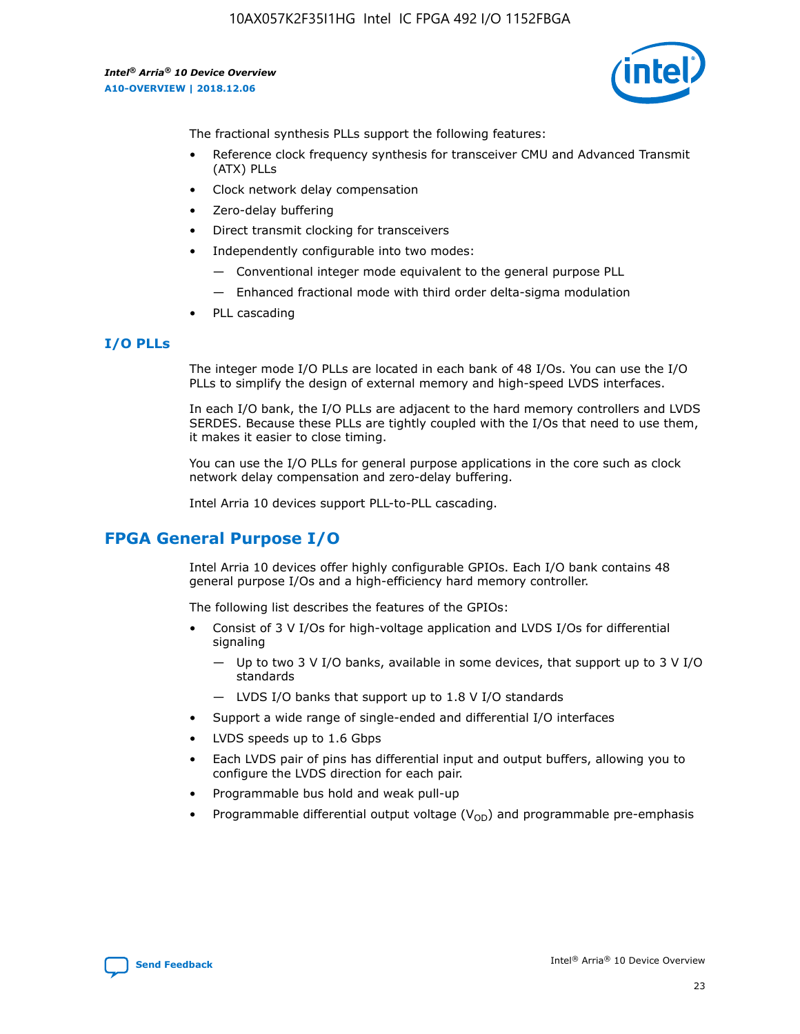The fractional synthesis PLLs support the following features:

- Reference clock frequency synthesis for transceiver CMU and Advanced Transmit (ATX) PLLs
- Clock network delay compensation
- Zero-delay buffering
- Direct transmit clocking for transceivers
- Independently configurable into two modes:
  - Conventional integer mode equivalent to the general purpose PLL
  - Enhanced fractional mode with third order delta-sigma modulation
- PLL cascading

### I/O PLLs

The integer mode I/O PLLs are located in each bank of 48 I/Os. You can use the I/O PLLs to simplify the design of external memory and high-speed LVDS interfaces.

In each I/O bank, the I/O PLLs are adjacent to the hard memory controllers and LVDS SERDES. Because these PLLs are tightly coupled with the I/Os that need to use them, it makes it easier to close timing.

You can use the I/O PLLs for general purpose applications in the core such as clock network delay compensation and zero-delay buffering.

Intel Arria 10 devices support PLL-to-PLL cascading.

## FPGA General Purpose I/O

Intel Arria 10 devices offer highly configurable GPIOs. Each I/O bank contains 48 general purpose I/Os and a high-efficiency hard memory controller.

The following list describes the features of the GPIOs:

- Consist of 3 V I/Os for high-voltage application and LVDS I/Os for differential signaling
  - Up to two 3 V I/O banks, available in some devices, that support up to 3 V I/O standards
  - LVDS I/O banks that support up to 1.8 V I/O standards
- Support a wide range of single-ended and differential I/O interfaces
- LVDS speeds up to 1.6 Gbps
- Each LVDS pair of pins has differential input and output buffers, allowing you to configure the LVDS direction for each pair.
- Programmable bus hold and weak pull-up
- Programmable differential output voltage ($V_{OD}$) and programmable pre-emphasis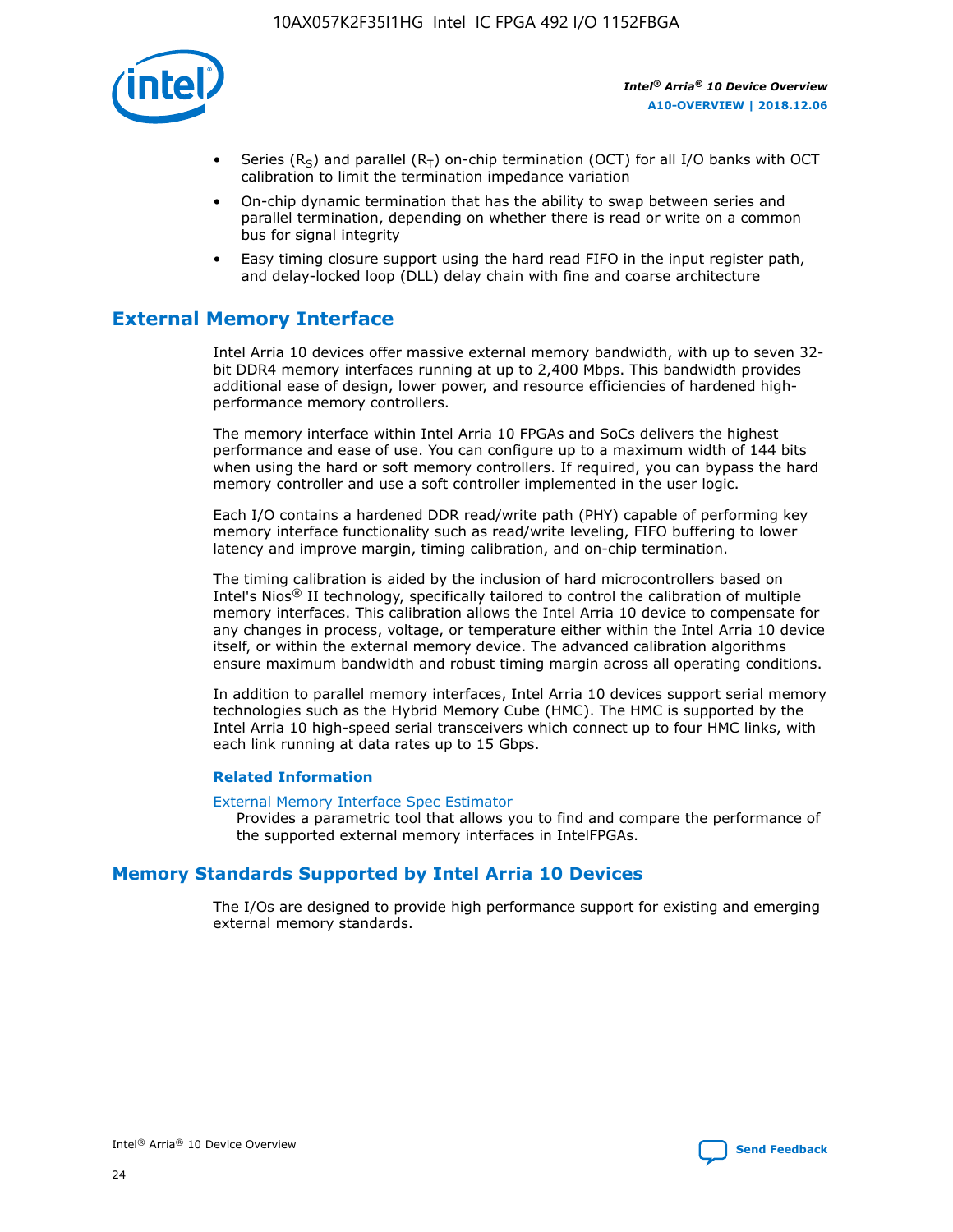- Series ($R_S$) and parallel ($R_T$) on-chip termination (OCT) for all I/O banks with OCT calibration to limit the termination impedance variation
- On-chip dynamic termination that has the ability to swap between series and parallel termination, depending on whether there is read or write on a common bus for signal integrity
- Easy timing closure support using the hard read FIFO in the input register path, and delay-locked loop (DLL) delay chain with fine and coarse architecture

## External Memory Interface

Intel Arria 10 devices offer massive external memory bandwidth, with up to seven 32-bit DDR4 memory interfaces running at up to 2,400 Mbps. This bandwidth provides additional ease of design, lower power, and resource efficiencies of hardened high-performance memory controllers.

The memory interface within Intel Arria 10 FPGAs and SoCs delivers the highest performance and ease of use. You can configure up to a maximum width of 144 bits when using the hard or soft memory controllers. If required, you can bypass the hard memory controller and use a soft controller implemented in the user logic.

Each I/O contains a hardened DDR read/write path (PHY) capable of performing key memory interface functionality such as read/write leveling, FIFO buffering to lower latency and improve margin, timing calibration, and on-chip termination.

The timing calibration is aided by the inclusion of hard microcontrollers based on Intel's Nios® II technology, specifically tailored to control the calibration of multiple memory interfaces. This calibration allows the Intel Arria 10 device to compensate for any changes in process, voltage, or temperature either within the Intel Arria 10 device itself, or within the external memory device. The advanced calibration algorithms ensure maximum bandwidth and robust timing margin across all operating conditions.

In addition to parallel memory interfaces, Intel Arria 10 devices support serial memory technologies such as the Hybrid Memory Cube (HMC). The HMC is supported by the Intel Arria 10 high-speed serial transceivers which connect up to four HMC links, with each link running at data rates up to 15 Gbps.

### Related Information

External Memory Interface Spec Estimator
Provides a parametric tool that allows you to find and compare the performance of the supported external memory interfaces in IntelFPGAs.

## Memory Standards Supported by Intel Arria 10 Devices

The I/Os are designed to provide high performance support for existing and emerging external memory standards.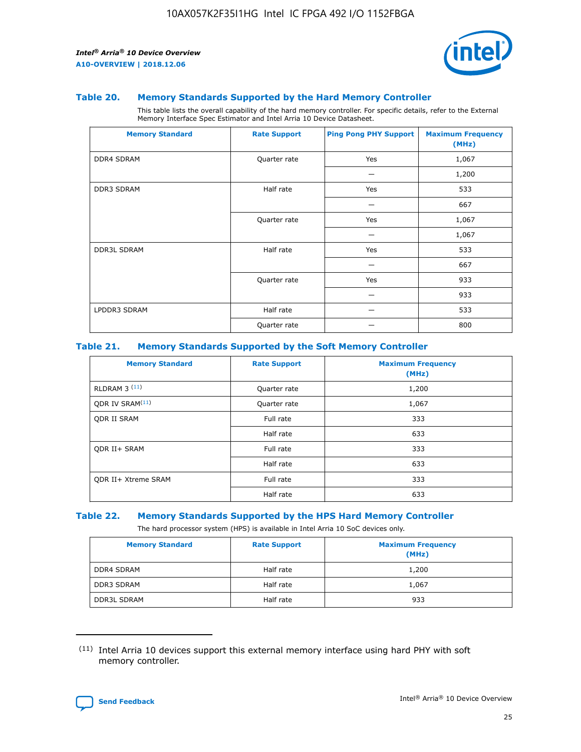### Table 20. Memory Standards Supported by the Hard Memory Controller

This table lists the overall capability of the hard memory controller. For specific details, refer to the External Memory Interface Spec Estimator and Intel Arria 10 Device Datasheet.

| Memory Standard | Rate Support | Ping Pong PHY Support | Maximum Frequency (MHz) |
|---|---|---|---|
| DDR4 SDRAM | Quarter rate | Yes | 1,067 |
| | | — | 1,200 |
| DDR3 SDRAM | Half rate | Yes | 533 |
| | | — | 667 |
| | Quarter rate | Yes | 1,067 |
| | | — | 1,067 |
| DDR3L SDRAM | Half rate | Yes | 533 |
| | | — | 667 |
| | Quarter rate | Yes | 933 |
| | | — | 933 |
| LPDDR3 SDRAM | Half rate | — | 533 |
| | Quarter rate | — | 800 |

### Table 21. Memory Standards Supported by the Soft Memory Controller

| Memory Standard | Rate Support | Maximum Frequency (MHz) |
|---|---|---|
| RLDRAM 3 [11] | Quarter rate | 1,200 |
| QDR IV SRAM[11] | Quarter rate | 1,067 |
| QDR II SRAM | Full rate | 333 |
| | Half rate | 633 |
| QDR II+ SRAM | Full rate | 333 |
| | Half rate | 633 |
| QDR II+ Xtreme SRAM | Full rate | 333 |
| | Half rate | 633 |

### Table 22. Memory Standards Supported by the HPS Hard Memory Controller

The hard processor system (HPS) is available in Intel Arria 10 SoC devices only.

| Memory Standard | Rate Support | Maximum Frequency (MHz) |
|---|---|---|
| DDR4 SDRAM | Half rate | 1,200 |
| DDR3 SDRAM | Half rate | 1,067 |
| DDR3L SDRAM | Half rate | 933 |

(11) Intel Arria 10 devices support this external memory interface using hard PHY with soft memory controller.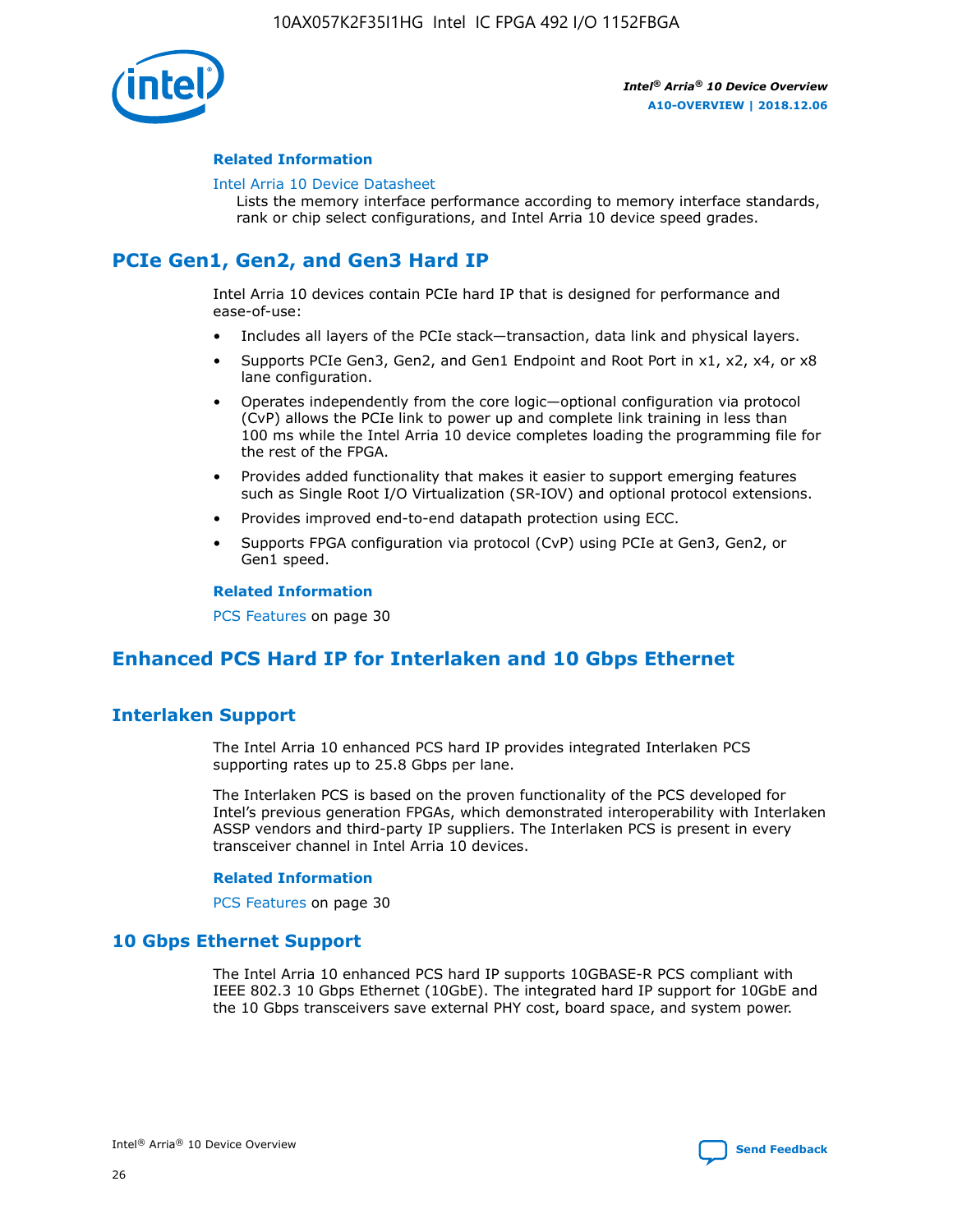**Related Information**

Intel Arria 10 Device Datasheet
Lists the memory interface performance according to memory interface standards, rank or chip select configurations, and Intel Arria 10 device speed grades.

## PCIe Gen1, Gen2, and Gen3 Hard IP

Intel Arria 10 devices contain PCIe hard IP that is designed for performance and ease-of-use:

- Includes all layers of the PCIe stack—transaction, data link and physical layers.
- Supports PCIe Gen3, Gen2, and Gen1 Endpoint and Root Port in x1, x2, x4, or x8 lane configuration.
- Operates independently from the core logic—optional configuration via protocol (CvP) allows the PCIe link to power up and complete link training in less than 100 ms while the Intel Arria 10 device completes loading the programming file for the rest of the FPGA.
- Provides added functionality that makes it easier to support emerging features such as Single Root I/O Virtualization (SR-IOV) and optional protocol extensions.
- Provides improved end-to-end datapath protection using ECC.
- Supports FPGA configuration via protocol (CvP) using PCIe at Gen3, Gen2, or Gen1 speed.

**Related Information**

PCS Features on page 30

## Enhanced PCS Hard IP for Interlaken and 10 Gbps Ethernet

## Interlaken Support

The Intel Arria 10 enhanced PCS hard IP provides integrated Interlaken PCS supporting rates up to 25.8 Gbps per lane.

The Interlaken PCS is based on the proven functionality of the PCS developed for Intel's previous generation FPGAs, which demonstrated interoperability with Interlaken ASSP vendors and third-party IP suppliers. The Interlaken PCS is present in every transceiver channel in Intel Arria 10 devices.

**Related Information**

PCS Features on page 30

## 10 Gbps Ethernet Support

The Intel Arria 10 enhanced PCS hard IP supports 10GBASE-R PCS compliant with IEEE 802.3 10 Gbps Ethernet (10GbE). The integrated hard IP support for 10GbE and the 10 Gbps transceivers save external PHY cost, board space, and system power.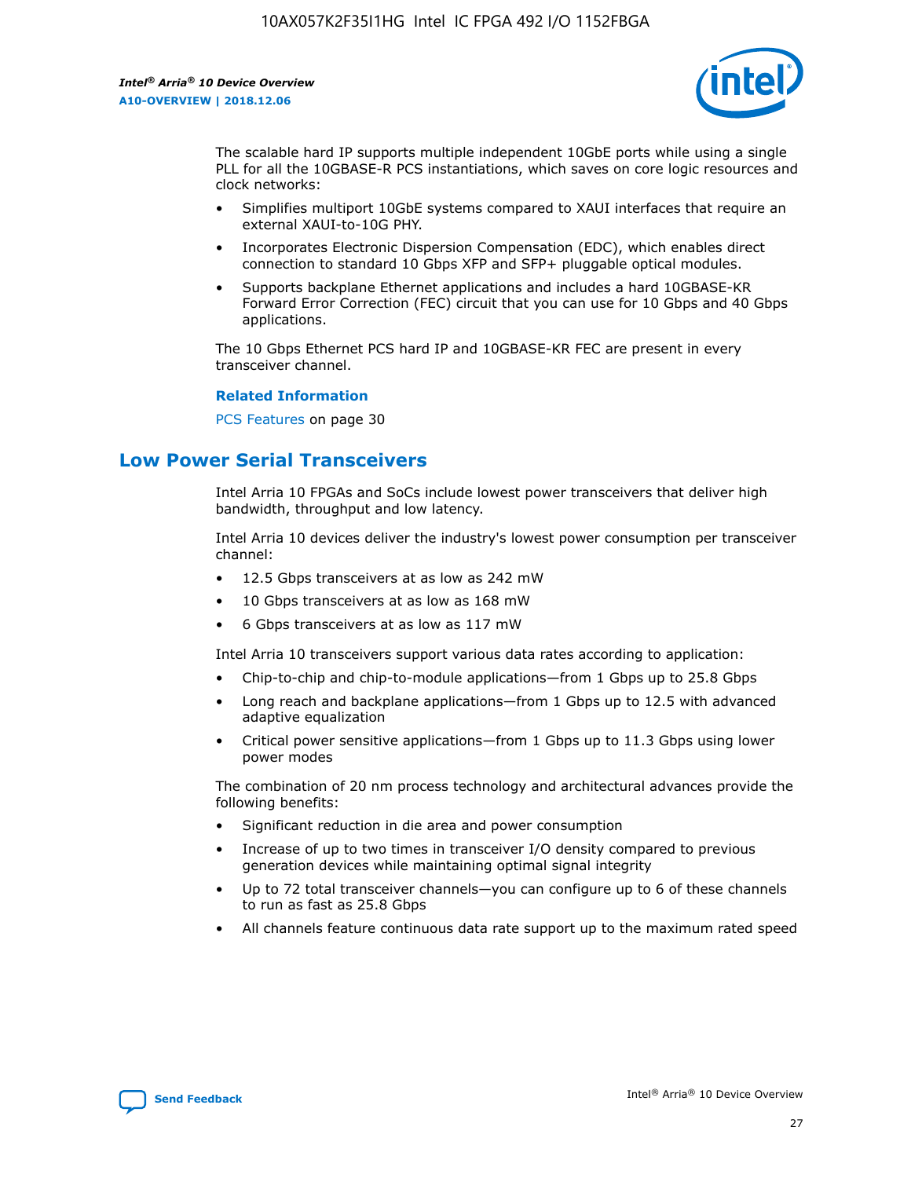The scalable hard IP supports multiple independent 10GbE ports while using a single PLL for all the 10GBASE-R PCS instantiations, which saves on core logic resources and clock networks:

- Simplifies multiport 10GbE systems compared to XAUI interfaces that require an external XAUI-to-10G PHY.
- Incorporates Electronic Dispersion Compensation (EDC), which enables direct connection to standard 10 Gbps XFP and SFP+ pluggable optical modules.
- Supports backplane Ethernet applications and includes a hard 10GBASE-KR Forward Error Correction (FEC) circuit that you can use for 10 Gbps and 40 Gbps applications.

The 10 Gbps Ethernet PCS hard IP and 10GBASE-KR FEC are present in every transceiver channel.

**Related Information**

PCS Features on page 30

## Low Power Serial Transceivers

Intel Arria 10 FPGAs and SoCs include lowest power transceivers that deliver high bandwidth, throughput and low latency.

Intel Arria 10 devices deliver the industry's lowest power consumption per transceiver channel:

- 12.5 Gbps transceivers at as low as 242 mW
- 10 Gbps transceivers at as low as 168 mW
- 6 Gbps transceivers at as low as 117 mW

Intel Arria 10 transceivers support various data rates according to application:

- Chip-to-chip and chip-to-module applications—from 1 Gbps up to 25.8 Gbps
- Long reach and backplane applications—from 1 Gbps up to 12.5 with advanced adaptive equalization
- Critical power sensitive applications—from 1 Gbps up to 11.3 Gbps using lower power modes

The combination of 20 nm process technology and architectural advances provide the following benefits:

- Significant reduction in die area and power consumption
- Increase of up to two times in transceiver I/O density compared to previous generation devices while maintaining optimal signal integrity
- Up to 72 total transceiver channels—you can configure up to 6 of these channels to run as fast as 25.8 Gbps
- All channels feature continuous data rate support up to the maximum rated speed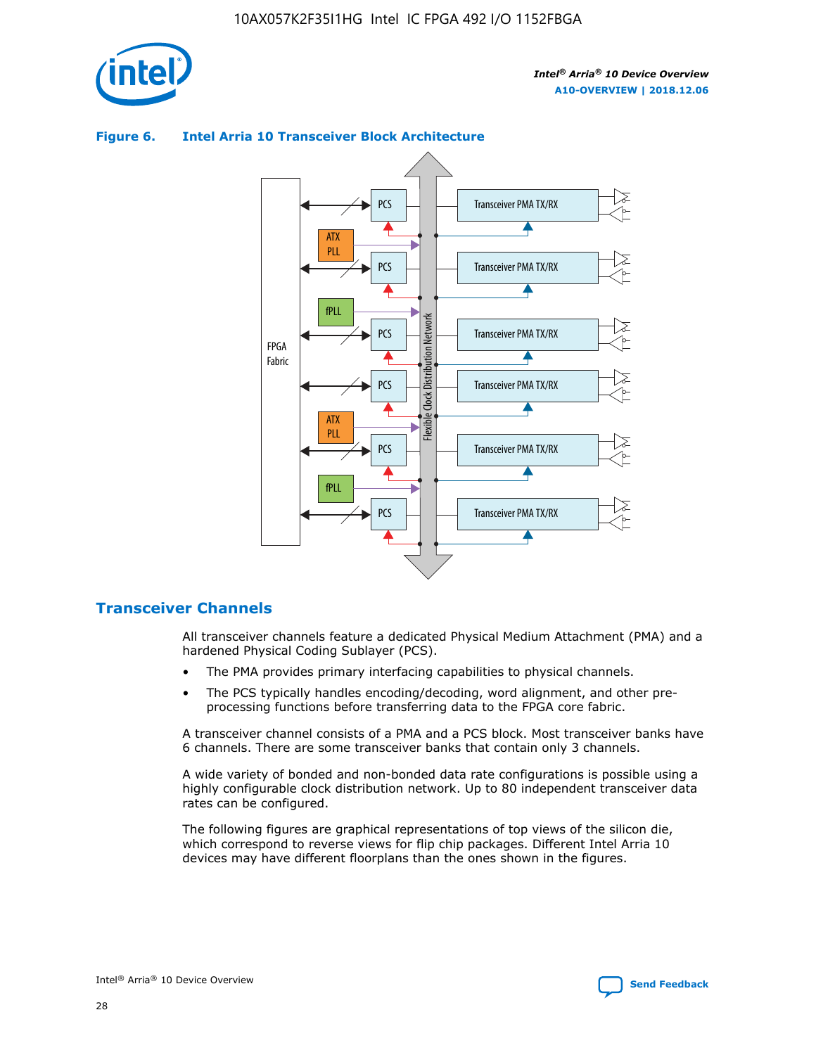**Figure 6. Intel Arria 10 Transceiver Block Architecture**

## Transceiver Channels

All transceiver channels feature a dedicated Physical Medium Attachment (PMA) and a hardened Physical Coding Sublayer (PCS).

- The PMA provides primary interfacing capabilities to physical channels.
- The PCS typically handles encoding/decoding, word alignment, and other pre-processing functions before transferring data to the FPGA core fabric.

A transceiver channel consists of a PMA and a PCS block. Most transceiver banks have 6 channels. There are some transceiver banks that contain only 3 channels.

A wide variety of bonded and non-bonded data rate configurations is possible using a highly configurable clock distribution network. Up to 80 independent transceiver data rates can be configured.

The following figures are graphical representations of top views of the silicon die, which correspond to reverse views for flip chip packages. Different Intel Arria 10 devices may have different floorplans than the ones shown in the figures.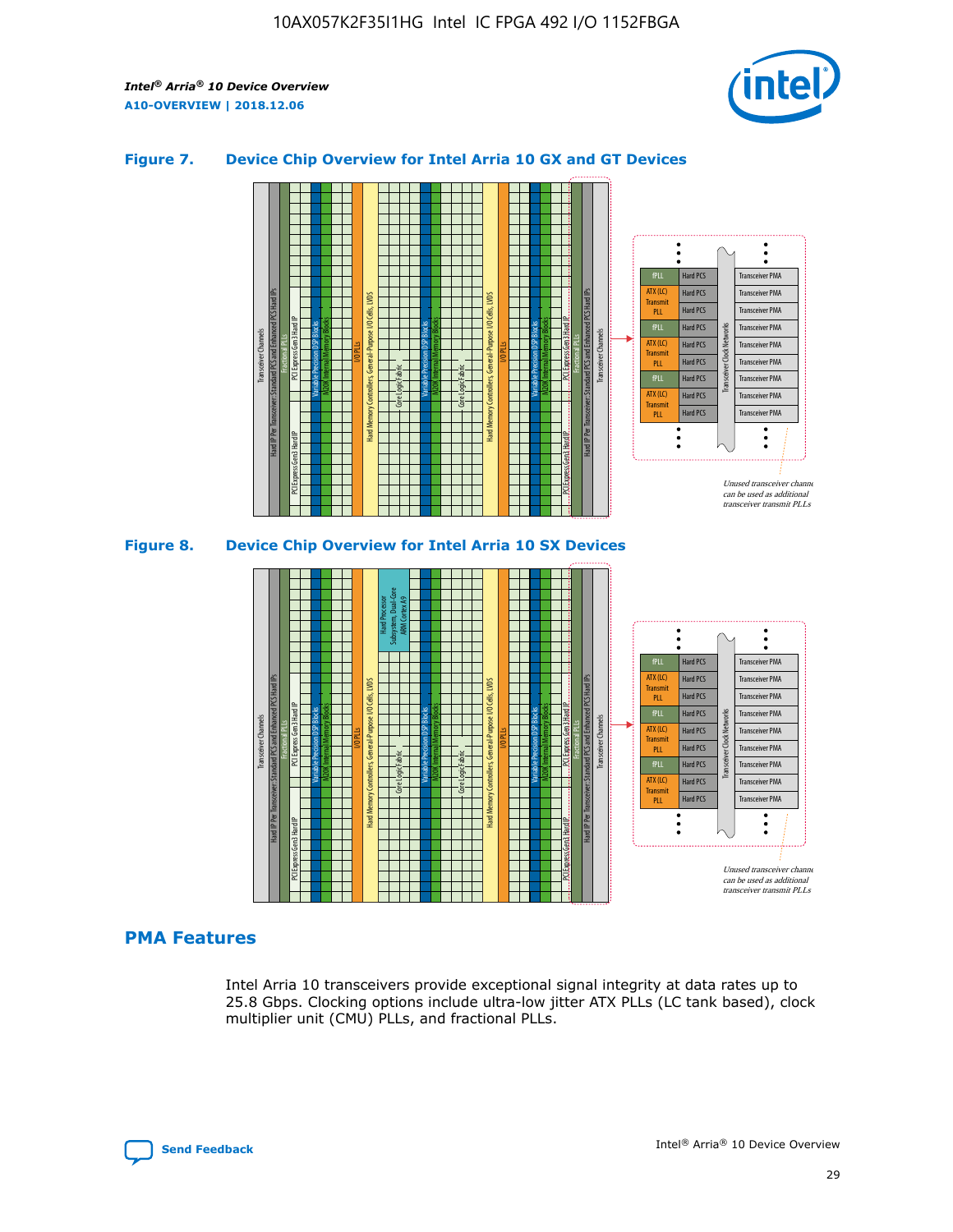## Figure 7. Device Chip Overview for Intel Arria 10 GX and GT Devices

## Figure 8. Device Chip Overview for Intel Arria 10 SX Devices

## PMA Features

Intel Arria 10 transceivers provide exceptional signal integrity at data rates up to 25.8 Gbps. Clocking options include ultra-low jitter ATX PLLs (LC tank based), clock multiplier unit (CMU) PLLs, and fractional PLLs.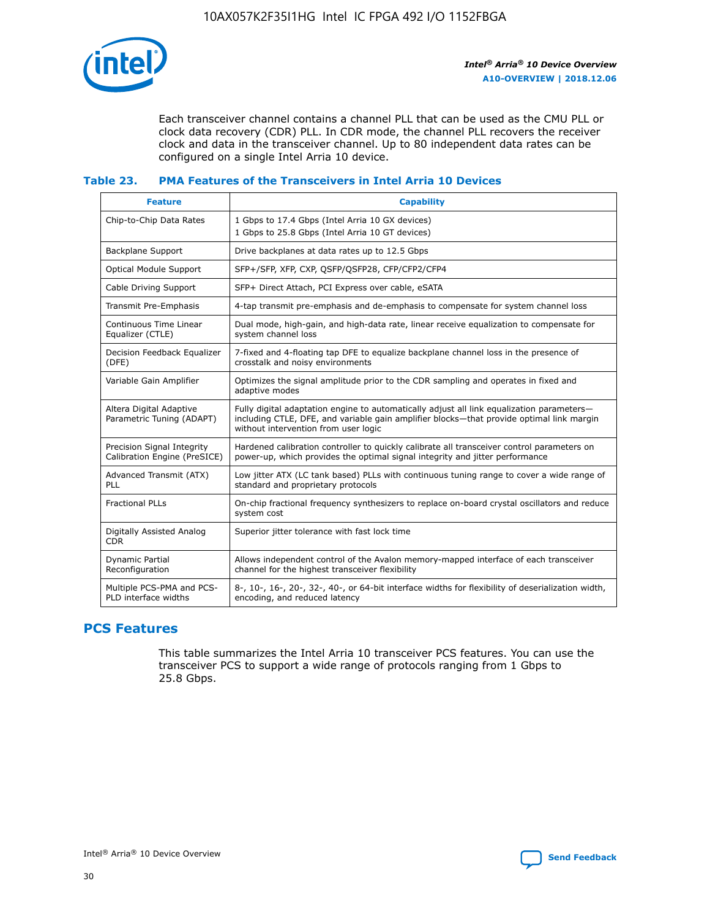Each transceiver channel contains a channel PLL that can be used as the CMU PLL or clock data recovery (CDR) PLL. In CDR mode, the channel PLL recovers the receiver clock and data in the transceiver channel. Up to 80 independent data rates can be configured on a single Intel Arria 10 device.

### Table 23. PMA Features of the Transceivers in Intel Arria 10 Devices

| Feature | Capability |
| --- | --- |
| Chip-to-Chip Data Rates | 1 Gbps to 17.4 Gbps (Intel Arria 10 GX devices)<br>1 Gbps to 25.8 Gbps (Intel Arria 10 GT devices) |
| Backplane Support | Drive backplanes at data rates up to 12.5 Gbps |
| Optical Module Support | SFP+/SFP, XFP, CXP, QSFP/QSFP28, CFP/CFP2/CFP4 |
| Cable Driving Support | SFP+ Direct Attach, PCI Express over cable, eSATA |
| Transmit Pre-Emphasis | 4-tap transmit pre-emphasis and de-emphasis to compensate for system channel loss |
| Continuous Time Linear Equalizer (CTLE) | Dual mode, high-gain, and high-data rate, linear receive equalization to compensate for system channel loss |
| Decision Feedback Equalizer (DFE) | 7-fixed and 4-floating tap DFE to equalize backplane channel loss in the presence of crosstalk and noisy environments |
| Variable Gain Amplifier | Optimizes the signal amplitude prior to the CDR sampling and operates in fixed and adaptive modes |
| Altera Digital Adaptive Parametric Tuning (ADAPT) | Fully digital adaptation engine to automatically adjust all link equalization parameters—including CTLE, DFE, and variable gain amplifier blocks—that provide optimal link margin without intervention from user logic |
| Precision Signal Integrity Calibration Engine (PreSICE) | Hardened calibration controller to quickly calibrate all transceiver control parameters on power-up, which provides the optimal signal integrity and jitter performance |
| Advanced Transmit (ATX) PLL | Low jitter ATX (LC tank based) PLLs with continuous tuning range to cover a wide range of standard and proprietary protocols |
| Fractional PLLs | On-chip fractional frequency synthesizers to replace on-board crystal oscillators and reduce system cost |
| Digitally Assisted Analog CDR | Superior jitter tolerance with fast lock time |
| Dynamic Partial Reconfiguration | Allows independent control of the Avalon memory-mapped interface of each transceiver channel for the highest transceiver flexibility |
| Multiple PCS-PMA and PCS-PLD interface widths | 8-, 10-, 16-, 20-, 32-, 40-, or 64-bit interface widths for flexibility of deserialization width, encoding, and reduced latency |

## PCS Features

This table summarizes the Intel Arria 10 transceiver PCS features. You can use the transceiver PCS to support a wide range of protocols ranging from 1 Gbps to 25.8 Gbps.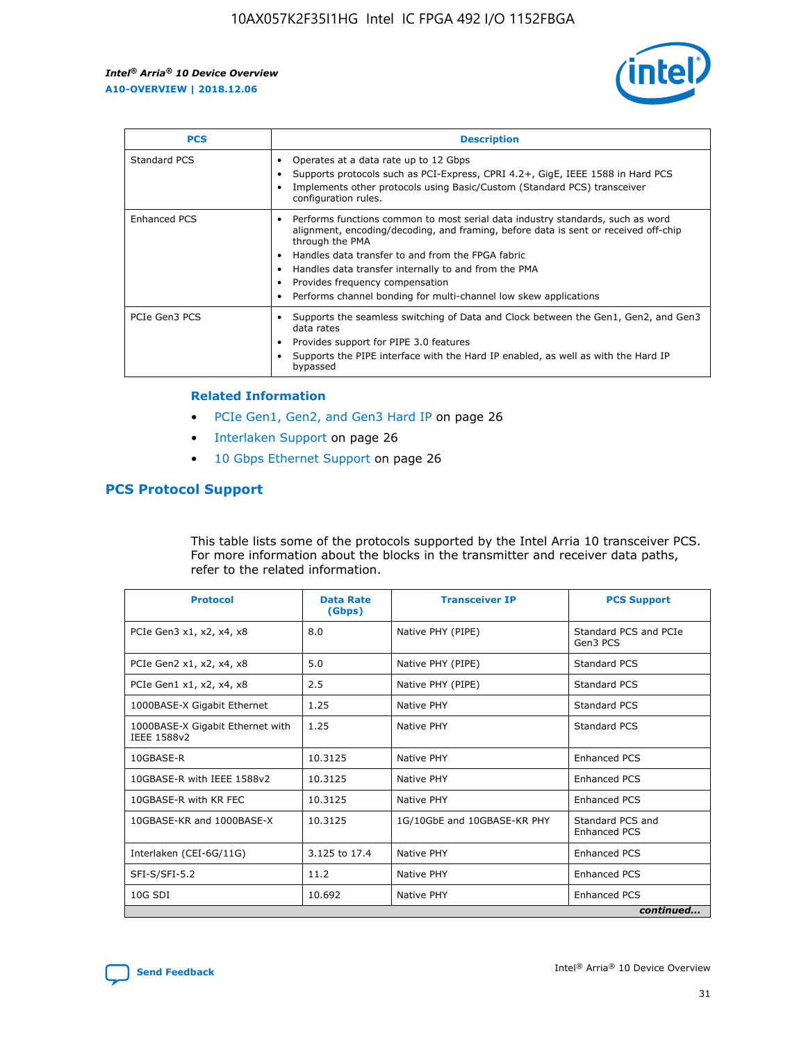| PCS | Description |
| --- | --- |
| Standard PCS | • Operates at a data rate up to 12 Gbps<br>• Supports protocols such as PCI-Express, CPRI 4.2+, GigE, IEEE 1588 in Hard PCS<br>• Implements other protocols using Basic/Custom (Standard PCS) transceiver configuration rules. |
| Enhanced PCS | • Performs functions common to most serial data industry standards, such as word alignment, encoding/decoding, and framing, before data is sent or received off-chip through the PMA<br>• Handles data transfer to and from the FPGA fabric<br>• Handles data transfer internally to and from the PMA<br>• Provides frequency compensation<br>• Performs channel bonding for multi-channel low skew applications |
| PCIe Gen3 PCS | • Supports the seamless switching of Data and Clock between the Gen1, Gen2, and Gen3 data rates<br>• Provides support for PIPE 3.0 features<br>• Supports the PIPE interface with the Hard IP enabled, as well as with the Hard IP bypassed |

### Related Information

- PCIe Gen1, Gen2, and Gen3 Hard IP on page 26
- Interlaken Support on page 26
- 10 Gbps Ethernet Support on page 26

## PCS Protocol Support

This table lists some of the protocols supported by the Intel Arria 10 transceiver PCS. For more information about the blocks in the transmitter and receiver data paths, refer to the related information.

| Protocol | Data Rate (Gbps) | Transceiver IP | PCS Support |
| --- | --- | --- | --- |
| PCIe Gen3 x1, x2, x4, x8 | 8.0 | Native PHY (PIPE) | Standard PCS and PCIe Gen3 PCS |
| PCIe Gen2 x1, x2, x4, x8 | 5.0 | Native PHY (PIPE) | Standard PCS |
| PCIe Gen1 x1, x2, x4, x8 | 2.5 | Native PHY (PIPE) | Standard PCS |
| 1000BASE-X Gigabit Ethernet | 1.25 | Native PHY | Standard PCS |
| 1000BASE-X Gigabit Ethernet with IEEE 1588v2 | 1.25 | Native PHY | Standard PCS |
| 10GBASE-R | 10.3125 | Native PHY | Enhanced PCS |
| 10GBASE-R with IEEE 1588v2 | 10.3125 | Native PHY | Enhanced PCS |
| 10GBASE-R with KR FEC | 10.3125 | Native PHY | Enhanced PCS |
| 10GBASE-KR and 1000BASE-X | 10.3125 | 1G/10GbE and 10GBASE-KR PHY | Standard PCS and Enhanced PCS |
| Interlaken (CEI-6G/11G) | 3.125 to 17.4 | Native PHY | Enhanced PCS |
| SFI-S/SFI-5.2 | 11.2 | Native PHY | Enhanced PCS |
| 10G SDI | 10.692 | Native PHY | Enhanced PCS |

*continued...*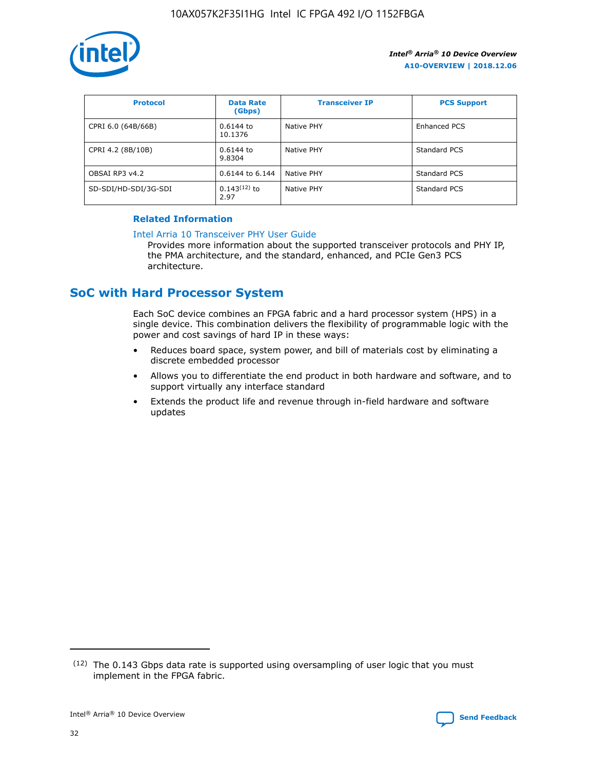| Protocol | Data Rate (Gbps) | Transceiver IP | PCS Support |
| --- | --- | --- | --- |
| CPRI 6.0 (64B/66B) | 0.6144 to 10.1376 | Native PHY | Enhanced PCS |
| CPRI 4.2 (8B/10B) | 0.6144 to 9.8304 | Native PHY | Standard PCS |
| OBSAI RP3 v4.2 | 0.6144 to 6.144 | Native PHY | Standard PCS |
| SD-SDI/HD-SDI/3G-SDI | 0.143[12] to 2.97 | Native PHY | Standard PCS |

**Related Information**

Intel Arria 10 Transceiver PHY User Guide

Provides more information about the supported transceiver protocols and PHY IP, the PMA architecture, and the standard, enhanced, and PCIe Gen3 PCS architecture.

## SoC with Hard Processor System

Each SoC device combines an FPGA fabric and a hard processor system (HPS) in a single device. This combination delivers the flexibility of programmable logic with the power and cost savings of hard IP in these ways:

- Reduces board space, system power, and bill of materials cost by eliminating a discrete embedded processor
- Allows you to differentiate the end product in both hardware and software, and to support virtually any interface standard
- Extends the product life and revenue through in-field hardware and software updates

(12) The 0.143 Gbps data rate is supported using oversampling of user logic that you must implement in the FPGA fabric.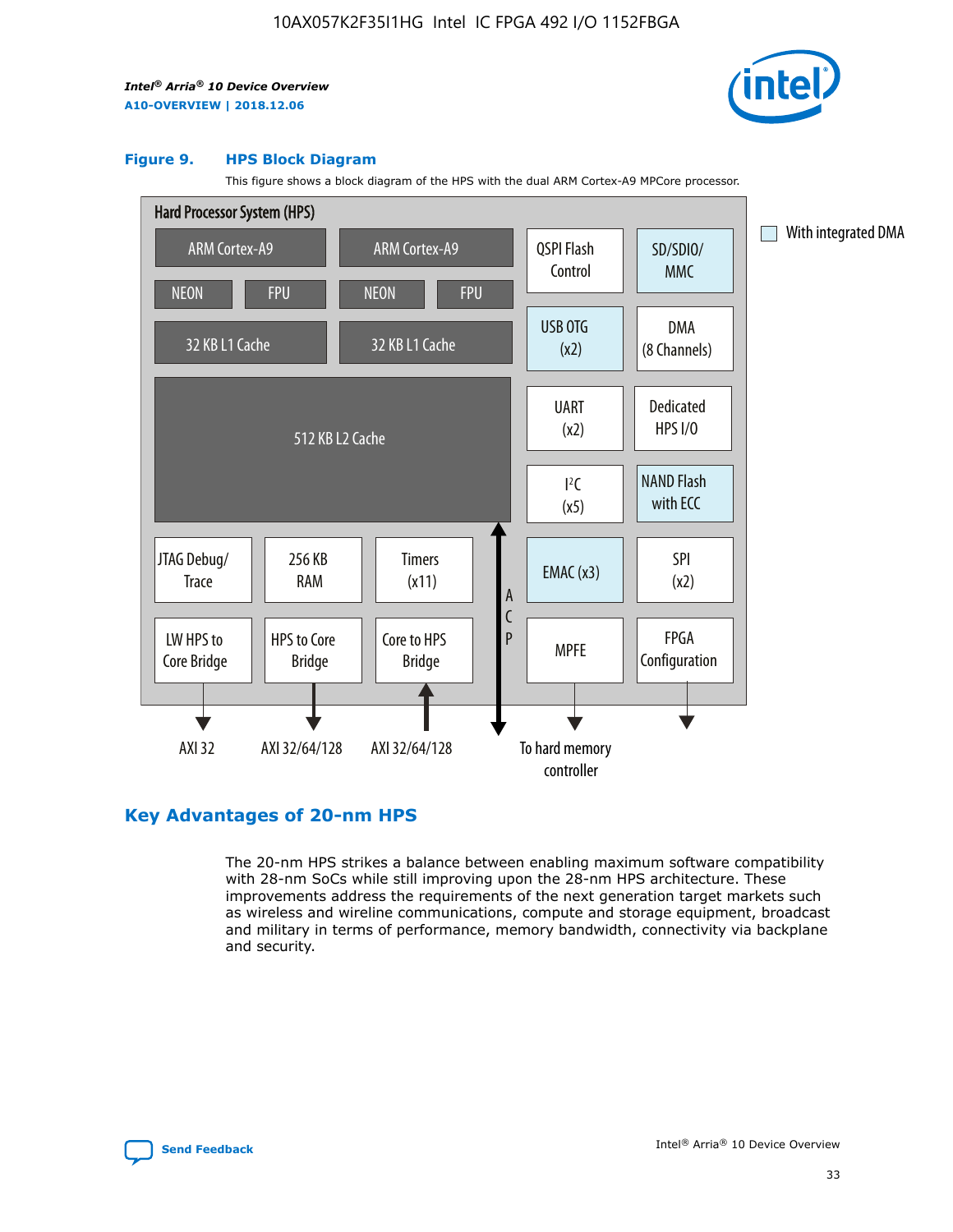**Figure 9. HPS Block Diagram**

This figure shows a block diagram of the HPS with the dual ARM Cortex-A9 MPCore processor.

Hard Processor System (HPS)

ARM Cortex-A9 | ARM Cortex-A9
NEON | FPU | NEON | FPU
32 KB L1 Cache | 32 KB L1 Cache
512 KB L2 Cache
JTAG Debug/Trace | 256 KB RAM | Timers (x11)
LW HPS to Core Bridge | HPS to Core Bridge | Core to HPS Bridge
QSPI Flash Control | SD/SDIO/MMC
USB OTG (x2) | DMA (8 Channels)
UART (x2) | Dedicated HPS I/O
I²C (x5) | NAND Flash with ECC
EMAC (x3) | SPI (x2)
MPFE | FPGA Configuration
ACP

AXI 32 | AXI 32/64/128 | AXI 32/64/128 | To hard memory controller

With integrated DMA

## Key Advantages of 20-nm HPS

The 20-nm HPS strikes a balance between enabling maximum software compatibility with 28-nm SoCs while still improving upon the 28-nm HPS architecture. These improvements address the requirements of the next generation target markets such as wireless and wireline communications, compute and storage equipment, broadcast and military in terms of performance, memory bandwidth, connectivity via backplane and security.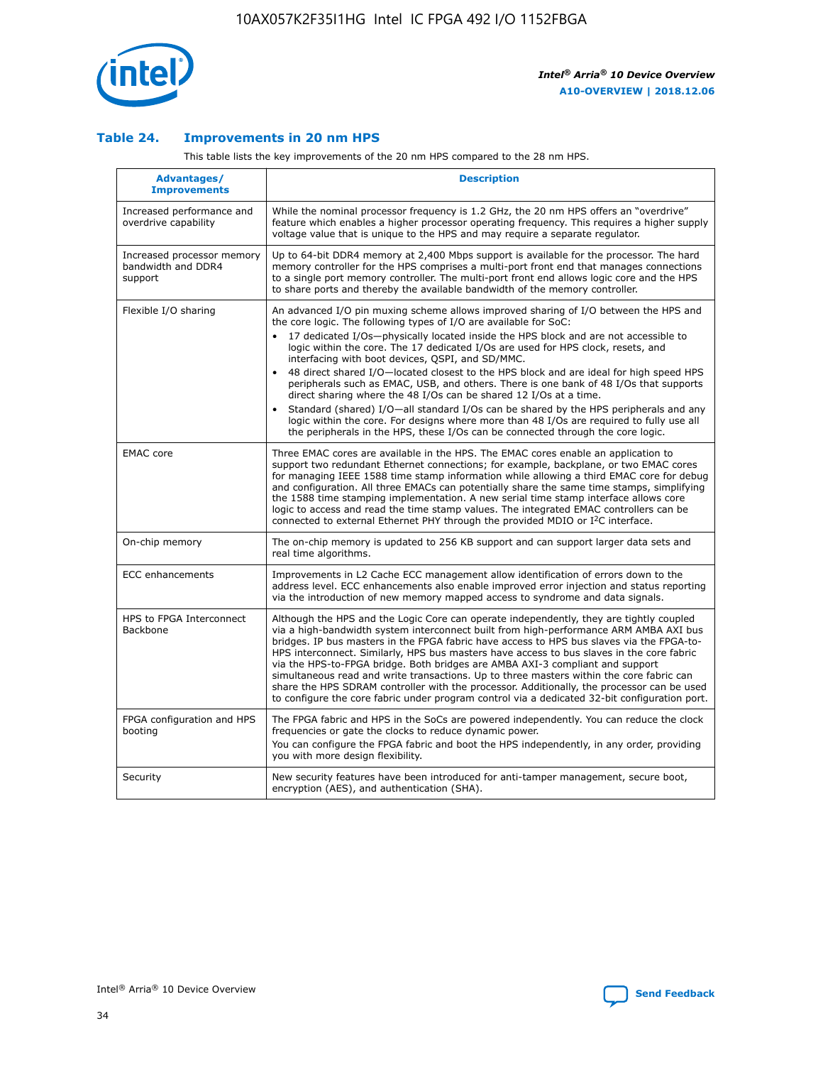### Table 24. Improvements in 20 nm HPS

This table lists the key improvements of the 20 nm HPS compared to the 28 nm HPS.

| Advantages/ Improvements | Description |
|---|---|
| Increased performance and overdrive capability | While the nominal processor frequency is 1.2 GHz, the 20 nm HPS offers an "overdrive" feature which enables a higher processor operating frequency. This requires a higher supply voltage value that is unique to the HPS and may require a separate regulator. |
| Increased processor memory bandwidth and DDR4 support | Up to 64-bit DDR4 memory at 2,400 Mbps support is available for the processor. The hard memory controller for the HPS comprises a multi-port front end that manages connections to a single port memory controller. The multi-port front end allows logic core and the HPS to share ports and thereby the available bandwidth of the memory controller. |
| Flexible I/O sharing | An advanced I/O pin muxing scheme allows improved sharing of I/O between the HPS and the core logic. The following types of I/O are available for SoC: <br>• 17 dedicated I/Os—physically located inside the HPS block and are not accessible to logic within the core. The 17 dedicated I/Os are used for HPS clock, resets, and interfacing with boot devices, QSPI, and SD/MMC. <br>• 48 direct shared I/O—located closest to the HPS block and are ideal for high speed HPS peripherals such as EMAC, USB, and others. There is one bank of 48 I/Os that supports direct sharing where the 48 I/Os can be shared 12 I/Os at a time. <br>• Standard (shared) I/O—all standard I/Os can be shared by the HPS peripherals and any logic within the core. For designs where more than 48 I/Os are required to fully use all the peripherals in the HPS, these I/Os can be connected through the core logic. |
| EMAC core | Three EMAC cores are available in the HPS. The EMAC cores enable an application to support two redundant Ethernet connections; for example, backplane, or two EMAC cores for managing IEEE 1588 time stamp information while allowing a third EMAC core for debug and configuration. All three EMACs can potentially share the same time stamps, simplifying the 1588 time stamping implementation. A new serial time stamp interface allows core logic to access and read the time stamp values. The integrated EMAC controllers can be connected to external Ethernet PHY through the provided MDIO or I²C interface. |
| On-chip memory | The on-chip memory is updated to 256 KB support and can support larger data sets and real time algorithms. |
| ECC enhancements | Improvements in L2 Cache ECC management allow identification of errors down to the address level. ECC enhancements also enable improved error injection and status reporting via the introduction of new memory mapped access to syndrome and data signals. |
| HPS to FPGA Interconnect Backbone | Although the HPS and the Logic Core can operate independently, they are tightly coupled via a high-bandwidth system interconnect built from high-performance ARM AMBA AXI bus bridges. IP bus masters in the FPGA fabric have access to HPS bus slaves via the FPGA-to-HPS interconnect. Similarly, HPS bus masters have access to bus slaves in the core fabric via the HPS-to-FPGA bridge. Both bridges are AMBA AXI-3 compliant and support simultaneous read and write transactions. Up to three masters within the core fabric can share the HPS SDRAM controller with the processor. Additionally, the processor can be used to configure the core fabric under program control via a dedicated 32-bit configuration port. |
| FPGA configuration and HPS booting | The FPGA fabric and HPS in the SoCs are powered independently. You can reduce the clock frequencies or gate the clocks to reduce dynamic power. <br>You can configure the FPGA fabric and boot the HPS independently, in any order, providing you with more design flexibility. |
| Security | New security features have been introduced for anti-tamper management, secure boot, encryption (AES), and authentication (SHA). |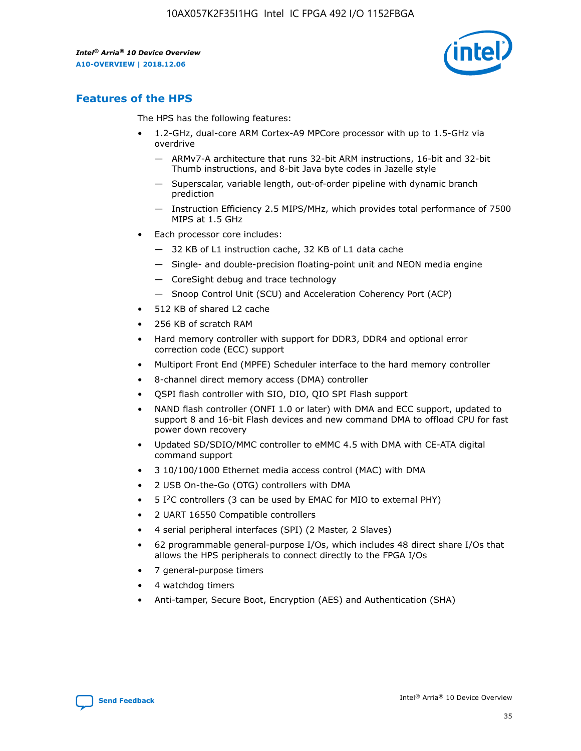## Features of the HPS

The HPS has the following features:

- 1.2-GHz, dual-core ARM Cortex-A9 MPCore processor with up to 1.5-GHz via overdrive
  - — ARMv7-A architecture that runs 32-bit ARM instructions, 16-bit and 32-bit Thumb instructions, and 8-bit Java byte codes in Jazelle style
  - — Superscalar, variable length, out-of-order pipeline with dynamic branch prediction
  - — Instruction Efficiency 2.5 MIPS/MHz, which provides total performance of 7500 MIPS at 1.5 GHz
- Each processor core includes:
  - — 32 KB of L1 instruction cache, 32 KB of L1 data cache
  - — Single- and double-precision floating-point unit and NEON media engine
  - — CoreSight debug and trace technology
  - — Snoop Control Unit (SCU) and Acceleration Coherency Port (ACP)
- 512 KB of shared L2 cache
- 256 KB of scratch RAM
- Hard memory controller with support for DDR3, DDR4 and optional error correction code (ECC) support
- Multiport Front End (MPFE) Scheduler interface to the hard memory controller
- 8-channel direct memory access (DMA) controller
- QSPI flash controller with SIO, DIO, QIO SPI Flash support
- NAND flash controller (ONFI 1.0 or later) with DMA and ECC support, updated to support 8 and 16-bit Flash devices and new command DMA to offload CPU for fast power down recovery
- Updated SD/SDIO/MMC controller to eMMC 4.5 with DMA with CE-ATA digital command support
- 3 10/100/1000 Ethernet media access control (MAC) with DMA
- 2 USB On-the-Go (OTG) controllers with DMA
- 5 I$^2$C controllers (3 can be used by EMAC for MIO to external PHY)
- 2 UART 16550 Compatible controllers
- 4 serial peripheral interfaces (SPI) (2 Master, 2 Slaves)
- 62 programmable general-purpose I/Os, which includes 48 direct share I/Os that allows the HPS peripherals to connect directly to the FPGA I/Os
- 7 general-purpose timers
- 4 watchdog timers
- Anti-tamper, Secure Boot, Encryption (AES) and Authentication (SHA)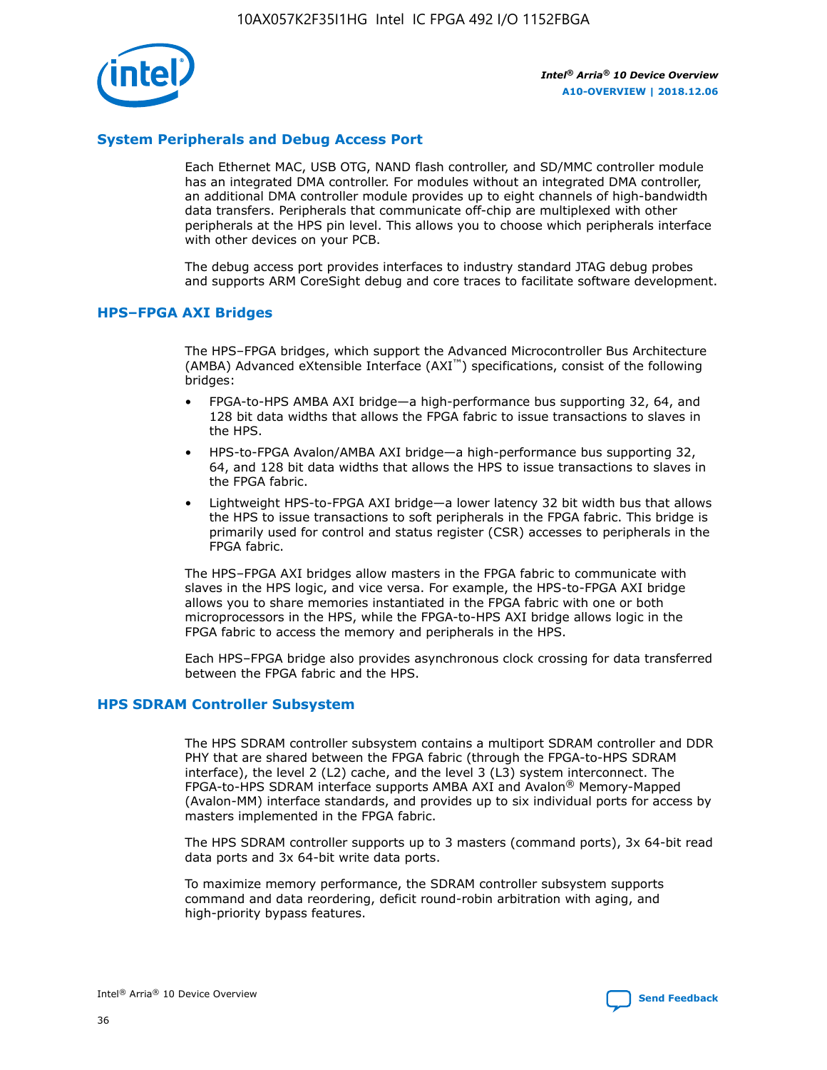## System Peripherals and Debug Access Port

Each Ethernet MAC, USB OTG, NAND flash controller, and SD/MMC controller module has an integrated DMA controller. For modules without an integrated DMA controller, an additional DMA controller module provides up to eight channels of high-bandwidth data transfers. Peripherals that communicate off-chip are multiplexed with other peripherals at the HPS pin level. This allows you to choose which peripherals interface with other devices on your PCB.

The debug access port provides interfaces to industry standard JTAG debug probes and supports ARM CoreSight debug and core traces to facilitate software development.

## HPS–FPGA AXI Bridges

The HPS–FPGA bridges, which support the Advanced Microcontroller Bus Architecture (AMBA) Advanced eXtensible Interface (AXI™) specifications, consist of the following bridges:

- FPGA-to-HPS AMBA AXI bridge—a high-performance bus supporting 32, 64, and 128 bit data widths that allows the FPGA fabric to issue transactions to slaves in the HPS.
- HPS-to-FPGA Avalon/AMBA AXI bridge—a high-performance bus supporting 32, 64, and 128 bit data widths that allows the HPS to issue transactions to slaves in the FPGA fabric.
- Lightweight HPS-to-FPGA AXI bridge—a lower latency 32 bit width bus that allows the HPS to issue transactions to soft peripherals in the FPGA fabric. This bridge is primarily used for control and status register (CSR) accesses to peripherals in the FPGA fabric.

The HPS–FPGA AXI bridges allow masters in the FPGA fabric to communicate with slaves in the HPS logic, and vice versa. For example, the HPS-to-FPGA AXI bridge allows you to share memories instantiated in the FPGA fabric with one or both microprocessors in the HPS, while the FPGA-to-HPS AXI bridge allows logic in the FPGA fabric to access the memory and peripherals in the HPS.

Each HPS–FPGA bridge also provides asynchronous clock crossing for data transferred between the FPGA fabric and the HPS.

## HPS SDRAM Controller Subsystem

The HPS SDRAM controller subsystem contains a multiport SDRAM controller and DDR PHY that are shared between the FPGA fabric (through the FPGA-to-HPS SDRAM interface), the level 2 (L2) cache, and the level 3 (L3) system interconnect. The FPGA-to-HPS SDRAM interface supports AMBA AXI and Avalon® Memory-Mapped (Avalon-MM) interface standards, and provides up to six individual ports for access by masters implemented in the FPGA fabric.

The HPS SDRAM controller supports up to 3 masters (command ports), 3x 64-bit read data ports and 3x 64-bit write data ports.

To maximize memory performance, the SDRAM controller subsystem supports command and data reordering, deficit round-robin arbitration with aging, and high-priority bypass features.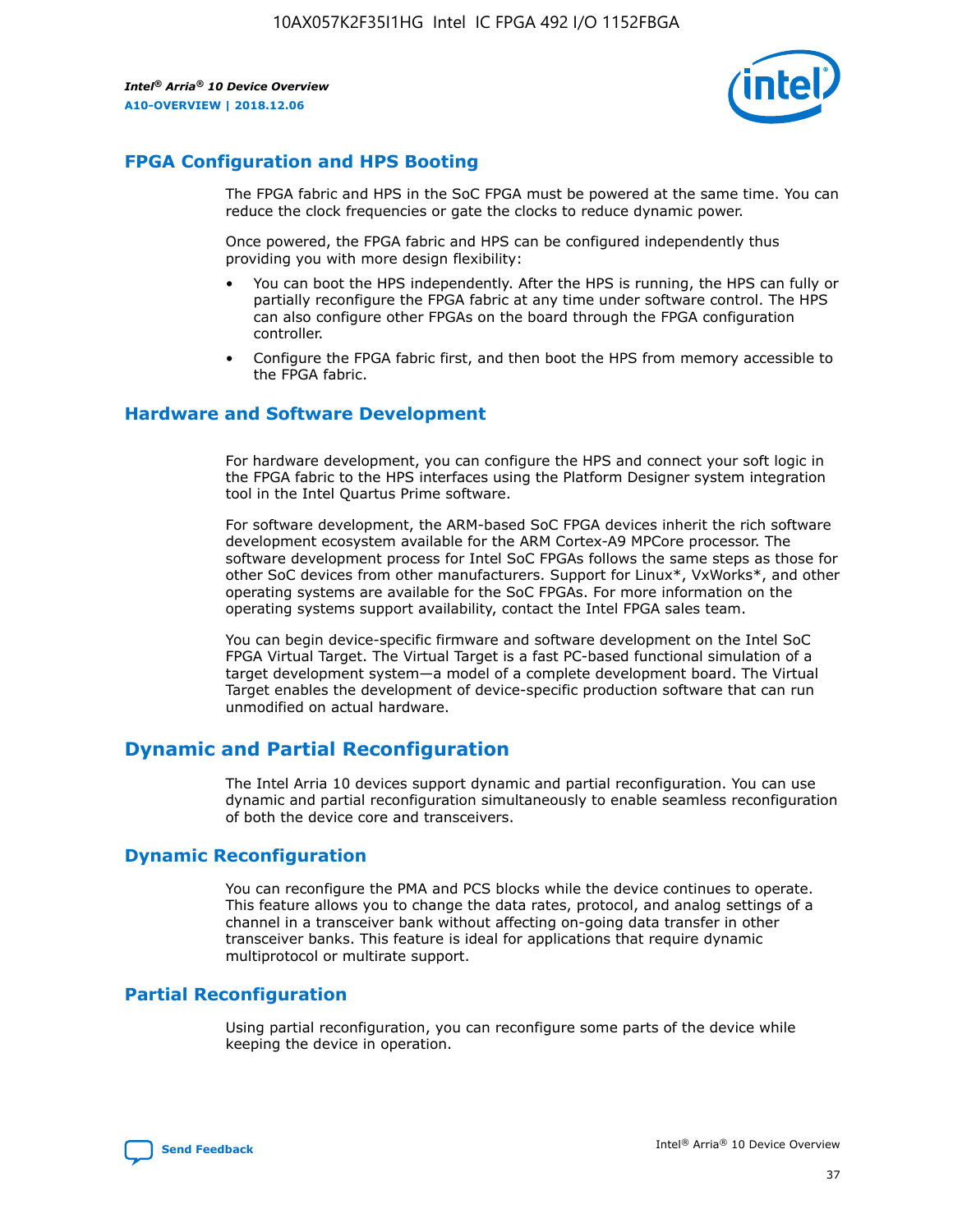## FPGA Configuration and HPS Booting

The FPGA fabric and HPS in the SoC FPGA must be powered at the same time. You can reduce the clock frequencies or gate the clocks to reduce dynamic power.

Once powered, the FPGA fabric and HPS can be configured independently thus providing you with more design flexibility:

- You can boot the HPS independently. After the HPS is running, the HPS can fully or partially reconfigure the FPGA fabric at any time under software control. The HPS can also configure other FPGAs on the board through the FPGA configuration controller.
- Configure the FPGA fabric first, and then boot the HPS from memory accessible to the FPGA fabric.

## Hardware and Software Development

For hardware development, you can configure the HPS and connect your soft logic in the FPGA fabric to the HPS interfaces using the Platform Designer system integration tool in the Intel Quartus Prime software.

For software development, the ARM-based SoC FPGA devices inherit the rich software development ecosystem available for the ARM Cortex-A9 MPCore processor. The software development process for Intel SoC FPGAs follows the same steps as those for other SoC devices from other manufacturers. Support for Linux*, VxWorks*, and other operating systems are available for the SoC FPGAs. For more information on the operating systems support availability, contact the Intel FPGA sales team.

You can begin device-specific firmware and software development on the Intel SoC FPGA Virtual Target. The Virtual Target is a fast PC-based functional simulation of a target development system—a model of a complete development board. The Virtual Target enables the development of device-specific production software that can run unmodified on actual hardware.

# Dynamic and Partial Reconfiguration

The Intel Arria 10 devices support dynamic and partial reconfiguration. You can use dynamic and partial reconfiguration simultaneously to enable seamless reconfiguration of both the device core and transceivers.

## Dynamic Reconfiguration

You can reconfigure the PMA and PCS blocks while the device continues to operate. This feature allows you to change the data rates, protocol, and analog settings of a channel in a transceiver bank without affecting on-going data transfer in other transceiver banks. This feature is ideal for applications that require dynamic multiprotocol or multirate support.

## Partial Reconfiguration

Using partial reconfiguration, you can reconfigure some parts of the device while keeping the device in operation.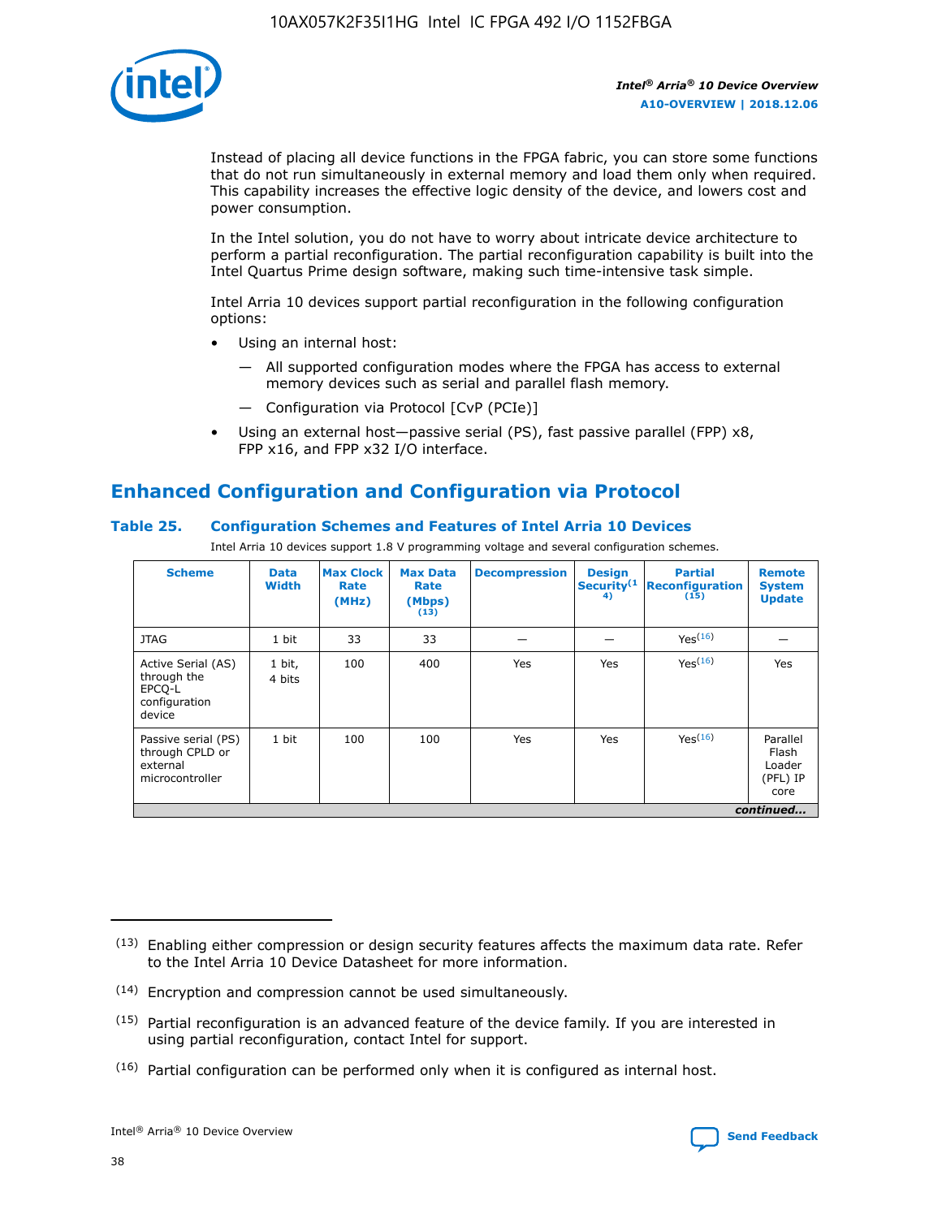Instead of placing all device functions in the FPGA fabric, you can store some functions that do not run simultaneously in external memory and load them only when required. This capability increases the effective logic density of the device, and lowers cost and power consumption.

In the Intel solution, you do not have to worry about intricate device architecture to perform a partial reconfiguration. The partial reconfiguration capability is built into the Intel Quartus Prime design software, making such time-intensive task simple.

Intel Arria 10 devices support partial reconfiguration in the following configuration options:

- Using an internal host:
  - All supported configuration modes where the FPGA has access to external memory devices such as serial and parallel flash memory.
  - Configuration via Protocol [CvP (PCIe)]
- Using an external host—passive serial (PS), fast passive parallel (FPP) x8, FPP x16, and FPP x32 I/O interface.

## Enhanced Configuration and Configuration via Protocol

### Table 25. Configuration Schemes and Features of Intel Arria 10 Devices

Intel Arria 10 devices support 1.8 V programming voltage and several configuration schemes.

| Scheme | Data Width | Max Clock Rate (MHz) | Max Data Rate (Mbps) (13) | Decompression | Design Security (14) | Partial Reconfiguration (15) | Remote System Update |
|---|---|---|---|---|---|---|---|
| JTAG | 1 bit | 33 | 33 | — | — | Yes (16) | — |
| Active Serial (AS) through the EPCQ-L configuration device | 1 bit, 4 bits | 100 | 400 | Yes | Yes | Yes (16) | Yes |
| Passive serial (PS) through CPLD or external microcontroller | 1 bit | 100 | 100 | Yes | Yes | Yes (16) | Parallel Flash Loader (PFL) IP core |

*continued...*

(13) Enabling either compression or design security features affects the maximum data rate. Refer to the Intel Arria 10 Device Datasheet for more information.

(14) Encryption and compression cannot be used simultaneously.

(15) Partial reconfiguration is an advanced feature of the device family. If you are interested in using partial reconfiguration, contact Intel for support.

(16) Partial configuration can be performed only when it is configured as internal host.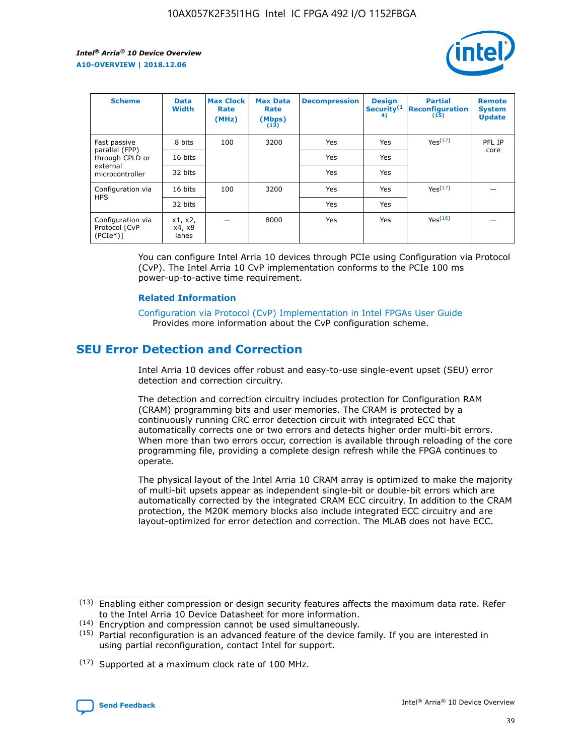| Scheme | Data Width | Max Clock Rate (MHz) | Max Data Rate (Mbps) (13) | Decompression | Design Security(14) | Partial Reconfiguration (15) | Remote System Update |
|---|---|---|---|---|---|---|---|
| Fast passive parallel (FPP) through CPLD or external microcontroller | 8 bits | 100 | 3200 | Yes | Yes | Yes(17) | PFL IP core |
| | 16 bits | | | Yes | Yes | | |
| | 32 bits | | | Yes | Yes | | |
| Configuration via HPS | 16 bits | 100 | 3200 | Yes | Yes | Yes(17) | — |
| | 32 bits | | | Yes | Yes | | |
| Configuration via Protocol [CvP (PCIe*)] | x1, x2, x4, x8 lanes | — | 8000 | Yes | Yes | Yes(16) | — |

You can configure Intel Arria 10 devices through PCIe using Configuration via Protocol (CvP). The Intel Arria 10 CvP implementation conforms to the PCIe 100 ms power-up-to-active time requirement.

### Related Information

Configuration via Protocol (CvP) Implementation in Intel FPGAs User Guide
Provides more information about the CvP configuration scheme.

## SEU Error Detection and Correction

Intel Arria 10 devices offer robust and easy-to-use single-event upset (SEU) error detection and correction circuitry.

The detection and correction circuitry includes protection for Configuration RAM (CRAM) programming bits and user memories. The CRAM is protected by a continuously running CRC error detection circuit with integrated ECC that automatically corrects one or two errors and detects higher order multi-bit errors. When more than two errors occur, correction is available through reloading of the core programming file, providing a complete design refresh while the FPGA continues to operate.

The physical layout of the Intel Arria 10 CRAM array is optimized to make the majority of multi-bit upsets appear as independent single-bit or double-bit errors which are automatically corrected by the integrated CRAM ECC circuitry. In addition to the CRAM protection, the M20K memory blocks also include integrated ECC circuitry and are layout-optimized for error detection and correction. The MLAB does not have ECC.

(13) Enabling either compression or design security features affects the maximum data rate. Refer to the Intel Arria 10 Device Datasheet for more information.

(14) Encryption and compression cannot be used simultaneously.

(15) Partial reconfiguration is an advanced feature of the device family. If you are interested in using partial reconfiguration, contact Intel for support.

(17) Supported at a maximum clock rate of 100 MHz.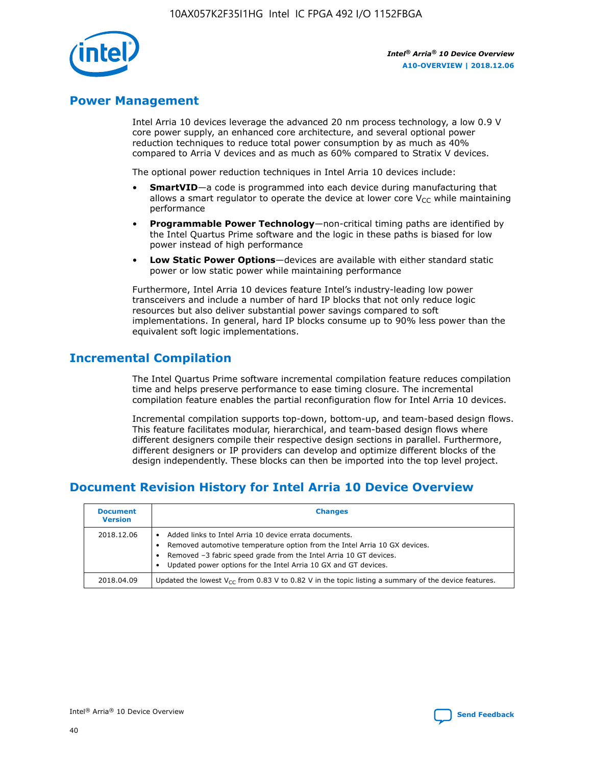## Power Management

Intel Arria 10 devices leverage the advanced 20 nm process technology, a low 0.9 V core power supply, an enhanced core architecture, and several optional power reduction techniques to reduce total power consumption by as much as 40% compared to Arria V devices and as much as 60% compared to Stratix V devices.

The optional power reduction techniques in Intel Arria 10 devices include:

- **SmartVID**—a code is programmed into each device during manufacturing that allows a smart regulator to operate the device at lower core $V_{CC}$ while maintaining performance
- **Programmable Power Technology**—non-critical timing paths are identified by the Intel Quartus Prime software and the logic in these paths is biased for low power instead of high performance
- **Low Static Power Options**—devices are available with either standard static power or low static power while maintaining performance

Furthermore, Intel Arria 10 devices feature Intel's industry-leading low power transceivers and include a number of hard IP blocks that not only reduce logic resources but also deliver substantial power savings compared to soft implementations. In general, hard IP blocks consume up to 90% less power than the equivalent soft logic implementations.

## Incremental Compilation

The Intel Quartus Prime software incremental compilation feature reduces compilation time and helps preserve performance to ease timing closure. The incremental compilation feature enables the partial reconfiguration flow for Intel Arria 10 devices.

Incremental compilation supports top-down, bottom-up, and team-based design flows. This feature facilitates modular, hierarchical, and team-based design flows where different designers compile their respective design sections in parallel. Furthermore, different designers or IP providers can develop and optimize different blocks of the design independently. These blocks can then be imported into the top level project.

## Document Revision History for Intel Arria 10 Device Overview

| Document Version | Changes |
|---|---|
| 2018.12.06 | • Added links to Intel Arria 10 device errata documents.<br>• Removed automotive temperature option from the Intel Arria 10 GX devices.<br>• Removed –3 fabric speed grade from the Intel Arria 10 GT devices.<br>• Updated power options for the Intel Arria 10 GX and GT devices. |
| 2018.04.09 | Updated the lowest $V_{CC}$ from 0.83 V to 0.82 V in the topic listing a summary of the device features. |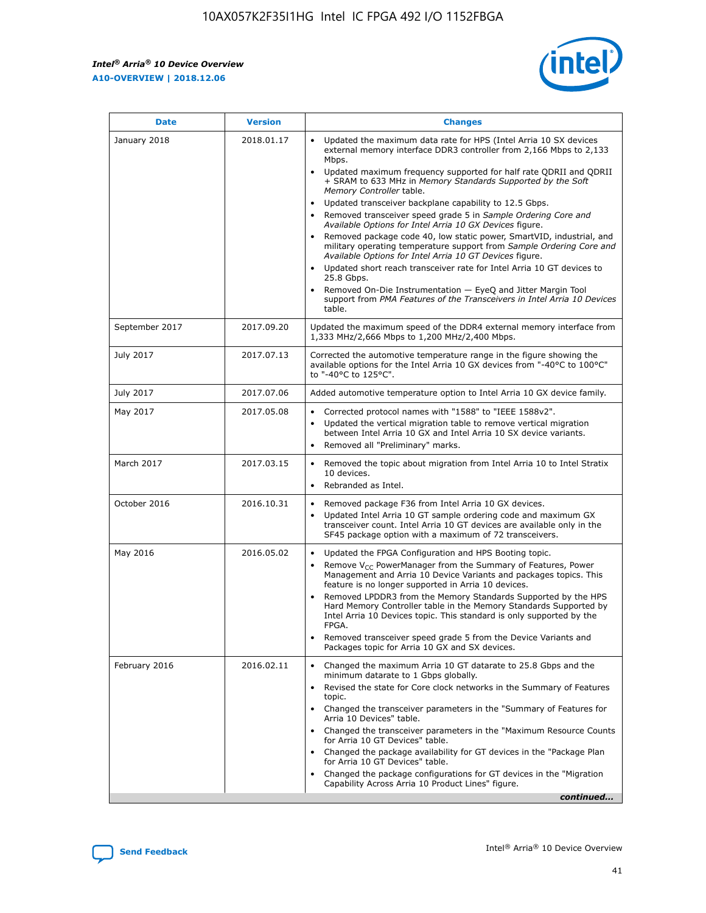| Date | Version | Changes |
| --- | --- | --- |
| January 2018 | 2018.01.17 | • Updated the maximum data rate for HPS (Intel Arria 10 SX devices external memory interface DDR3 controller from 2,166 Mbps to 2,133 Mbps.<br>• Updated maximum frequency supported for half rate QDRII and QDRII + SRAM to 633 MHz in *Memory Standards Supported by the Soft Memory Controller* table.<br>• Updated transceiver backplane capability to 12.5 Gbps.<br>• Removed transceiver speed grade 5 in *Sample Ordering Core and Available Options for Intel Arria 10 GX Devices* figure.<br>• Removed package code 40, low static power, SmartVID, industrial, and military operating temperature support from *Sample Ordering Core and Available Options for Intel Arria 10 GT Devices* figure.<br>• Updated short reach transceiver rate for Intel Arria 10 GT devices to 25.8 Gbps.<br>• Removed On-Die Instrumentation — EyeQ and Jitter Margin Tool support from *PMA Features of the Transceivers in Intel Arria 10 Devices* table. |
| September 2017 | 2017.09.20 | Updated the maximum speed of the DDR4 external memory interface from 1,333 MHz/2,666 Mbps to 1,200 MHz/2,400 Mbps. |
| July 2017 | 2017.07.13 | Corrected the automotive temperature range in the figure showing the available options for the Intel Arria 10 GX devices from "-40°C to 100°C" to "-40°C to 125°C". |
| July 2017 | 2017.07.06 | Added automotive temperature option to Intel Arria 10 GX device family. |
| May 2017 | 2017.05.08 | • Corrected protocol names with "1588" to "IEEE 1588v2".<br>• Updated the vertical migration table to remove vertical migration between Intel Arria 10 GX and Intel Arria 10 SX device variants.<br>• Removed all "Preliminary" marks. |
| March 2017 | 2017.03.15 | • Removed the topic about migration from Intel Arria 10 to Intel Stratix 10 devices.<br>• Rebranded as Intel. |
| October 2016 | 2016.10.31 | • Removed package F36 from Intel Arria 10 GX devices.<br>• Updated Intel Arria 10 GT sample ordering code and maximum GX transceiver count. Intel Arria 10 GT devices are available only in the SF45 package option with a maximum of 72 transceivers. |
| May 2016 | 2016.05.02 | • Updated the FPGA Configuration and HPS Booting topic.<br>• Remove $V_{CC}$ PowerManager from the Summary of Features, Power Management and Arria 10 Device Variants and packages topics. This feature is no longer supported in Arria 10 devices.<br>• Removed LPDDR3 from the Memory Standards Supported by the HPS Hard Memory Controller table in the Memory Standards Supported by Intel Arria 10 Devices topic. This standard is only supported by the FPGA.<br>• Removed transceiver speed grade 5 from the Device Variants and Packages topic for Arria 10 GX and SX devices. |
| February 2016 | 2016.02.11 | • Changed the maximum Arria 10 GT datarate to 25.8 Gbps and the minimum datarate to 1 Gbps globally.<br>• Revised the state for Core clock networks in the Summary of Features topic.<br>• Changed the transceiver parameters in the "Summary of Features for Arria 10 Devices" table.<br>• Changed the transceiver parameters in the "Maximum Resource Counts for Arria 10 GT Devices" table.<br>• Changed the package availability for GT devices in the "Package Plan for Arria 10 GT Devices" table.<br>• Changed the package configurations for GT devices in the "Migration Capability Across Arria 10 Product Lines" figure. |

*continued...*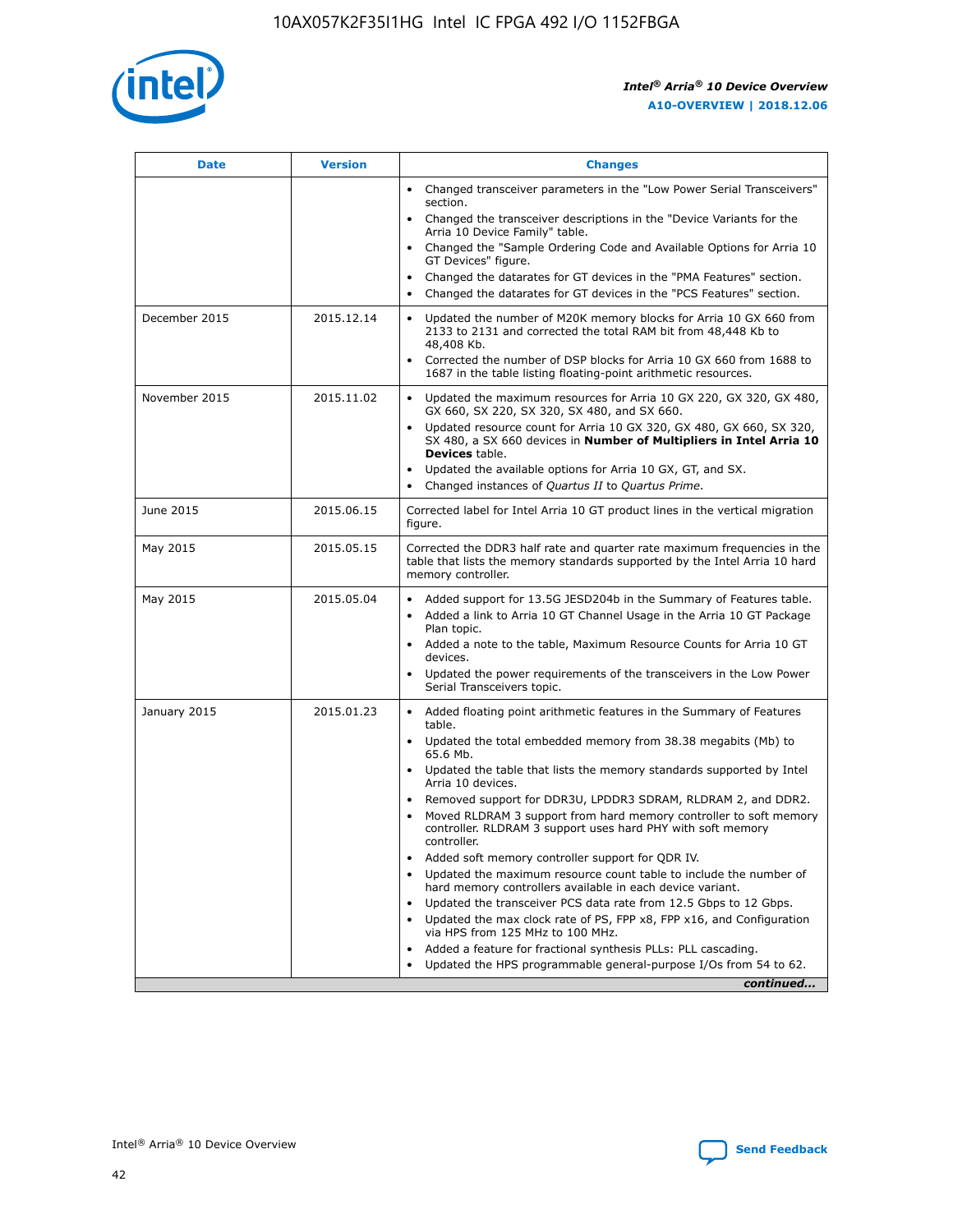| Date | Version | Changes |
| --- | --- | --- |
| | | • Changed transceiver parameters in the "Low Power Serial Transceivers" section.<br>• Changed the transceiver descriptions in the "Device Variants for the Arria 10 Device Family" table.<br>• Changed the "Sample Ordering Code and Available Options for Arria 10 GT Devices" figure.<br>• Changed the datarates for GT devices in the "PMA Features" section.<br>• Changed the datarates for GT devices in the "PCS Features" section. |
| December 2015 | 2015.12.14 | • Updated the number of M20K memory blocks for Arria 10 GX 660 from 2133 to 2131 and corrected the total RAM bit from 48,448 Kb to 48,408 Kb.<br>• Corrected the number of DSP blocks for Arria 10 GX 660 from 1688 to 1687 in the table listing floating-point arithmetic resources. |
| November 2015 | 2015.11.02 | • Updated the maximum resources for Arria 10 GX 220, GX 320, GX 480, GX 660, SX 220, SX 320, SX 480, and SX 660.<br>• Updated resource count for Arria 10 GX 320, GX 480, GX 660, SX 320, SX 480, a SX 660 devices in **Number of Multipliers in Intel Arria 10 Devices** table.<br>• Updated the available options for Arria 10 GX, GT, and SX.<br>• Changed instances of *Quartus II* to *Quartus Prime*. |
| June 2015 | 2015.06.15 | Corrected label for Intel Arria 10 GT product lines in the vertical migration figure. |
| May 2015 | 2015.05.15 | Corrected the DDR3 half rate and quarter rate maximum frequencies in the table that lists the memory standards supported by the Intel Arria 10 hard memory controller. |
| May 2015 | 2015.05.04 | • Added support for 13.5G JESD204b in the Summary of Features table.<br>• Added a link to Arria 10 GT Channel Usage in the Arria 10 GT Package Plan topic.<br>• Added a note to the table, Maximum Resource Counts for Arria 10 GT devices.<br>• Updated the power requirements of the transceivers in the Low Power Serial Transceivers topic. |
| January 2015 | 2015.01.23 | • Added floating point arithmetic features in the Summary of Features table.<br>• Updated the total embedded memory from 38.38 megabits (Mb) to 65.6 Mb.<br>• Updated the table that lists the memory standards supported by Intel Arria 10 devices.<br>• Removed support for DDR3U, LPDDR3 SDRAM, RLDRAM 2, and DDR2.<br>• Moved RLDRAM 3 support from hard memory controller to soft memory controller. RLDRAM 3 support uses hard PHY with soft memory controller.<br>• Added soft memory controller support for QDR IV.<br>• Updated the maximum resource count table to include the number of hard memory controllers available in each device variant.<br>• Updated the transceiver PCS data rate from 12.5 Gbps to 12 Gbps.<br>• Updated the max clock rate of PS, FPP x8, FPP x16, and Configuration via HPS from 125 MHz to 100 MHz.<br>• Added a feature for fractional synthesis PLLs: PLL cascading.<br>• Updated the HPS programmable general-purpose I/Os from 54 to 62. |

*continued...*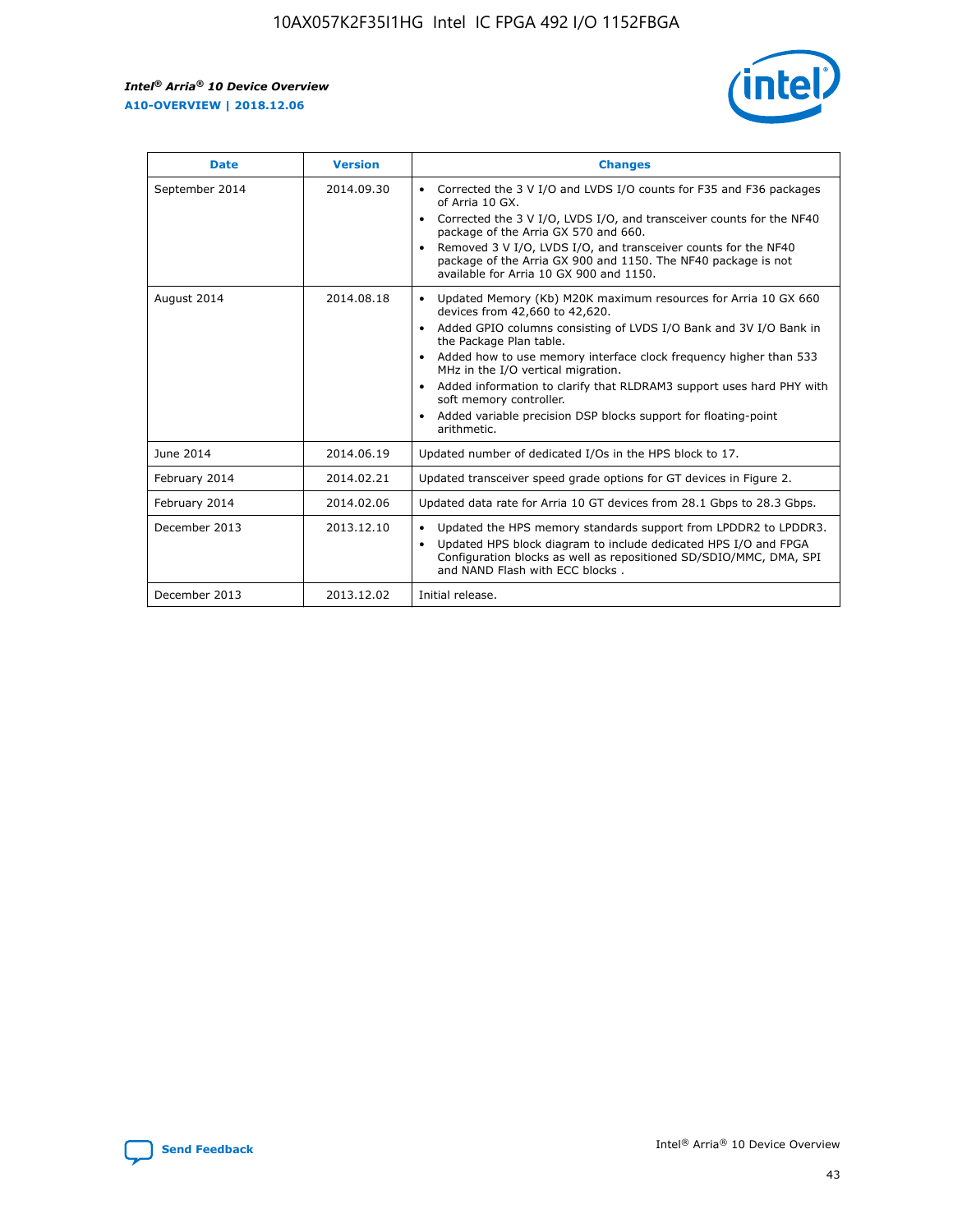| Date | Version | Changes |
| --- | --- | --- |
| September 2014 | 2014.09.30 | • Corrected the 3 V I/O and LVDS I/O counts for F35 and F36 packages of Arria 10 GX.<br>• Corrected the 3 V I/O, LVDS I/O, and transceiver counts for the NF40 package of the Arria GX 570 and 660.<br>• Removed 3 V I/O, LVDS I/O, and transceiver counts for the NF40 package of the Arria GX 900 and 1150. The NF40 package is not available for Arria 10 GX 900 and 1150. |
| August 2014 | 2014.08.18 | • Updated Memory (Kb) M20K maximum resources for Arria 10 GX 660 devices from 42,660 to 42,620.<br>• Added GPIO columns consisting of LVDS I/O Bank and 3V I/O Bank in the Package Plan table.<br>• Added how to use memory interface clock frequency higher than 533 MHz in the I/O vertical migration.<br>• Added information to clarify that RLDRAM3 support uses hard PHY with soft memory controller.<br>• Added variable precision DSP blocks support for floating-point arithmetic. |
| June 2014 | 2014.06.19 | Updated number of dedicated I/Os in the HPS block to 17. |
| February 2014 | 2014.02.21 | Updated transceiver speed grade options for GT devices in Figure 2. |
| February 2014 | 2014.02.06 | Updated data rate for Arria 10 GT devices from 28.1 Gbps to 28.3 Gbps. |
| December 2013 | 2013.12.10 | • Updated the HPS memory standards support from LPDDR2 to LPDDR3.<br>• Updated HPS block diagram to include dedicated HPS I/O and FPGA Configuration blocks as well as repositioned SD/SDIO/MMC, DMA, SPI and NAND Flash with ECC blocks . |
| December 2013 | 2013.12.02 | Initial release. |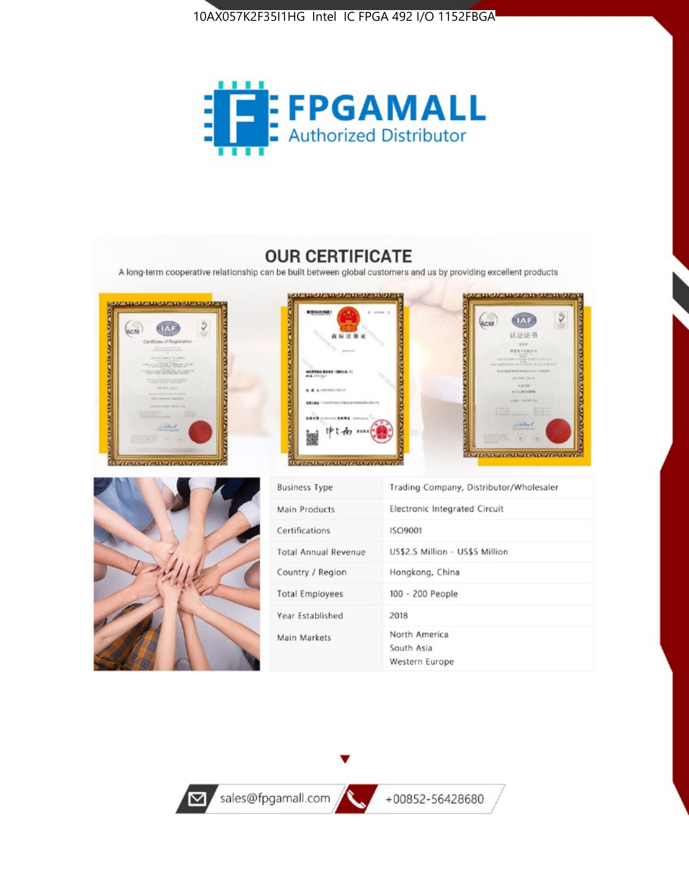FPGAMALL
Authorized Distributor

## OUR CERTIFICATE

A long-term cooperative relationship can be built between global customers and us by providing excellent products

| | |
|---|---|
| Business Type | Trading Company, Distributor/Wholesaler |
| Main Products | Electronic Integrated Circuit |
| Certifications | ISO9001 |
| Total Annual Revenue | US$2.5 Million - US$5 Million |
| Country / Region | Hongkong, China |
| Total Employees | 100 - 200 People |
| Year Established | 2018 |
| Main Markets | North America<br>South Asia<br>Western Europe |

sales@fpgamall.com

+00852-56428680